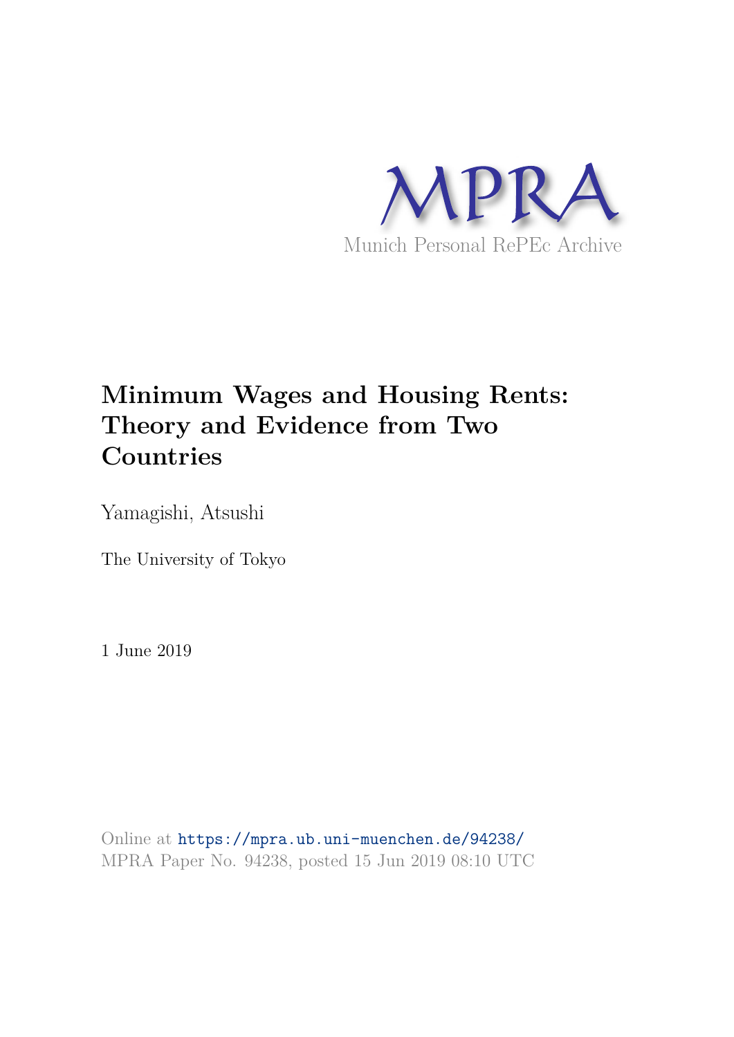MPRA

Munich Personal RePEc Archive

# Minimum Wages and Housing Rents: Theory and Evidence from Two Countries

Yamagishi, Atsushi

The University of Tokyo

1 June 2019

Online at https://mpra.ub.uni-muenchen.de/94238/
MPRA Paper No. 94238, posted 15 Jun 2019 08:10 UTC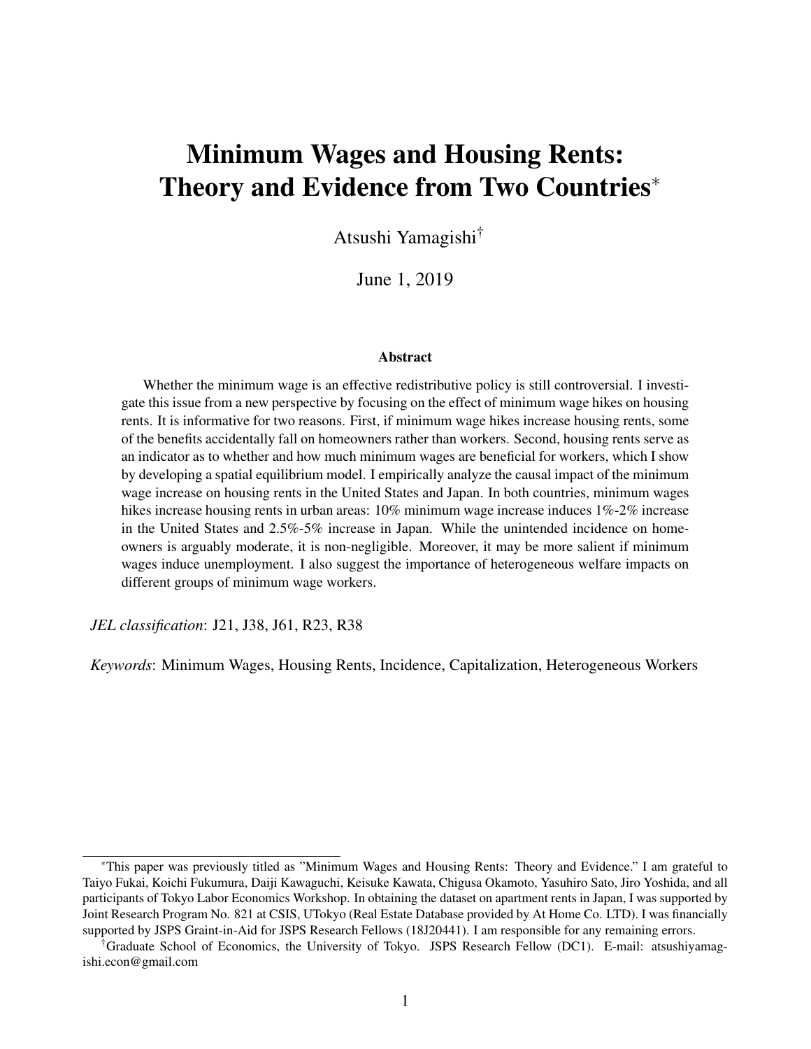// Minimum Wages and Housing Rents: Theory and Evidence from Two Countries[*]

Atsushi Yamagishi[†]

June 1, 2019

## Abstract

Whether the minimum wage is an effective redistributive policy is still controversial. I investigate this issue from a new perspective by focusing on the effect of minimum wage hikes on housing rents. It is informative for two reasons. First, if minimum wage hikes increase housing rents, some of the benefits accidentally fall on homeowners rather than workers. Second, housing rents serve as an indicator as to whether and how much minimum wages are beneficial for workers, which I show by developing a spatial equilibrium model. I empirically analyze the causal impact of the minimum wage increase on housing rents in the United States and Japan. In both countries, minimum wages hikes increase housing rents in urban areas: 10% minimum wage increase induces 1%-2% increase in the United States and 2.5%-5% increase in Japan. While the unintended incidence on homeowners is arguably moderate, it is non-negligible. Moreover, it may be more salient if minimum wages induce unemployment. I also suggest the importance of heterogeneous welfare impacts on different groups of minimum wage workers.

*JEL classification*: J21, J38, J61, R23, R38

*Keywords*: Minimum Wages, Housing Rents, Incidence, Capitalization, Heterogeneous Workers

---

[*] This paper was previously titled as "Minimum Wages and Housing Rents: Theory and Evidence." I am grateful to Taiyo Fukai, Koichi Fukumura, Daiji Kawaguchi, Keisuke Kawata, Chigusa Okamoto, Yasuhiro Sato, Jiro Yoshida, and all participants of Tokyo Labor Economics Workshop. In obtaining the dataset on apartment rents in Japan, I was supported by Joint Research Program No. 821 at CSIS, UTokyo (Real Estate Database provided by At Home Co. LTD). I was financially supported by JSPS Graint-in-Aid for JSPS Research Fellows (18J20441). I am responsible for any remaining errors.

[†] Graduate School of Economics, the University of Tokyo. JSPS Research Fellow (DC1). E-mail: atsushiyamagishi.econ@gmail.com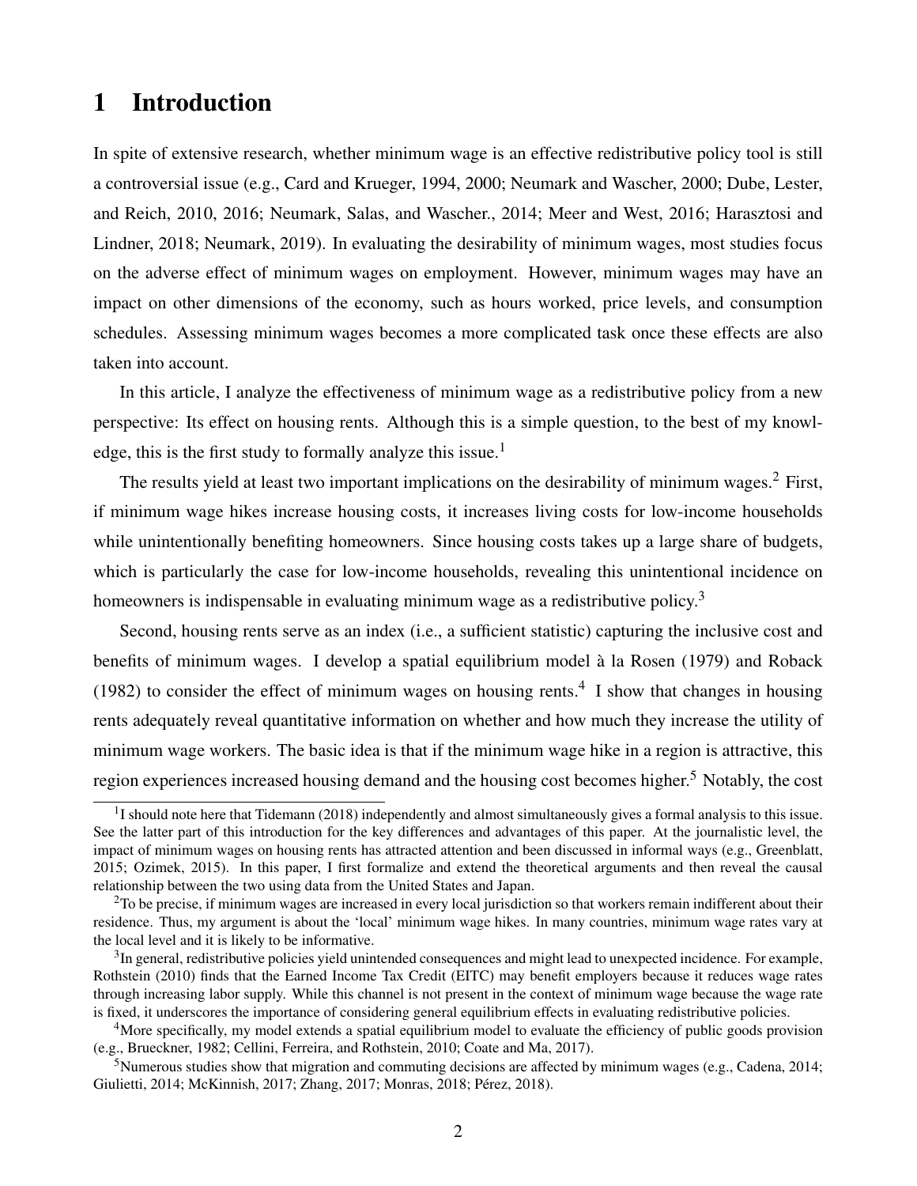# 1 Introduction

In spite of extensive research, whether minimum wage is an effective redistributive policy tool is still a controversial issue (e.g., Card and Krueger, 1994, 2000; Neumark and Wascher, 2000; Dube, Lester, and Reich, 2010, 2016; Neumark, Salas, and Wascher., 2014; Meer and West, 2016; Harasztosi and Lindner, 2018; Neumark, 2019). In evaluating the desirability of minimum wages, most studies focus on the adverse effect of minimum wages on employment. However, minimum wages may have an impact on other dimensions of the economy, such as hours worked, price levels, and consumption schedules. Assessing minimum wages becomes a more complicated task once these effects are also taken into account.

In this article, I analyze the effectiveness of minimum wage as a redistributive policy from a new perspective: Its effect on housing rents. Although this is a simple question, to the best of my knowledge, this is the first study to formally analyze this issue.[1]

The results yield at least two important implications on the desirability of minimum wages.[2] First, if minimum wage hikes increase housing costs, it increases living costs for low-income households while unintentionally benefiting homeowners. Since housing costs takes up a large share of budgets, which is particularly the case for low-income households, revealing this unintentional incidence on homeowners is indispensable in evaluating minimum wage as a redistributive policy.[3]

Second, housing rents serve as an index (i.e., a sufficient statistic) capturing the inclusive cost and benefits of minimum wages. I develop a spatial equilibrium model à la Rosen (1979) and Roback (1982) to consider the effect of minimum wages on housing rents.[4] I show that changes in housing rents adequately reveal quantitative information on whether and how much they increase the utility of minimum wage workers. The basic idea is that if the minimum wage hike in a region is attractive, this region experiences increased housing demand and the housing cost becomes higher.[5] Notably, the cost

[1] I should note here that Tidemann (2018) independently and almost simultaneously gives a formal analysis to this issue. See the latter part of this introduction for the key differences and advantages of this paper. At the journalistic level, the impact of minimum wages on housing rents has attracted attention and been discussed in informal ways (e.g., Greenblatt, 2015; Ozimek, 2015). In this paper, I first formalize and extend the theoretical arguments and then reveal the causal relationship between the two using data from the United States and Japan.

[2] To be precise, if minimum wages are increased in every local jurisdiction so that workers remain indifferent about their residence. Thus, my argument is about the 'local' minimum wage hikes. In many countries, minimum wage rates vary at the local level and it is likely to be informative.

[3] In general, redistributive policies yield unintended consequences and might lead to unexpected incidence. For example, Rothstein (2010) finds that the Earned Income Tax Credit (EITC) may benefit employers because it reduces wage rates through increasing labor supply. While this channel is not present in the context of minimum wage because the wage rate is fixed, it underscores the importance of considering general equilibrium effects in evaluating redistributive policies.

[4] More specifically, my model extends a spatial equilibrium model to evaluate the efficiency of public goods provision (e.g., Brueckner, 1982; Cellini, Ferreira, and Rothstein, 2010; Coate and Ma, 2017).

[5] Numerous studies show that migration and commuting decisions are affected by minimum wages (e.g., Cadena, 2014; Giulietti, 2014; McKinnish, 2017; Zhang, 2017; Monras, 2018; Pérez, 2018).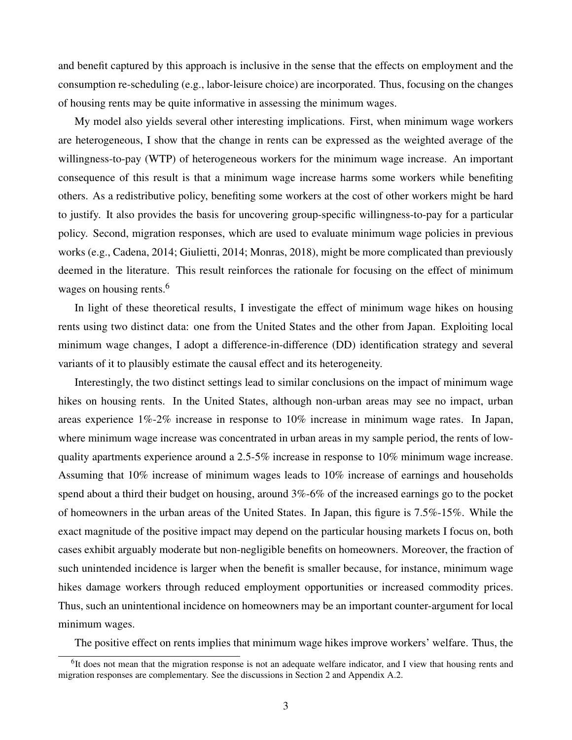and benefit captured by this approach is inclusive in the sense that the effects on employment and the consumption re-scheduling (e.g., labor-leisure choice) are incorporated. Thus, focusing on the changes of housing rents may be quite informative in assessing the minimum wages.

My model also yields several other interesting implications. First, when minimum wage workers are heterogeneous, I show that the change in rents can be expressed as the weighted average of the willingness-to-pay (WTP) of heterogeneous workers for the minimum wage increase. An important consequence of this result is that a minimum wage increase harms some workers while benefiting others. As a redistributive policy, benefiting some workers at the cost of other workers might be hard to justify. It also provides the basis for uncovering group-specific willingness-to-pay for a particular policy. Second, migration responses, which are used to evaluate minimum wage policies in previous works (e.g., Cadena, 2014; Giulietti, 2014; Monras, 2018), might be more complicated than previously deemed in the literature. This result reinforces the rationale for focusing on the effect of minimum wages on housing rents.[6]

In light of these theoretical results, I investigate the effect of minimum wage hikes on housing rents using two distinct data: one from the United States and the other from Japan. Exploiting local minimum wage changes, I adopt a difference-in-difference (DD) identification strategy and several variants of it to plausibly estimate the causal effect and its heterogeneity.

Interestingly, the two distinct settings lead to similar conclusions on the impact of minimum wage hikes on housing rents. In the United States, although non-urban areas may see no impact, urban areas experience 1%-2% increase in response to 10% increase in minimum wage rates. In Japan, where minimum wage increase was concentrated in urban areas in my sample period, the rents of low-quality apartments experience around a 2.5-5% increase in response to 10% minimum wage increase. Assuming that 10% increase of minimum wages leads to 10% increase of earnings and households spend about a third their budget on housing, around 3%-6% of the increased earnings go to the pocket of homeowners in the urban areas of the United States. In Japan, this figure is 7.5%-15%. While the exact magnitude of the positive impact may depend on the particular housing markets I focus on, both cases exhibit arguably moderate but non-negligible benefits on homeowners. Moreover, the fraction of such unintended incidence is larger when the benefit is smaller because, for instance, minimum wage hikes damage workers through reduced employment opportunities or increased commodity prices. Thus, such an unintentional incidence on homeowners may be an important counter-argument for local minimum wages.

The positive effect on rents implies that minimum wage hikes improve workers' welfare. Thus, the

[6] It does not mean that the migration response is not an adequate welfare indicator, and I view that housing rents and migration responses are complementary. See the discussions in Section 2 and Appendix A.2.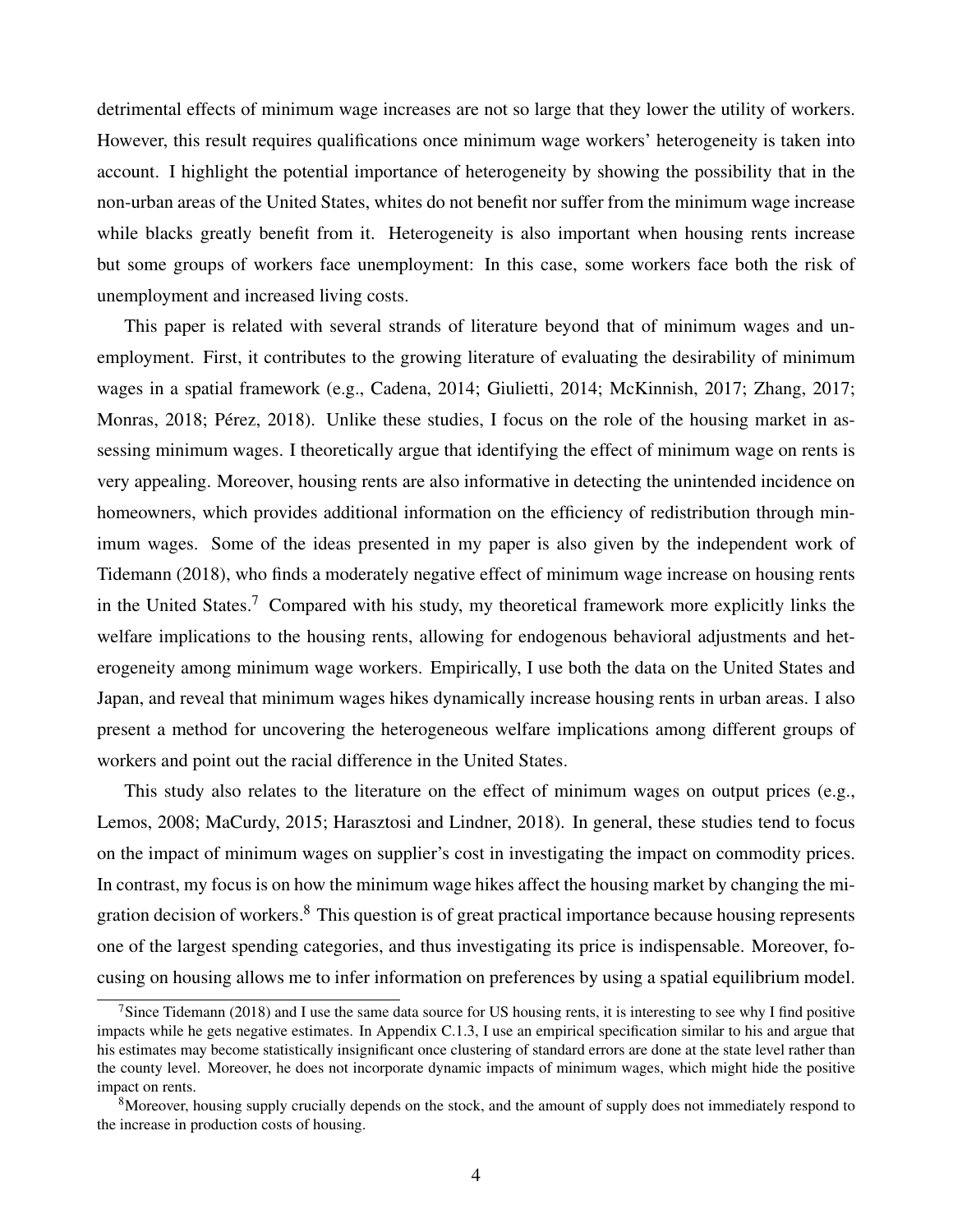detrimental effects of minimum wage increases are not so large that they lower the utility of workers. However, this result requires qualifications once minimum wage workers' heterogeneity is taken into account. I highlight the potential importance of heterogeneity by showing the possibility that in the non-urban areas of the United States, whites do not benefit nor suffer from the minimum wage increase while blacks greatly benefit from it. Heterogeneity is also important when housing rents increase but some groups of workers face unemployment: In this case, some workers face both the risk of unemployment and increased living costs.

This paper is related with several strands of literature beyond that of minimum wages and unemployment. First, it contributes to the growing literature of evaluating the desirability of minimum wages in a spatial framework (e.g., Cadena, 2014; Giulietti, 2014; McKinnish, 2017; Zhang, 2017; Monras, 2018; Pérez, 2018). Unlike these studies, I focus on the role of the housing market in assessing minimum wages. I theoretically argue that identifying the effect of minimum wage on rents is very appealing. Moreover, housing rents are also informative in detecting the unintended incidence on homeowners, which provides additional information on the efficiency of redistribution through minimum wages. Some of the ideas presented in my paper is also given by the independent work of Tidemann (2018), who finds a moderately negative effect of minimum wage increase on housing rents in the United States.[7] Compared with his study, my theoretical framework more explicitly links the welfare implications to the housing rents, allowing for endogenous behavioral adjustments and heterogeneity among minimum wage workers. Empirically, I use both the data on the United States and Japan, and reveal that minimum wages hikes dynamically increase housing rents in urban areas. I also present a method for uncovering the heterogeneous welfare implications among different groups of workers and point out the racial difference in the United States.

This study also relates to the literature on the effect of minimum wages on output prices (e.g., Lemos, 2008; MaCurdy, 2015; Harasztosi and Lindner, 2018). In general, these studies tend to focus on the impact of minimum wages on supplier's cost in investigating the impact on commodity prices. In contrast, my focus is on how the minimum wage hikes affect the housing market by changing the migration decision of workers.[8] This question is of great practical importance because housing represents one of the largest spending categories, and thus investigating its price is indispensable. Moreover, focusing on housing allows me to infer information on preferences by using a spatial equilibrium model.

[7] Since Tidemann (2018) and I use the same data source for US housing rents, it is interesting to see why I find positive impacts while he gets negative estimates. In Appendix C.1.3, I use an empirical specification similar to his and argue that his estimates may become statistically insignificant once clustering of standard errors are done at the state level rather than the county level. Moreover, he does not incorporate dynamic impacts of minimum wages, which might hide the positive impact on rents.

[8] Moreover, housing supply crucially depends on the stock, and the amount of supply does not immediately respond to the increase in production costs of housing.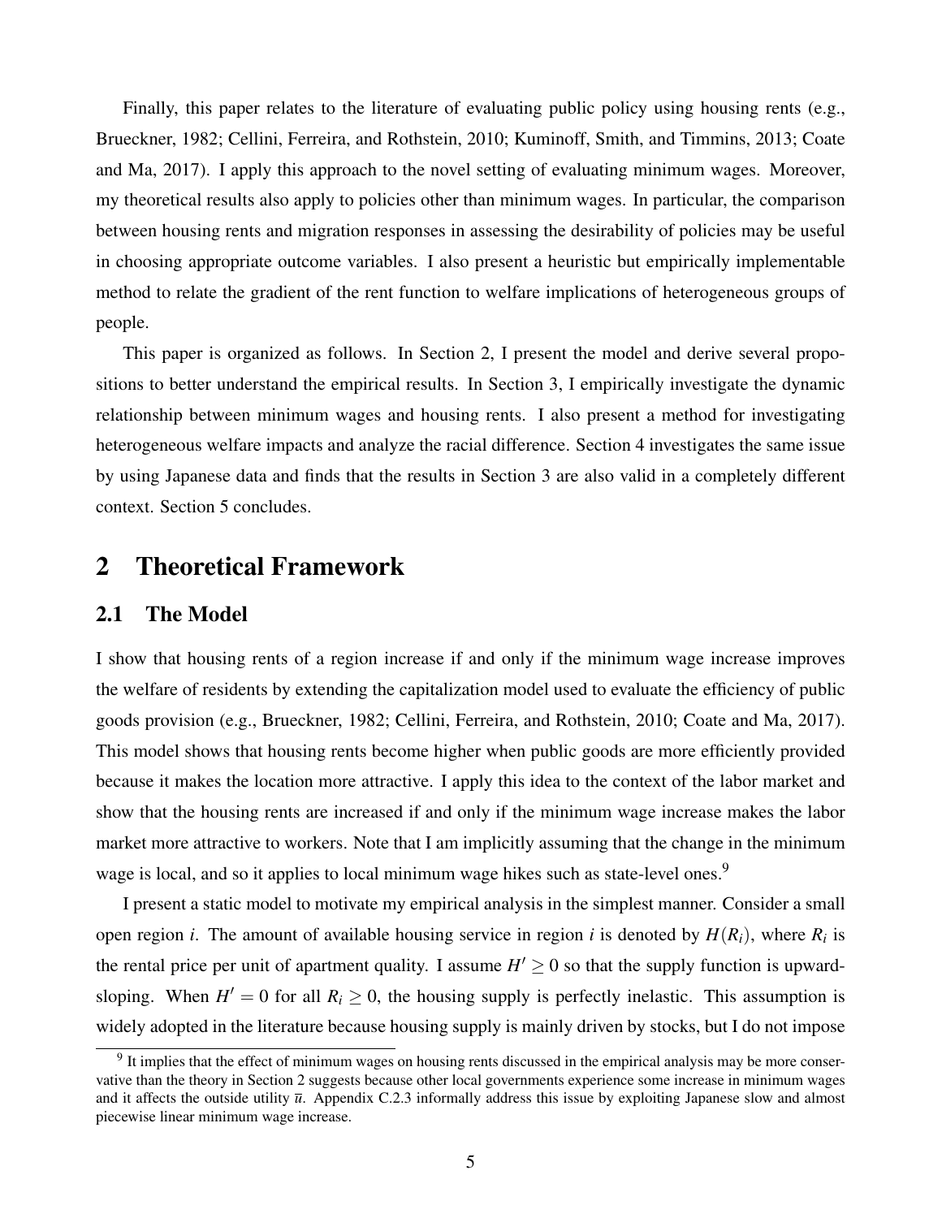Finally, this paper relates to the literature of evaluating public policy using housing rents (e.g., Brueckner, 1982; Cellini, Ferreira, and Rothstein, 2010; Kuminoff, Smith, and Timmins, 2013; Coate and Ma, 2017). I apply this approach to the novel setting of evaluating minimum wages. Moreover, my theoretical results also apply to policies other than minimum wages. In particular, the comparison between housing rents and migration responses in assessing the desirability of policies may be useful in choosing appropriate outcome variables. I also present a heuristic but empirically implementable method to relate the gradient of the rent function to welfare implications of heterogeneous groups of people.

This paper is organized as follows. In Section 2, I present the model and derive several propositions to better understand the empirical results. In Section 3, I empirically investigate the dynamic relationship between minimum wages and housing rents. I also present a method for investigating heterogeneous welfare impacts and analyze the racial difference. Section 4 investigates the same issue by using Japanese data and finds that the results in Section 3 are also valid in a completely different context. Section 5 concludes.

# 2 Theoretical Framework

## 2.1 The Model

I show that housing rents of a region increase if and only if the minimum wage increase improves the welfare of residents by extending the capitalization model used to evaluate the efficiency of public goods provision (e.g., Brueckner, 1982; Cellini, Ferreira, and Rothstein, 2010; Coate and Ma, 2017). This model shows that housing rents become higher when public goods are more efficiently provided because it makes the location more attractive. I apply this idea to the context of the labor market and show that the housing rents are increased if and only if the minimum wage increase makes the labor market more attractive to workers. Note that I am implicitly assuming that the change in the minimum wage is local, and so it applies to local minimum wage hikes such as state-level ones.[9]

I present a static model to motivate my empirical analysis in the simplest manner. Consider a small open region $i$. The amount of available housing service in region $i$ is denoted by $H(R_i)$, where $R_i$ is the rental price per unit of apartment quality. I assume $H' \geq 0$ so that the supply function is upward-sloping. When $H' = 0$ for all $R_i \geq 0$, the housing supply is perfectly inelastic. This assumption is widely adopted in the literature because housing supply is mainly driven by stocks, but I do not impose

[9] It implies that the effect of minimum wages on housing rents discussed in the empirical analysis may be more conservative than the theory in Section 2 suggests because other local governments experience some increase in minimum wages and it affects the outside utility $\overline{u}$. Appendix C.2.3 informally address this issue by exploiting Japanese slow and almost piecewise linear minimum wage increase.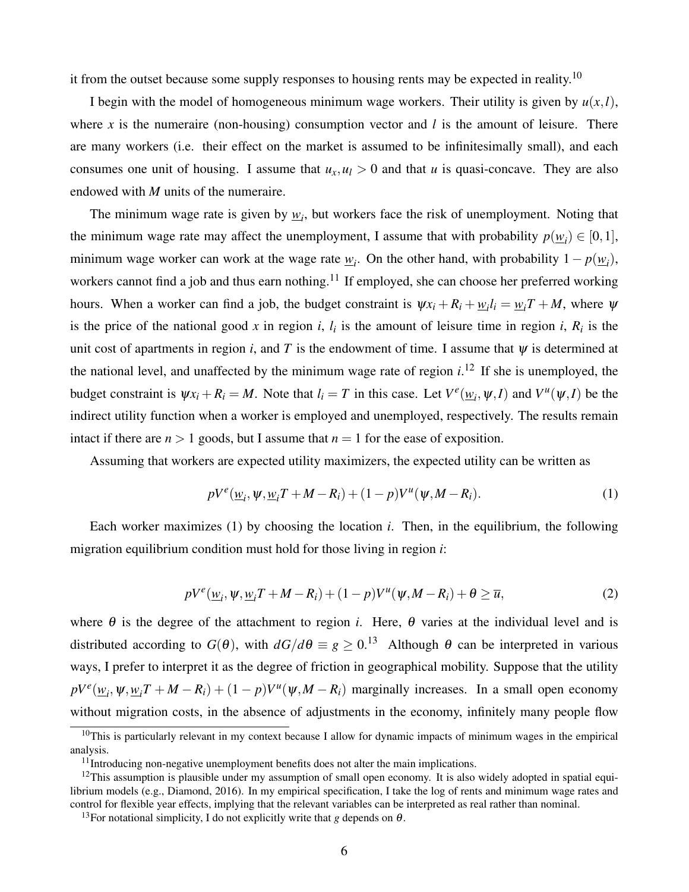it from the outset because some supply responses to housing rents may be expected in reality.[10]

I begin with the model of homogeneous minimum wage workers. Their utility is given by $u(x,l)$, where $x$ is the numeraire (non-housing) consumption vector and $l$ is the amount of leisure. There are many workers (i.e. their effect on the market is assumed to be infinitesimally small), and each consumes one unit of housing. I assume that $u_x, u_l > 0$ and that $u$ is quasi-concave. They are also endowed with $M$ units of the numeraire.

The minimum wage rate is given by $\underline{w}_i$, but workers face the risk of unemployment. Noting that the minimum wage rate may affect the unemployment, I assume that with probability $p(\underline{w}_i) \in [0,1]$, minimum wage worker can work at the wage rate $\underline{w}_i$. On the other hand, with probability $1 - p(\underline{w}_i)$, workers cannot find a job and thus earn nothing.[11] If employed, she can choose her preferred working hours. When a worker can find a job, the budget constraint is $\psi x_i + R_i + \underline{w}_i l_i = \underline{w}_i T + M$, where $\psi$ is the price of the national good $x$ in region $i$, $l_i$ is the amount of leisure time in region $i$, $R_i$ is the unit cost of apartments in region $i$, and $T$ is the endowment of time. I assume that $\psi$ is determined at the national level, and unaffected by the minimum wage rate of region $i$.[12] If she is unemployed, the budget constraint is $\psi x_i + R_i = M$. Note that $l_i = T$ in this case. Let $V^e(\underline{w}_i, \psi, I)$ and $V^u(\psi, I)$ be the indirect utility function when a worker is employed and unemployed, respectively. The results remain intact if there are $n > 1$ goods, but I assume that $n = 1$ for the ease of exposition.

Assuming that workers are expected utility maximizers, the expected utility can be written as

$$pV^e(\underline{w}_i, \psi, \underline{w}_i T + M - R_i) + (1-p)V^u(\psi, M - R_i). \tag{1}$$

Each worker maximizes (1) by choosing the location $i$. Then, in the equilibrium, the following migration equilibrium condition must hold for those living in region $i$:

$$pV^e(\underline{w}_i, \psi, \underline{w}_i T + M - R_i) + (1-p)V^u(\psi, M - R_i) + \theta \geq \overline{u}, \tag{2}$$

where $\theta$ is the degree of the attachment to region $i$. Here, $\theta$ varies at the individual level and is distributed according to $G(\theta)$, with $dG/d\theta \equiv g \geq 0$.[13] Although $\theta$ can be interpreted in various ways, I prefer to interpret it as the degree of friction in geographical mobility. Suppose that the utility $pV^e(\underline{w}_i, \psi, \underline{w}_i T + M - R_i) + (1-p)V^u(\psi, M - R_i)$ marginally increases. In a small open economy without migration costs, in the absence of adjustments in the economy, infinitely many people flow

---

[10] This is particularly relevant in my context because I allow for dynamic impacts of minimum wages in the empirical analysis.

[11] Introducing non-negative unemployment benefits does not alter the main implications.

[12] This assumption is plausible under my assumption of small open economy. It is also widely adopted in spatial equilibrium models (e.g., Diamond, 2016). In my empirical specification, I take the log of rents and minimum wage rates and control for flexible year effects, implying that the relevant variables can be interpreted as real rather than nominal.

[13] For notational simplicity, I do not explicitly write that $g$ depends on $\theta$.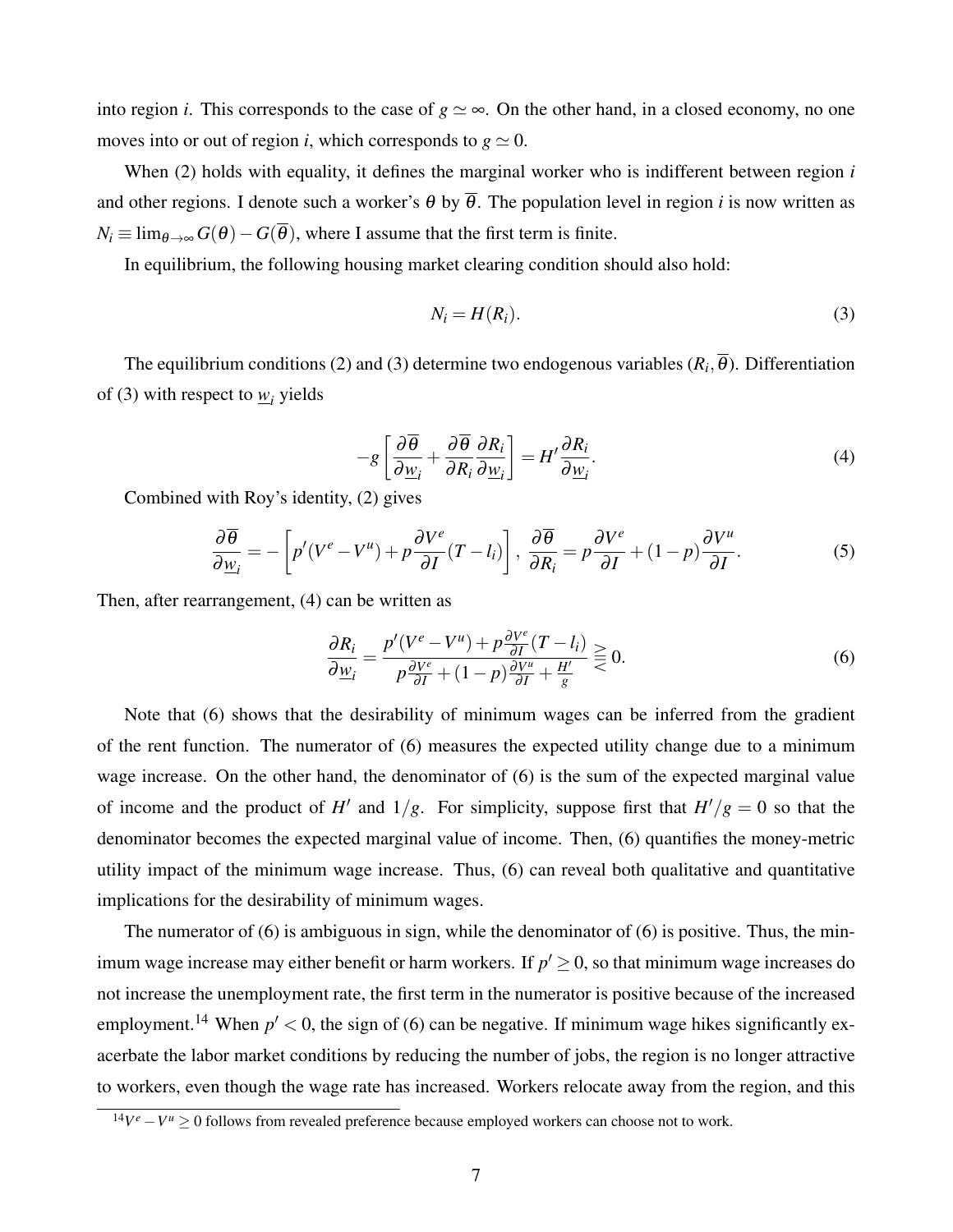into region $i$. This corresponds to the case of $g \simeq \infty$. On the other hand, in a closed economy, no one moves into or out of region $i$, which corresponds to $g \simeq 0$.

When (2) holds with equality, it defines the marginal worker who is indifferent between region $i$ and other regions. I denote such a worker's $\theta$ by $\overline{\theta}$. The population level in region $i$ is now written as $N_i \equiv \lim_{\theta \to \infty} G(\theta) - G(\overline{\theta})$, where I assume that the first term is finite.

In equilibrium, the following housing market clearing condition should also hold:

$$N_i = H(R_i). \tag{3}$$

The equilibrium conditions (2) and (3) determine two endogenous variables $(R_i, \overline{\theta})$. Differentiation of (3) with respect to $\underline{w}_i$ yields

$$-g\left[\frac{\partial \overline{\theta}}{\partial \underline{w}_i} + \frac{\partial \overline{\theta}}{\partial R_i}\frac{\partial R_i}{\partial \underline{w}_i}\right] = H' \frac{\partial R_i}{\partial \underline{w}_i}. \tag{4}$$

Combined with Roy's identity, (2) gives

$$\frac{\partial \overline{\theta}}{\partial \underline{w}_i} = -\left[p'(V^e - V^u) + p\frac{\partial V^e}{\partial I}(T - l_i)\right], \ \frac{\partial \overline{\theta}}{\partial R_i} = p\frac{\partial V^e}{\partial I} + (1-p)\frac{\partial V^u}{\partial I}. \tag{5}$$

Then, after rearrangement, (4) can be written as

$$\frac{\partial R_i}{\partial \underline{w}_i} = \frac{p'(V^e - V^u) + p\frac{\partial V^e}{\partial I}(T - l_i)}{p\frac{\partial V^e}{\partial I} + (1-p)\frac{\partial V^u}{\partial I} + \frac{H'}{g}} \gtreqless 0. \tag{6}$$

Note that (6) shows that the desirability of minimum wages can be inferred from the gradient of the rent function. The numerator of (6) measures the expected utility change due to a minimum wage increase. On the other hand, the denominator of (6) is the sum of the expected marginal value of income and the product of $H'$ and $1/g$. For simplicity, suppose first that $H'/g = 0$ so that the denominator becomes the expected marginal value of income. Then, (6) quantifies the money-metric utility impact of the minimum wage increase. Thus, (6) can reveal both qualitative and quantitative implications for the desirability of minimum wages.

The numerator of (6) is ambiguous in sign, while the denominator of (6) is positive. Thus, the minimum wage increase may either benefit or harm workers. If $p' \geq 0$, so that minimum wage increases do not increase the unemployment rate, the first term in the numerator is positive because of the increased employment.[14] When $p' < 0$, the sign of (6) can be negative. If minimum wage hikes significantly exacerbate the labor market conditions by reducing the number of jobs, the region is no longer attractive to workers, even though the wage rate has increased. Workers relocate away from the region, and this

[14] $V^e - V^u \geq 0$ follows from revealed preference because employed workers can choose not to work.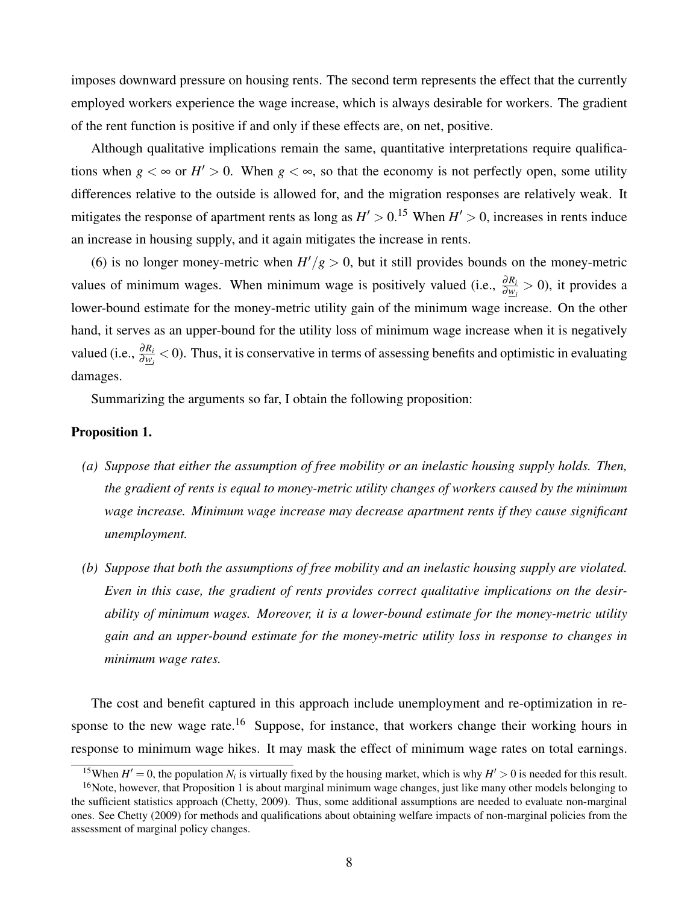imposes downward pressure on housing rents. The second term represents the effect that the currently employed workers experience the wage increase, which is always desirable for workers. The gradient of the rent function is positive if and only if these effects are, on net, positive.

Although qualitative implications remain the same, quantitative interpretations require qualifications when $g < \infty$ or $H' > 0$. When $g < \infty$, so that the economy is not perfectly open, some utility differences relative to the outside is allowed for, and the migration responses are relatively weak. It mitigates the response of apartment rents as long as $H' > 0$.[15] When $H' > 0$, increases in rents induce an increase in housing supply, and it again mitigates the increase in rents.

(6) is no longer money-metric when $H'/g > 0$, but it still provides bounds on the money-metric values of minimum wages. When minimum wage is positively valued (i.e., $\frac{\partial R_i}{\partial \underline{w}_i} > 0$), it provides a lower-bound estimate for the money-metric utility gain of the minimum wage increase. On the other hand, it serves as an upper-bound for the utility loss of minimum wage increase when it is negatively valued (i.e., $\frac{\partial R_i}{\partial \underline{w}_i} < 0$). Thus, it is conservative in terms of assessing benefits and optimistic in evaluating damages.

Summarizing the arguments so far, I obtain the following proposition:

**Proposition 1.**

*(a) Suppose that either the assumption of free mobility or an inelastic housing supply holds. Then, the gradient of rents is equal to money-metric utility changes of workers caused by the minimum wage increase. Minimum wage increase may decrease apartment rents if they cause significant unemployment.*

*(b) Suppose that both the assumptions of free mobility and an inelastic housing supply are violated. Even in this case, the gradient of rents provides correct qualitative implications on the desirability of minimum wages. Moreover, it is a lower-bound estimate for the money-metric utility gain and an upper-bound estimate for the money-metric utility loss in response to changes in minimum wage rates.*

The cost and benefit captured in this approach include unemployment and re-optimization in response to the new wage rate.[16] Suppose, for instance, that workers change their working hours in response to minimum wage hikes. It may mask the effect of minimum wage rates on total earnings.

[15] When $H' = 0$, the population $N_i$ is virtually fixed by the housing market, which is why $H' > 0$ is needed for this result.

[16] Note, however, that Proposition 1 is about marginal minimum wage changes, just like many other models belonging to the sufficient statistics approach (Chetty, 2009). Thus, some additional assumptions are needed to evaluate non-marginal ones. See Chetty (2009) for methods and qualifications about obtaining welfare impacts of non-marginal policies from the assessment of marginal policy changes.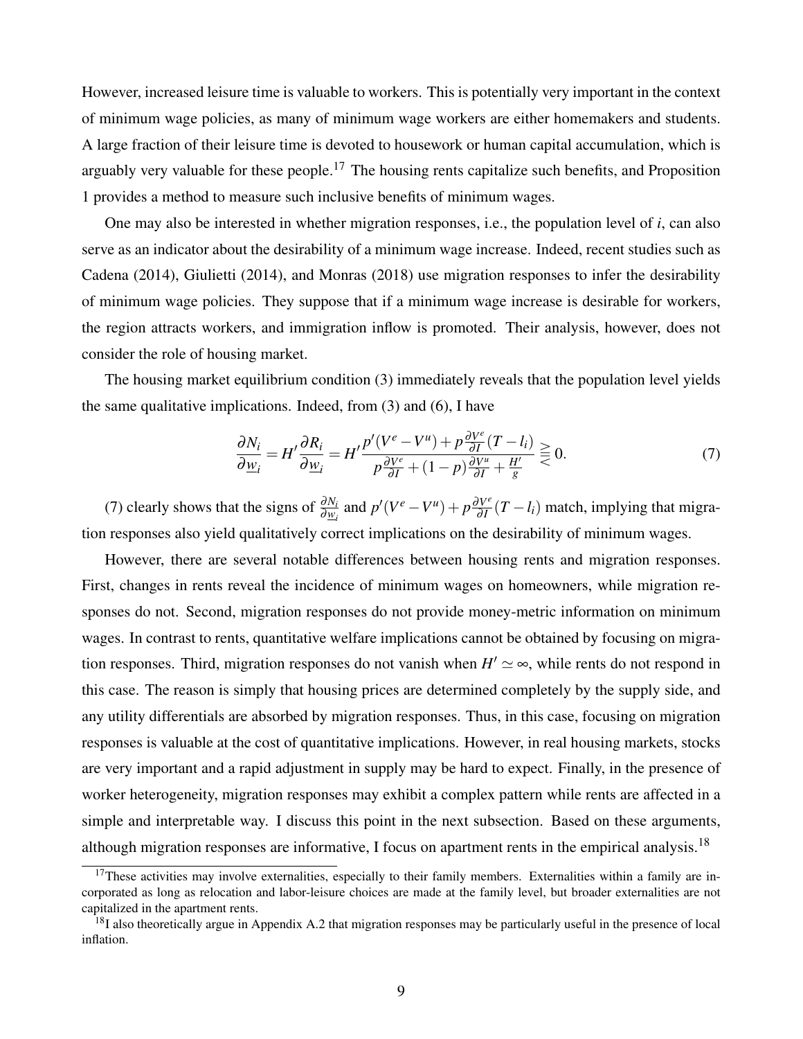However, increased leisure time is valuable to workers. This is potentially very important in the context of minimum wage policies, as many of minimum wage workers are either homemakers and students. A large fraction of their leisure time is devoted to housework or human capital accumulation, which is arguably very valuable for these people.[17] The housing rents capitalize such benefits, and Proposition 1 provides a method to measure such inclusive benefits of minimum wages.

One may also be interested in whether migration responses, i.e., the population level of $i$, can also serve as an indicator about the desirability of a minimum wage increase. Indeed, recent studies such as Cadena (2014), Giulietti (2014), and Monras (2018) use migration responses to infer the desirability of minimum wage policies. They suppose that if a minimum wage increase is desirable for workers, the region attracts workers, and immigration inflow is promoted. Their analysis, however, does not consider the role of housing market.

The housing market equilibrium condition (3) immediately reveals that the population level yields the same qualitative implications. Indeed, from (3) and (6), I have

$$\frac{\partial N_i}{\partial \underline{w}_i} = H' \frac{\partial R_i}{\partial \underline{w}_i} = H' \frac{p'(V^e - V^u) + p \frac{\partial V^e}{\partial I}(T - l_i)}{p \frac{\partial V^e}{\partial I} + (1-p) \frac{\partial V^u}{\partial I} + \frac{H'}{g}} \gtreqless 0. \tag{7}$$

(7) clearly shows that the signs of $\frac{\partial N_i}{\partial \underline{w}_i}$ and $p'(V^e - V^u) + p \frac{\partial V^e}{\partial I}(T - l_i)$ match, implying that migration responses also yield qualitatively correct implications on the desirability of minimum wages.

However, there are several notable differences between housing rents and migration responses. First, changes in rents reveal the incidence of minimum wages on homeowners, while migration responses do not. Second, migration responses do not provide money-metric information on minimum wages. In contrast to rents, quantitative welfare implications cannot be obtained by focusing on migration responses. Third, migration responses do not vanish when $H' \simeq \infty$, while rents do not respond in this case. The reason is simply that housing prices are determined completely by the supply side, and any utility differentials are absorbed by migration responses. Thus, in this case, focusing on migration responses is valuable at the cost of quantitative implications. However, in real housing markets, stocks are very important and a rapid adjustment in supply may be hard to expect. Finally, in the presence of worker heterogeneity, migration responses may exhibit a complex pattern while rents are affected in a simple and interpretable way. I discuss this point in the next subsection. Based on these arguments, although migration responses are informative, I focus on apartment rents in the empirical analysis.[18]

[17] These activities may involve externalities, especially to their family members. Externalities within a family are incorporated as long as relocation and labor-leisure choices are made at the family level, but broader externalities are not capitalized in the apartment rents.

[18] I also theoretically argue in Appendix A.2 that migration responses may be particularly useful in the presence of local inflation.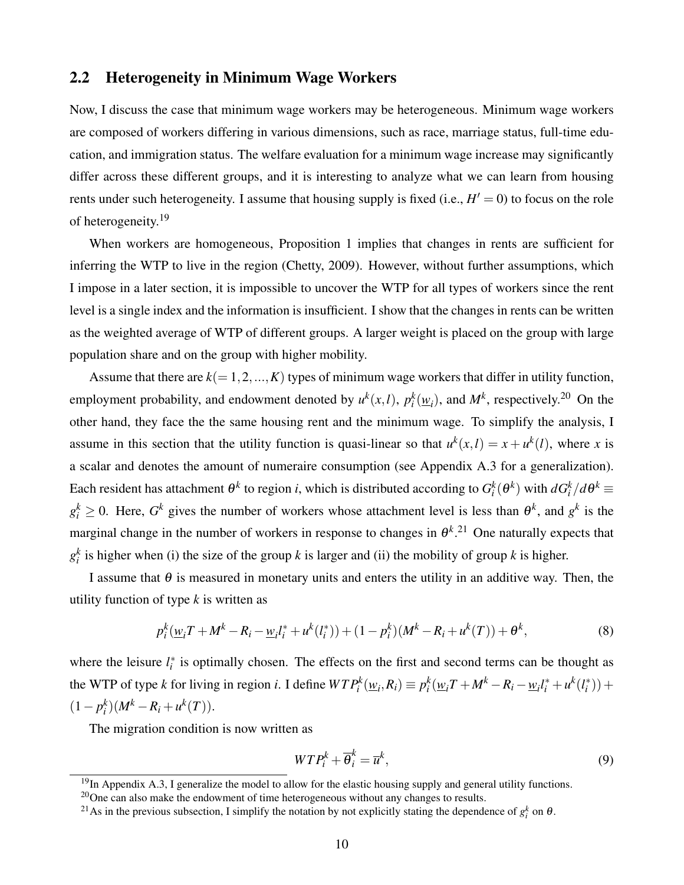## 2.2 Heterogeneity in Minimum Wage Workers

Now, I discuss the case that minimum wage workers may be heterogeneous. Minimum wage workers are composed of workers differing in various dimensions, such as race, marriage status, full-time education, and immigration status. The welfare evaluation for a minimum wage increase may significantly differ across these different groups, and it is interesting to analyze what we can learn from housing rents under such heterogeneity. I assume that housing supply is fixed (i.e., $H' = 0$) to focus on the role of heterogeneity.[19]

When workers are homogeneous, Proposition 1 implies that changes in rents are sufficient for inferring the WTP to live in the region (Chetty, 2009). However, without further assumptions, which I impose in a later section, it is impossible to uncover the WTP for all types of workers since the rent level is a single index and the information is insufficient. I show that the changes in rents can be written as the weighted average of WTP of different groups. A larger weight is placed on the group with large population share and on the group with higher mobility.

Assume that there are $k(= 1, 2, ..., K)$ types of minimum wage workers that differ in utility function, employment probability, and endowment denoted by $u^k(x,l)$, $p_i^k(\underline{w}_i)$, and $M^k$, respectively.[20] On the other hand, they face the the same housing rent and the minimum wage. To simplify the analysis, I assume in this section that the utility function is quasi-linear so that $u^k(x,l) = x + u^k(l)$, where $x$ is a scalar and denotes the amount of numeraire consumption (see Appendix A.3 for a generalization). Each resident has attachment $\theta^k$ to region $i$, which is distributed according to $G_i^k(\theta^k)$ with $dG_i^k/d\theta^k \equiv g_i^k \geq 0$. Here, $G^k$ gives the number of workers whose attachment level is less than $\theta^k$, and $g^k$ is the marginal change in the number of workers in response to changes in $\theta^k$.[21] One naturally expects that $g_i^k$ is higher when (i) the size of the group $k$ is larger and (ii) the mobility of group $k$ is higher.

I assume that $\theta$ is measured in monetary units and enters the utility in an additive way. Then, the utility function of type $k$ is written as

$$p_i^k(\underline{w}_i T + M^k - R_i - \underline{w}_i l_i^* + u^k(l_i^*)) + (1 - p_i^k)(M^k - R_i + u^k(T)) + \theta^k, \tag{8}$$

where the leisure $l_i^*$ is optimally chosen. The effects on the first and second terms can be thought as the WTP of type $k$ for living in region $i$. I define $WTP_i^k(\underline{w}_i, R_i) \equiv p_i^k(\underline{w}_i T + M^k - R_i - \underline{w}_i l_i^* + u^k(l_i^*)) + (1 - p_i^k)(M^k - R_i + u^k(T))$.

The migration condition is now written as

$$WTP_i^k + \overline{\theta}_i^k = \overline{u}^k, \tag{9}$$

[19] In Appendix A.3, I generalize the model to allow for the elastic housing supply and general utility functions.

[20] One can also make the endowment of time heterogeneous without any changes to results.

[21] As in the previous subsection, I simplify the notation by not explicitly stating the dependence of $g_i^k$ on $\theta$.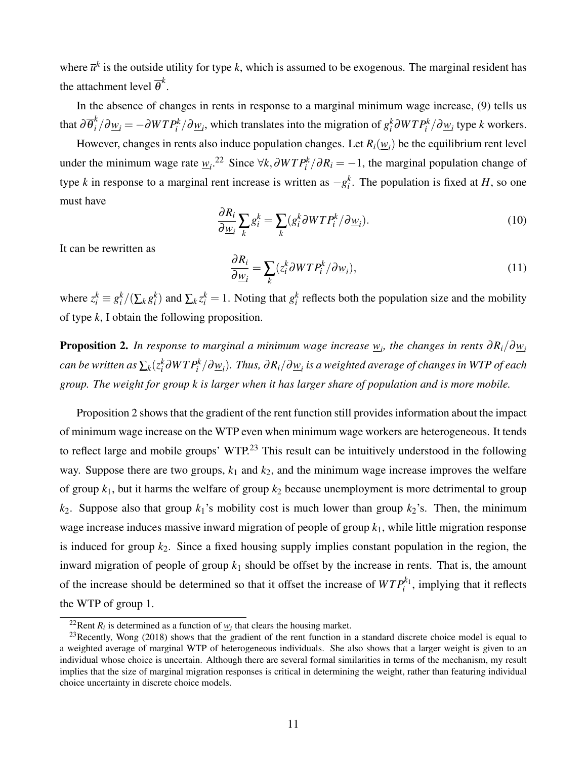where $\overline{u}^k$ is the outside utility for type $k$, which is assumed to be exogenous. The marginal resident has the attachment level $\overline{\theta}^k$.

In the absence of changes in rents in response to a marginal minimum wage increase, (9) tells us that $\partial \overline{\theta}_i^k / \partial \underline{w}_i = -\partial WTP_i^k / \partial \underline{w}_i$, which translates into the migration of $g_i^k \partial WTP_i^k / \partial \underline{w}_i$ type $k$ workers.

However, changes in rents also induce population changes. Let $R_i(\underline{w}_i)$ be the equilibrium rent level under the minimum wage rate $\underline{w}_i$.[22] Since $\forall k, \partial WTP_i^k / \partial R_i = -1$, the marginal population change of type $k$ in response to a marginal rent increase is written as $-g_i^k$. The population is fixed at $H$, so one must have

$$\frac{\partial R_i}{\partial \underline{w}_i} \sum_k g_i^k = \sum_k (g_i^k \partial WTP_i^k / \partial \underline{w}_i). \tag{10}$$

It can be rewritten as

$$\frac{\partial R_i}{\partial \underline{w}_i} = \sum_k (z_i^k \partial WTP_i^k / \partial \underline{w}_i), \tag{11}$$

where $z_i^k \equiv g_i^k / (\sum_k g_i^k)$ and $\sum_k z_i^k = 1$. Noting that $g_i^k$ reflects both the population size and the mobility of type $k$, I obtain the following proposition.

**Proposition 2.** *In response to marginal a minimum wage increase $\underline{w}_i$, the changes in rents $\partial R_i / \partial \underline{w}_i$ can be written as $\sum_k (z_i^k \partial WTP_i^k / \partial \underline{w}_i)$. Thus, $\partial R_i / \partial \underline{w}_i$ is a weighted average of changes in WTP of each group. The weight for group $k$ is larger when it has larger share of population and is more mobile.*

Proposition 2 shows that the gradient of the rent function still provides information about the impact of minimum wage increase on the WTP even when minimum wage workers are heterogeneous. It tends to reflect large and mobile groups' WTP.[23] This result can be intuitively understood in the following way. Suppose there are two groups, $k_1$ and $k_2$, and the minimum wage increase improves the welfare of group $k_1$, but it harms the welfare of group $k_2$ because unemployment is more detrimental to group $k_2$. Suppose also that group $k_1$'s mobility cost is much lower than group $k_2$'s. Then, the minimum wage increase induces massive inward migration of people of group $k_1$, while little migration response is induced for group $k_2$. Since a fixed housing supply implies constant population in the region, the inward migration of people of group $k_1$ should be offset by the increase in rents. That is, the amount of the increase should be determined so that it offset the increase of $WTP_i^{k_1}$, implying that it reflects the WTP of group 1.

[22] Rent $R_i$ is determined as a function of $\underline{w}_i$ that clears the housing market.

[23] Recently, Wong (2018) shows that the gradient of the rent function in a standard discrete choice model is equal to a weighted average of marginal WTP of heterogeneous individuals. She also shows that a larger weight is given to an individual whose choice is uncertain. Although there are several formal similarities in terms of the mechanism, my result implies that the size of marginal migration responses is critical in determining the weight, rather than featuring individual choice uncertainty in discrete choice models.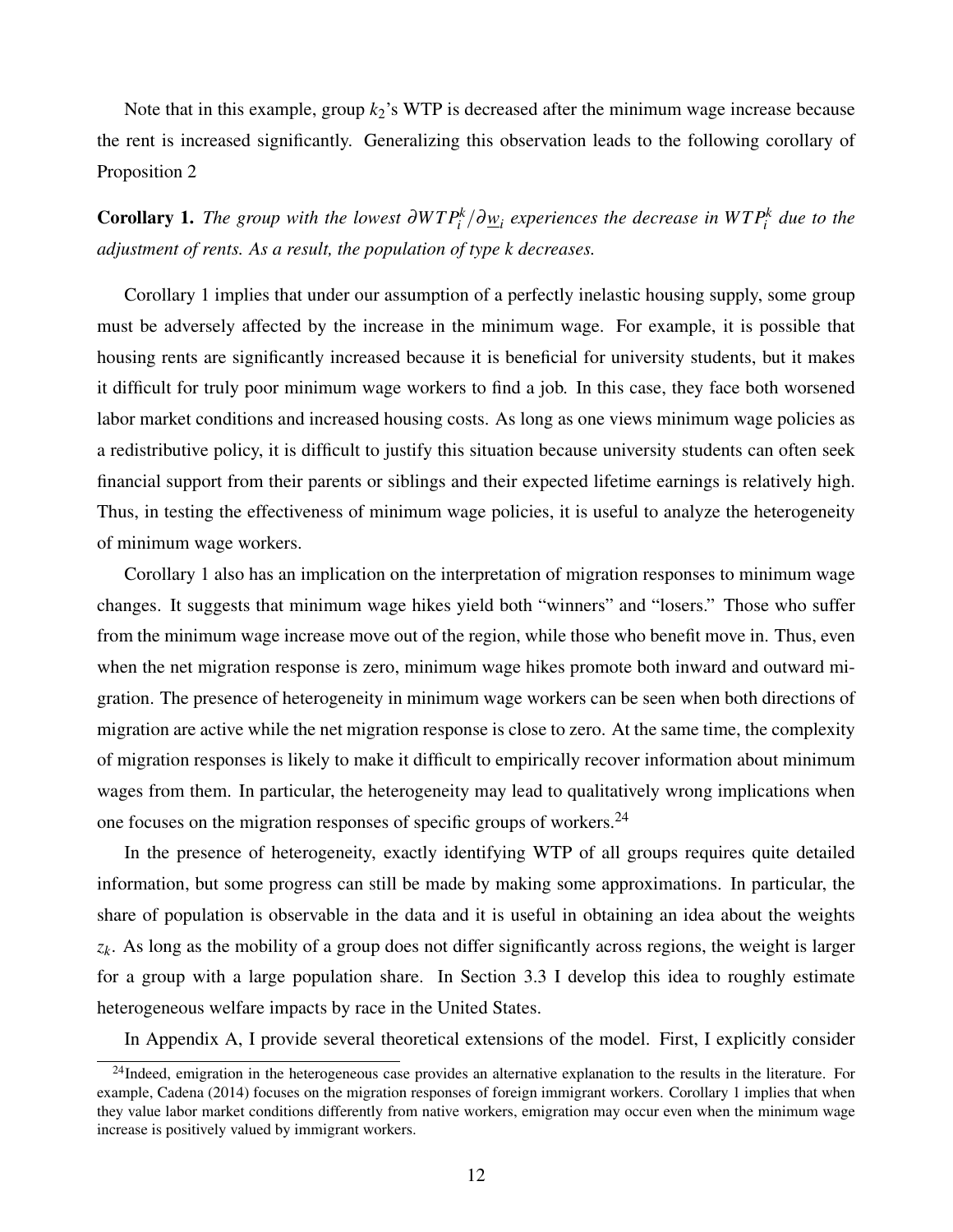Note that in this example, group $k_2$'s WTP is decreased after the minimum wage increase because the rent is increased significantly. Generalizing this observation leads to the following corollary of Proposition 2

**Corollary 1.** *The group with the lowest $\partial WTP_i^k / \partial \underline{w}_i$ experiences the decrease in $WTP_i^k$ due to the adjustment of rents. As a result, the population of type k decreases.*

Corollary 1 implies that under our assumption of a perfectly inelastic housing supply, some group must be adversely affected by the increase in the minimum wage. For example, it is possible that housing rents are significantly increased because it is beneficial for university students, but it makes it difficult for truly poor minimum wage workers to find a job. In this case, they face both worsened labor market conditions and increased housing costs. As long as one views minimum wage policies as a redistributive policy, it is difficult to justify this situation because university students can often seek financial support from their parents or siblings and their expected lifetime earnings is relatively high. Thus, in testing the effectiveness of minimum wage policies, it is useful to analyze the heterogeneity of minimum wage workers.

Corollary 1 also has an implication on the interpretation of migration responses to minimum wage changes. It suggests that minimum wage hikes yield both "winners" and "losers." Those who suffer from the minimum wage increase move out of the region, while those who benefit move in. Thus, even when the net migration response is zero, minimum wage hikes promote both inward and outward migration. The presence of heterogeneity in minimum wage workers can be seen when both directions of migration are active while the net migration response is close to zero. At the same time, the complexity of migration responses is likely to make it difficult to empirically recover information about minimum wages from them. In particular, the heterogeneity may lead to qualitatively wrong implications when one focuses on the migration responses of specific groups of workers.[24]

In the presence of heterogeneity, exactly identifying WTP of all groups requires quite detailed information, but some progress can still be made by making some approximations. In particular, the share of population is observable in the data and it is useful in obtaining an idea about the weights $z_k$. As long as the mobility of a group does not differ significantly across regions, the weight is larger for a group with a large population share. In Section 3.3 I develop this idea to roughly estimate heterogeneous welfare impacts by race in the United States.

In Appendix A, I provide several theoretical extensions of the model. First, I explicitly consider

[24] Indeed, emigration in the heterogeneous case provides an alternative explanation to the results in the literature. For example, Cadena (2014) focuses on the migration responses of foreign immigrant workers. Corollary 1 implies that when they value labor market conditions differently from native workers, emigration may occur even when the minimum wage increase is positively valued by immigrant workers.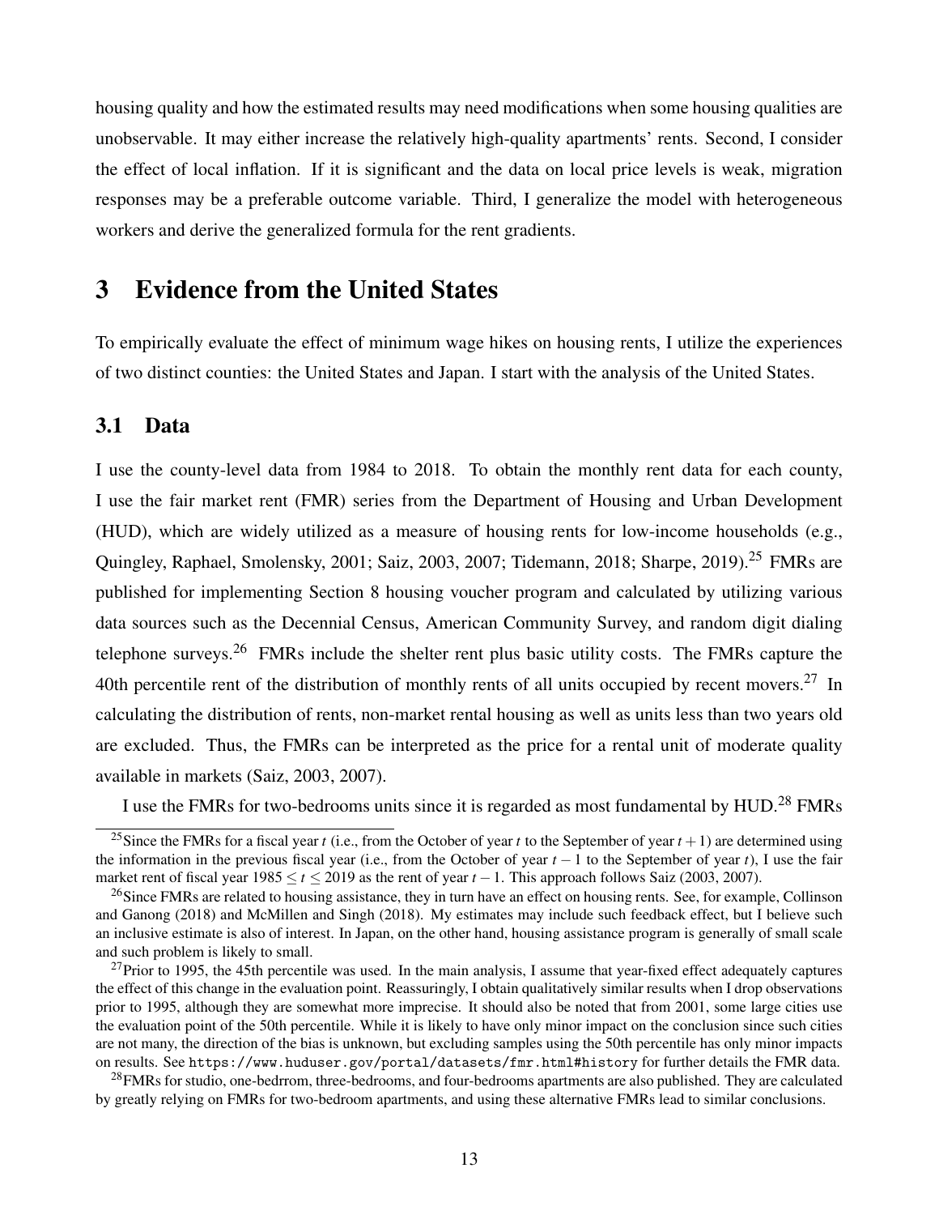housing quality and how the estimated results may need modifications when some housing qualities are unobservable. It may either increase the relatively high-quality apartments' rents. Second, I consider the effect of local inflation. If it is significant and the data on local price levels is weak, migration responses may be a preferable outcome variable. Third, I generalize the model with heterogeneous workers and derive the generalized formula for the rent gradients.

# 3 Evidence from the United States

To empirically evaluate the effect of minimum wage hikes on housing rents, I utilize the experiences of two distinct counties: the United States and Japan. I start with the analysis of the United States.

## 3.1 Data

I use the county-level data from 1984 to 2018. To obtain the monthly rent data for each county, I use the fair market rent (FMR) series from the Department of Housing and Urban Development (HUD), which are widely utilized as a measure of housing rents for low-income households (e.g., Quingley, Raphael, Smolensky, 2001; Saiz, 2003, 2007; Tidemann, 2018; Sharpe, 2019).[25] FMRs are published for implementing Section 8 housing voucher program and calculated by utilizing various data sources such as the Decennial Census, American Community Survey, and random digit dialing telephone surveys.[26] FMRs include the shelter rent plus basic utility costs. The FMRs capture the 40th percentile rent of the distribution of monthly rents of all units occupied by recent movers.[27] In calculating the distribution of rents, non-market rental housing as well as units less than two years old are excluded. Thus, the FMRs can be interpreted as the price for a rental unit of moderate quality available in markets (Saiz, 2003, 2007).

I use the FMRs for two-bedrooms units since it is regarded as most fundamental by HUD.[28] FMRs

[25] Since the FMRs for a fiscal year $t$ (i.e., from the October of year $t$ to the September of year $t+1$) are determined using the information in the previous fiscal year (i.e., from the October of year $t-1$ to the September of year $t$), I use the fair market rent of fiscal year $1985 \leq t \leq 2019$ as the rent of year $t-1$. This approach follows Saiz (2003, 2007).

[26] Since FMRs are related to housing assistance, they in turn have an effect on housing rents. See, for example, Collinson and Ganong (2018) and McMillen and Singh (2018). My estimates may include such feedback effect, but I believe such an inclusive estimate is also of interest. In Japan, on the other hand, housing assistance program is generally of small scale and such problem is likely to small.

[27] Prior to 1995, the 45th percentile was used. In the main analysis, I assume that year-fixed effect adequately captures the effect of this change in the evaluation point. Reassuringly, I obtain qualitatively similar results when I drop observations prior to 1995, although they are somewhat more imprecise. It should also be noted that from 2001, some large cities use the evaluation point of the 50th percentile. While it is likely to have only minor impact on the conclusion since such cities are not many, the direction of the bias is unknown, but excluding samples using the 50th percentile has only minor impacts on results. See https://www.huduser.gov/portal/datasets/fmr.html#history for further details the FMR data.

[28] FMRs for studio, one-bedrrom, three-bedrooms, and four-bedrooms apartments are also published. They are calculated by greatly relying on FMRs for two-bedroom apartments, and using these alternative FMRs lead to similar conclusions.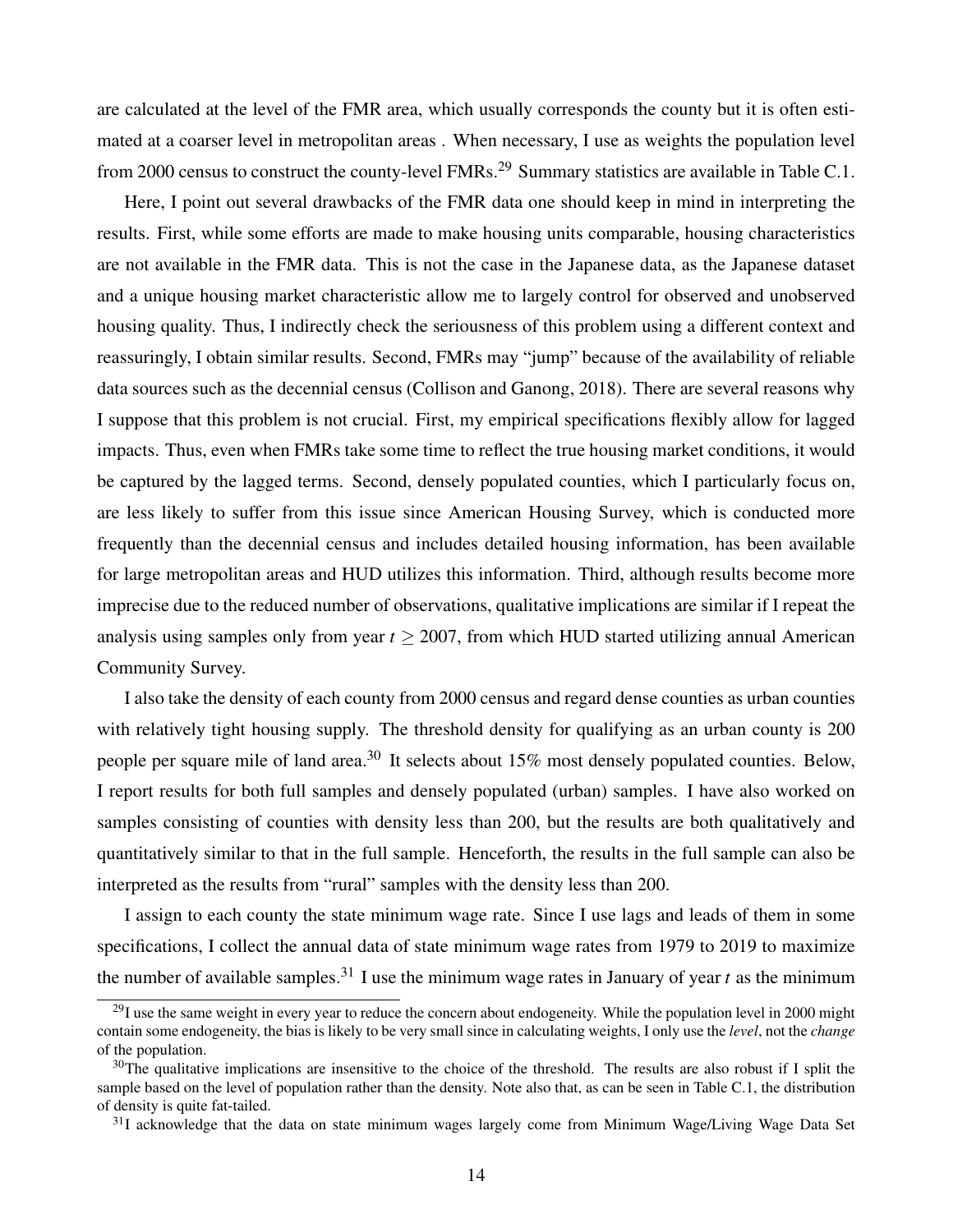are calculated at the level of the FMR area, which usually corresponds the county but it is often estimated at a coarser level in metropolitan areas . When necessary, I use as weights the population level from 2000 census to construct the county-level FMRs.[29] Summary statistics are available in Table C.1.

Here, I point out several drawbacks of the FMR data one should keep in mind in interpreting the results. First, while some efforts are made to make housing units comparable, housing characteristics are not available in the FMR data. This is not the case in the Japanese data, as the Japanese dataset and a unique housing market characteristic allow me to largely control for observed and unobserved housing quality. Thus, I indirectly check the seriousness of this problem using a different context and reassuringly, I obtain similar results. Second, FMRs may "jump" because of the availability of reliable data sources such as the decennial census (Collison and Ganong, 2018). There are several reasons why I suppose that this problem is not crucial. First, my empirical specifications flexibly allow for lagged impacts. Thus, even when FMRs take some time to reflect the true housing market conditions, it would be captured by the lagged terms. Second, densely populated counties, which I particularly focus on, are less likely to suffer from this issue since American Housing Survey, which is conducted more frequently than the decennial census and includes detailed housing information, has been available for large metropolitan areas and HUD utilizes this information. Third, although results become more imprecise due to the reduced number of observations, qualitative implications are similar if I repeat the analysis using samples only from year $t \geq 2007$, from which HUD started utilizing annual American Community Survey.

I also take the density of each county from 2000 census and regard dense counties as urban counties with relatively tight housing supply. The threshold density for qualifying as an urban county is 200 people per square mile of land area.[30] It selects about 15% most densely populated counties. Below, I report results for both full samples and densely populated (urban) samples. I have also worked on samples consisting of counties with density less than 200, but the results are both qualitatively and quantitatively similar to that in the full sample. Henceforth, the results in the full sample can also be interpreted as the results from "rural" samples with the density less than 200.

I assign to each county the state minimum wage rate. Since I use lags and leads of them in some specifications, I collect the annual data of state minimum wage rates from 1979 to 2019 to maximize the number of available samples.[31] I use the minimum wage rates in January of year $t$ as the minimum

[29] I use the same weight in every year to reduce the concern about endogeneity. While the population level in 2000 might contain some endogeneity, the bias is likely to be very small since in calculating weights, I only use the *level*, not the *change* of the population.

[30] The qualitative implications are insensitive to the choice of the threshold. The results are also robust if I split the sample based on the level of population rather than the density. Note also that, as can be seen in Table C.1, the distribution of density is quite fat-tailed.

[31] I acknowledge that the data on state minimum wages largely come from Minimum Wage/Living Wage Data Set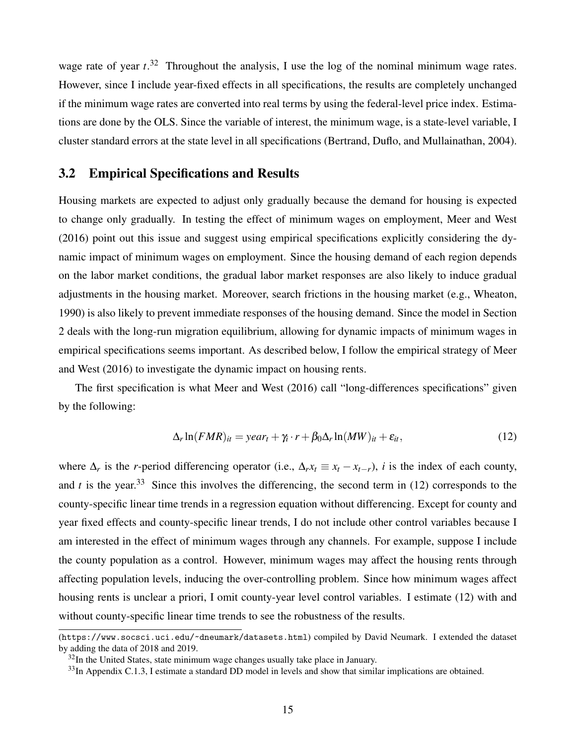wage rate of year $t$.[32] Throughout the analysis, I use the log of the nominal minimum wage rates. However, since I include year-fixed effects in all specifications, the results are completely unchanged if the minimum wage rates are converted into real terms by using the federal-level price index. Estimations are done by the OLS. Since the variable of interest, the minimum wage, is a state-level variable, I cluster standard errors at the state level in all specifications (Bertrand, Duflo, and Mullainathan, 2004).

## 3.2 Empirical Specifications and Results

Housing markets are expected to adjust only gradually because the demand for housing is expected to change only gradually. In testing the effect of minimum wages on employment, Meer and West (2016) point out this issue and suggest using empirical specifications explicitly considering the dynamic impact of minimum wages on employment. Since the housing demand of each region depends on the labor market conditions, the gradual labor market responses are also likely to induce gradual adjustments in the housing market. Moreover, search frictions in the housing market (e.g., Wheaton, 1990) is also likely to prevent immediate responses of the housing demand. Since the model in Section 2 deals with the long-run migration equilibrium, allowing for dynamic impacts of minimum wages in empirical specifications seems important. As described below, I follow the empirical strategy of Meer and West (2016) to investigate the dynamic impact on housing rents.

The first specification is what Meer and West (2016) call "long-differences specifications" given by the following:

$$\Delta_r \ln(FMR)_{it} = year_t + \gamma_i \cdot r + \beta_0 \Delta_r \ln(MW)_{it} + \varepsilon_{it}, \tag{12}$$

where $\Delta_r$ is the $r$-period differencing operator (i.e., $\Delta_r x_t \equiv x_t - x_{t-r}$), $i$ is the index of each county, and $t$ is the year.[33] Since this involves the differencing, the second term in (12) corresponds to the county-specific linear time trends in a regression equation without differencing. Except for county and year fixed effects and county-specific linear trends, I do not include other control variables because I am interested in the effect of minimum wages through any channels. For example, suppose I include the county population as a control. However, minimum wages may affect the housing rents through affecting population levels, inducing the over-controlling problem. Since how minimum wages affect housing rents is unclear a priori, I omit county-year level control variables. I estimate (12) with and without county-specific linear time trends to see the robustness of the results.

(https://www.socsci.uci.edu/~dneumark/datasets.html) compiled by David Neumark. I extended the dataset by adding the data of 2018 and 2019.

[32] In the United States, state minimum wage changes usually take place in January.

[33] In Appendix C.1.3, I estimate a standard DD model in levels and show that similar implications are obtained.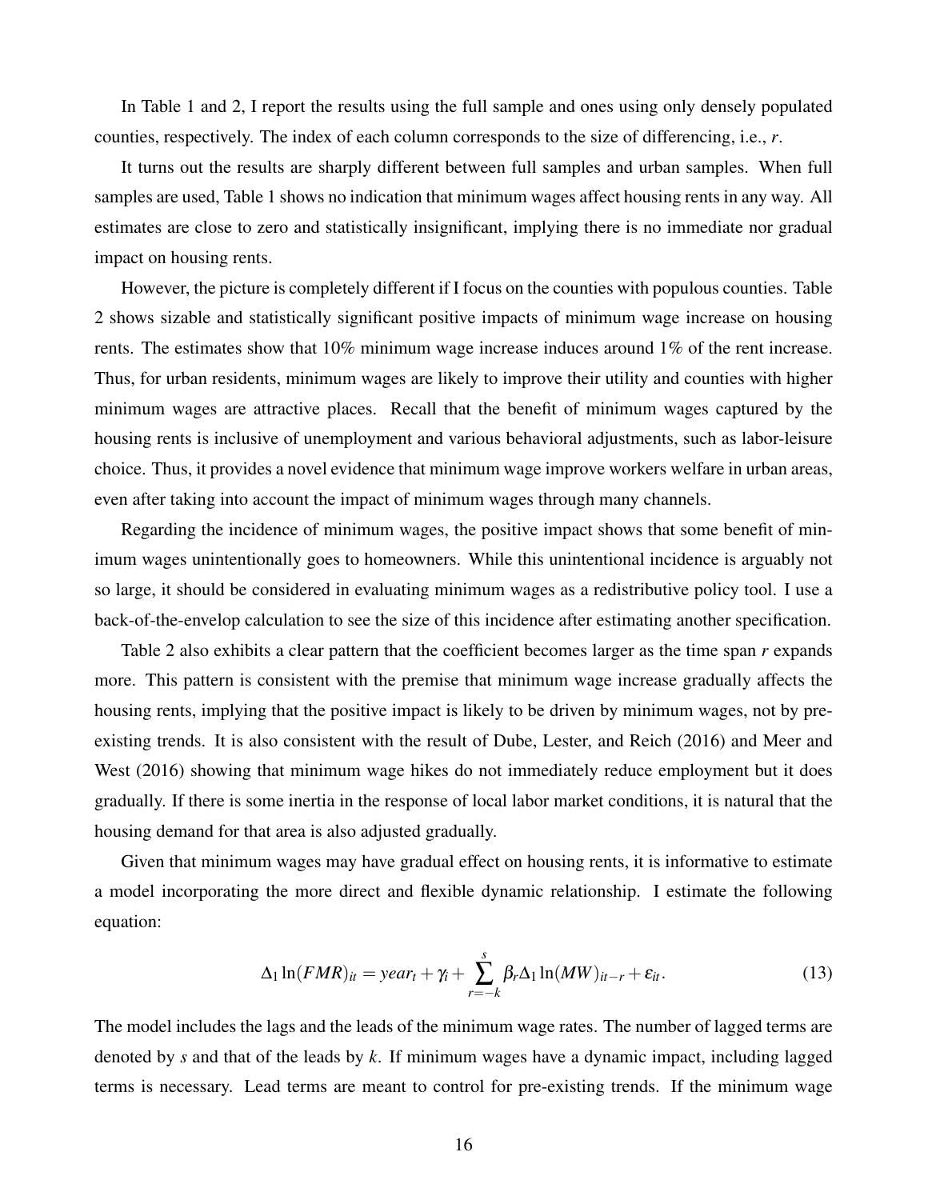In Table 1 and 2, I report the results using the full sample and ones using only densely populated counties, respectively. The index of each column corresponds to the size of differencing, i.e., $r$.

It turns out the results are sharply different between full samples and urban samples. When full samples are used, Table 1 shows no indication that minimum wages affect housing rents in any way. All estimates are close to zero and statistically insignificant, implying there is no immediate nor gradual impact on housing rents.

However, the picture is completely different if I focus on the counties with populous counties. Table 2 shows sizable and statistically significant positive impacts of minimum wage increase on housing rents. The estimates show that 10% minimum wage increase induces around 1% of the rent increase. Thus, for urban residents, minimum wages are likely to improve their utility and counties with higher minimum wages are attractive places. Recall that the benefit of minimum wages captured by the housing rents is inclusive of unemployment and various behavioral adjustments, such as labor-leisure choice. Thus, it provides a novel evidence that minimum wage improve workers welfare in urban areas, even after taking into account the impact of minimum wages through many channels.

Regarding the incidence of minimum wages, the positive impact shows that some benefit of minimum wages unintentionally goes to homeowners. While this unintentional incidence is arguably not so large, it should be considered in evaluating minimum wages as a redistributive policy tool. I use a back-of-the-envelop calculation to see the size of this incidence after estimating another specification.

Table 2 also exhibits a clear pattern that the coefficient becomes larger as the time span $r$ expands more. This pattern is consistent with the premise that minimum wage increase gradually affects the housing rents, implying that the positive impact is likely to be driven by minimum wages, not by pre-existing trends. It is also consistent with the result of Dube, Lester, and Reich (2016) and Meer and West (2016) showing that minimum wage hikes do not immediately reduce employment but it does gradually. If there is some inertia in the response of local labor market conditions, it is natural that the housing demand for that area is also adjusted gradually.

Given that minimum wages may have gradual effect on housing rents, it is informative to estimate a model incorporating the more direct and flexible dynamic relationship. I estimate the following equation:

$$\Delta_1 \ln(FMR)_{it} = year_t + \gamma_i + \sum_{r=-k}^{s} \beta_r \Delta_1 \ln(MW)_{it-r} + \varepsilon_{it}. \tag{13}$$

The model includes the lags and the leads of the minimum wage rates. The number of lagged terms are denoted by $s$ and that of the leads by $k$. If minimum wages have a dynamic impact, including lagged terms is necessary. Lead terms are meant to control for pre-existing trends. If the minimum wage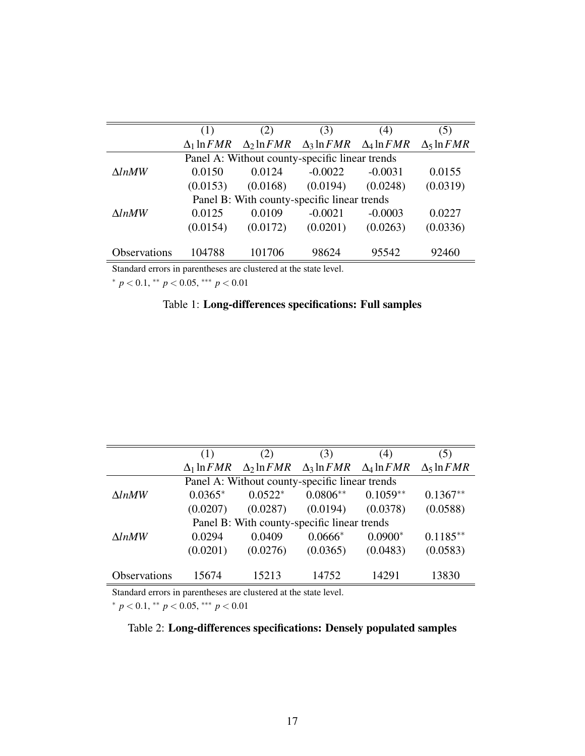| | (1) | (2) | (3) | (4) | (5) |
|---|---|---|---|---|---|
| | $\Delta_1 \ln FMR$ | $\Delta_2 \ln FMR$ | $\Delta_3 \ln FMR$ | $\Delta_4 \ln FMR$ | $\Delta_5 \ln FMR$ |
| Panel A: Without county-specific linear trends | | | | | |
| $\Delta lnMW$ | 0.0150 | 0.0124 | -0.0022 | -0.0031 | 0.0155 |
| | (0.0153) | (0.0168) | (0.0194) | (0.0248) | (0.0319) |
| Panel B: With county-specific linear trends | | | | | |
| $\Delta lnMW$ | 0.0125 | 0.0109 | -0.0021 | -0.0003 | 0.0227 |
| | (0.0154) | (0.0172) | (0.0201) | (0.0263) | (0.0336) |
| Observations | 104788 | 101706 | 98624 | 95542 | 92460 |

Standard errors in parentheses are clustered at the state level.

$^{*}$ $p < 0.1$, $^{**}$ $p < 0.05$, $^{***}$ $p < 0.01$

Table 1: **Long-differences specifications: Full samples**

| | (1) | (2) | (3) | (4) | (5) |
|---|---|---|---|---|---|
| | $\Delta_1 \ln FMR$ | $\Delta_2 \ln FMR$ | $\Delta_3 \ln FMR$ | $\Delta_4 \ln FMR$ | $\Delta_5 \ln FMR$ |
| Panel A: Without county-specific linear trends | | | | | |
| $\Delta lnMW$ | $0.0365^{*}$ | $0.0522^{*}$ | $0.0806^{**}$ | $0.1059^{**}$ | $0.1367^{**}$ |
| | (0.0207) | (0.0287) | (0.0194) | (0.0378) | (0.0588) |
| Panel B: With county-specific linear trends | | | | | |
| $\Delta lnMW$ | 0.0294 | 0.0409 | $0.0666^{*}$ | $0.0900^{*}$ | $0.1185^{**}$ |
| | (0.0201) | (0.0276) | (0.0365) | (0.0483) | (0.0583) |
| Observations | 15674 | 15213 | 14752 | 14291 | 13830 |

Standard errors in parentheses are clustered at the state level.

$^{*}$ $p < 0.1$, $^{**}$ $p < 0.05$, $^{***}$ $p < 0.01$

Table 2: **Long-differences specifications: Densely populated samples**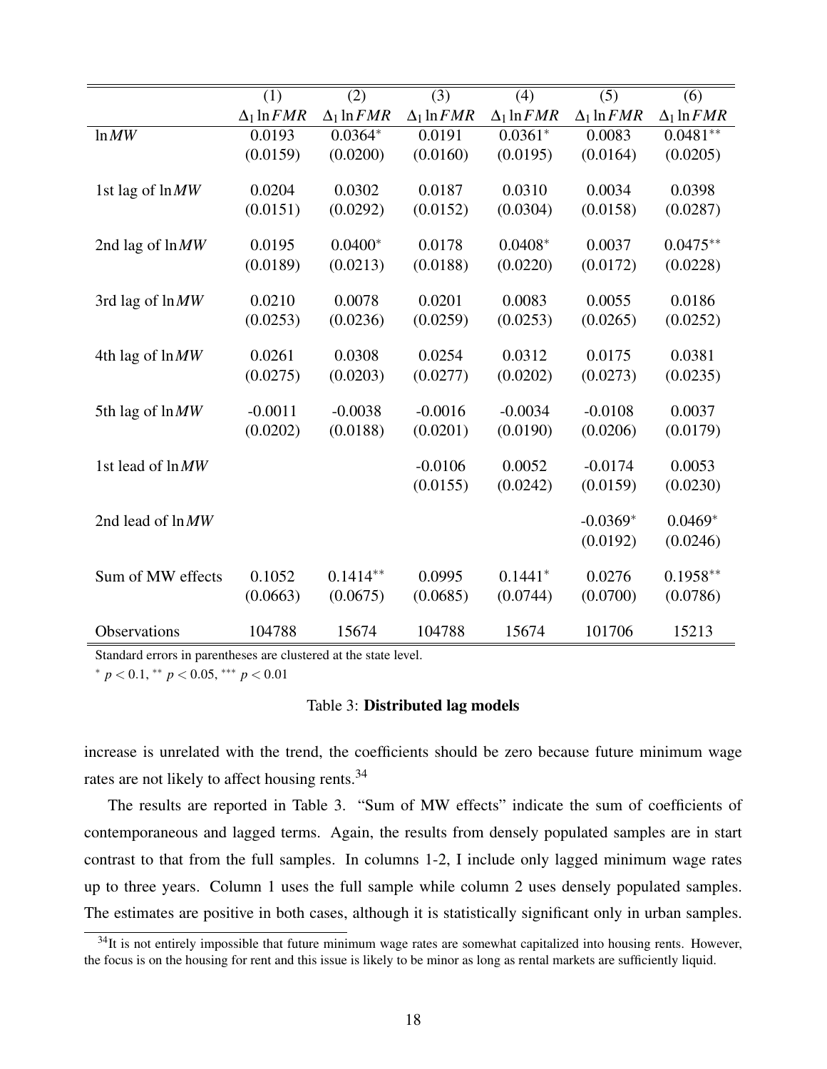| | (1) | (2) | (3) | (4) | (5) | (6) |
|---|---|---|---|---|---|---|
| | $\Delta_1 \ln FMR$ | $\Delta_1 \ln FMR$ | $\Delta_1 \ln FMR$ | $\Delta_1 \ln FMR$ | $\Delta_1 \ln FMR$ | $\Delta_1 \ln FMR$ |
| $\ln MW$ | 0.0193 | 0.0364* | 0.0191 | 0.0361* | 0.0083 | 0.0481** |
| | (0.0159) | (0.0200) | (0.0160) | (0.0195) | (0.0164) | (0.0205) |
| 1st lag of $\ln MW$ | 0.0204 | 0.0302 | 0.0187 | 0.0310 | 0.0034 | 0.0398 |
| | (0.0151) | (0.0292) | (0.0152) | (0.0304) | (0.0158) | (0.0287) |
| 2nd lag of $\ln MW$ | 0.0195 | 0.0400* | 0.0178 | 0.0408* | 0.0037 | 0.0475** |
| | (0.0189) | (0.0213) | (0.0188) | (0.0220) | (0.0172) | (0.0228) |
| 3rd lag of $\ln MW$ | 0.0210 | 0.0078 | 0.0201 | 0.0083 | 0.0055 | 0.0186 |
| | (0.0253) | (0.0236) | (0.0259) | (0.0253) | (0.0265) | (0.0252) |
| 4th lag of $\ln MW$ | 0.0261 | 0.0308 | 0.0254 | 0.0312 | 0.0175 | 0.0381 |
| | (0.0275) | (0.0203) | (0.0277) | (0.0202) | (0.0273) | (0.0235) |
| 5th lag of $\ln MW$ | -0.0011 | -0.0038 | -0.0016 | -0.0034 | -0.0108 | 0.0037 |
| | (0.0202) | (0.0188) | (0.0201) | (0.0190) | (0.0206) | (0.0179) |
| 1st lead of $\ln MW$ | | | -0.0106 | 0.0052 | -0.0174 | 0.0053 |
| | | | (0.0155) | (0.0242) | (0.0159) | (0.0230) |
| 2nd lead of $\ln MW$ | | | | | -0.0369* | 0.0469* |
| | | | | | (0.0192) | (0.0246) |
| Sum of MW effects | 0.1052 | 0.1414** | 0.0995 | 0.1441* | 0.0276 | 0.1958** |
| | (0.0663) | (0.0675) | (0.0685) | (0.0744) | (0.0700) | (0.0786) |
| Observations | 104788 | 15674 | 104788 | 15674 | 101706 | 15213 |

Standard errors in parentheses are clustered at the state level.

* $p < 0.1$, ** $p < 0.05$, *** $p < 0.01$

Table 3: **Distributed lag models**

increase is unrelated with the trend, the coefficients should be zero because future minimum wage rates are not likely to affect housing rents.[34]

The results are reported in Table 3. "Sum of MW effects" indicate the sum of coefficients of contemporaneous and lagged terms. Again, the results from densely populated samples are in start contrast to that from the full samples. In columns 1-2, I include only lagged minimum wage rates up to three years. Column 1 uses the full sample while column 2 uses densely populated samples. The estimates are positive in both cases, although it is statistically significant only in urban samples.

[34]It is not entirely impossible that future minimum wage rates are somewhat capitalized into housing rents. However, the focus is on the housing for rent and this issue is likely to be minor as long as rental markets are sufficiently liquid.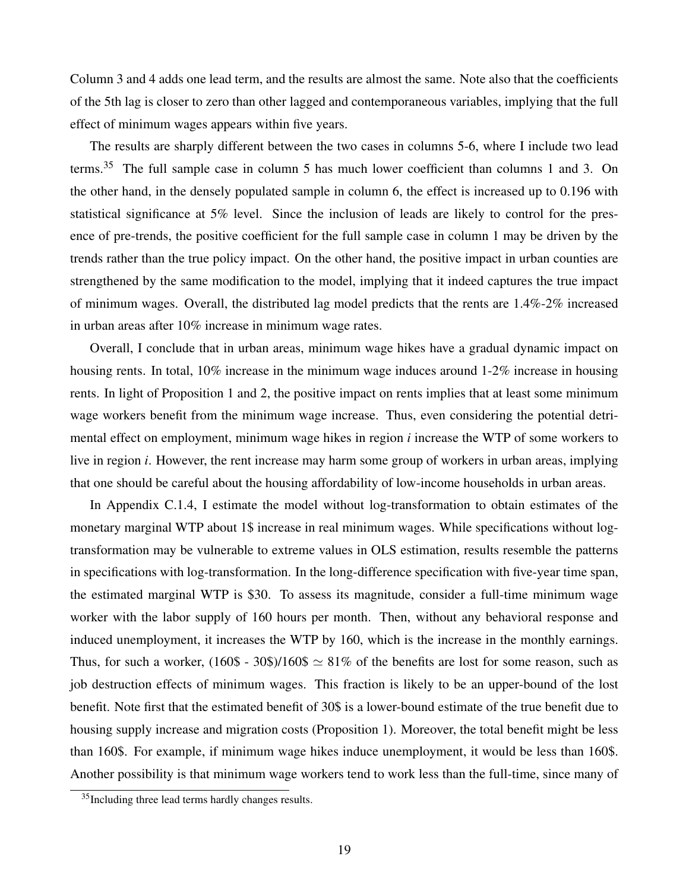Column 3 and 4 adds one lead term, and the results are almost the same. Note also that the coefficients of the 5th lag is closer to zero than other lagged and contemporaneous variables, implying that the full effect of minimum wages appears within five years.

The results are sharply different between the two cases in columns 5-6, where I include two lead terms.[35] The full sample case in column 5 has much lower coefficient than columns 1 and 3. On the other hand, in the densely populated sample in column 6, the effect is increased up to 0.196 with statistical significance at 5% level. Since the inclusion of leads are likely to control for the presence of pre-trends, the positive coefficient for the full sample case in column 1 may be driven by the trends rather than the true policy impact. On the other hand, the positive impact in urban counties are strengthened by the same modification to the model, implying that it indeed captures the true impact of minimum wages. Overall, the distributed lag model predicts that the rents are 1.4%-2% increased in urban areas after 10% increase in minimum wage rates.

Overall, I conclude that in urban areas, minimum wage hikes have a gradual dynamic impact on housing rents. In total, 10% increase in the minimum wage induces around 1-2% increase in housing rents. In light of Proposition 1 and 2, the positive impact on rents implies that at least some minimum wage workers benefit from the minimum wage increase. Thus, even considering the potential detrimental effect on employment, minimum wage hikes in region $i$ increase the WTP of some workers to live in region $i$. However, the rent increase may harm some group of workers in urban areas, implying that one should be careful about the housing affordability of low-income households in urban areas.

In Appendix C.1.4, I estimate the model without log-transformation to obtain estimates of the monetary marginal WTP about 1$ increase in real minimum wages. While specifications without log-transformation may be vulnerable to extreme values in OLS estimation, results resemble the patterns in specifications with log-transformation. In the long-difference specification with five-year time span, the estimated marginal WTP is $30. To assess its magnitude, consider a full-time minimum wage worker with the labor supply of 160 hours per month. Then, without any behavioral response and induced unemployment, it increases the WTP by 160, which is the increase in the monthly earnings. Thus, for such a worker, (160$ - 30$)/160$ $\simeq$ 81% of the benefits are lost for some reason, such as job destruction effects of minimum wages. This fraction is likely to be an upper-bound of the lost benefit. Note first that the estimated benefit of 30$ is a lower-bound estimate of the true benefit due to housing supply increase and migration costs (Proposition 1). Moreover, the total benefit might be less than 160$. For example, if minimum wage hikes induce unemployment, it would be less than 160$. Another possibility is that minimum wage workers tend to work less than the full-time, since many of

[35] Including three lead terms hardly changes results.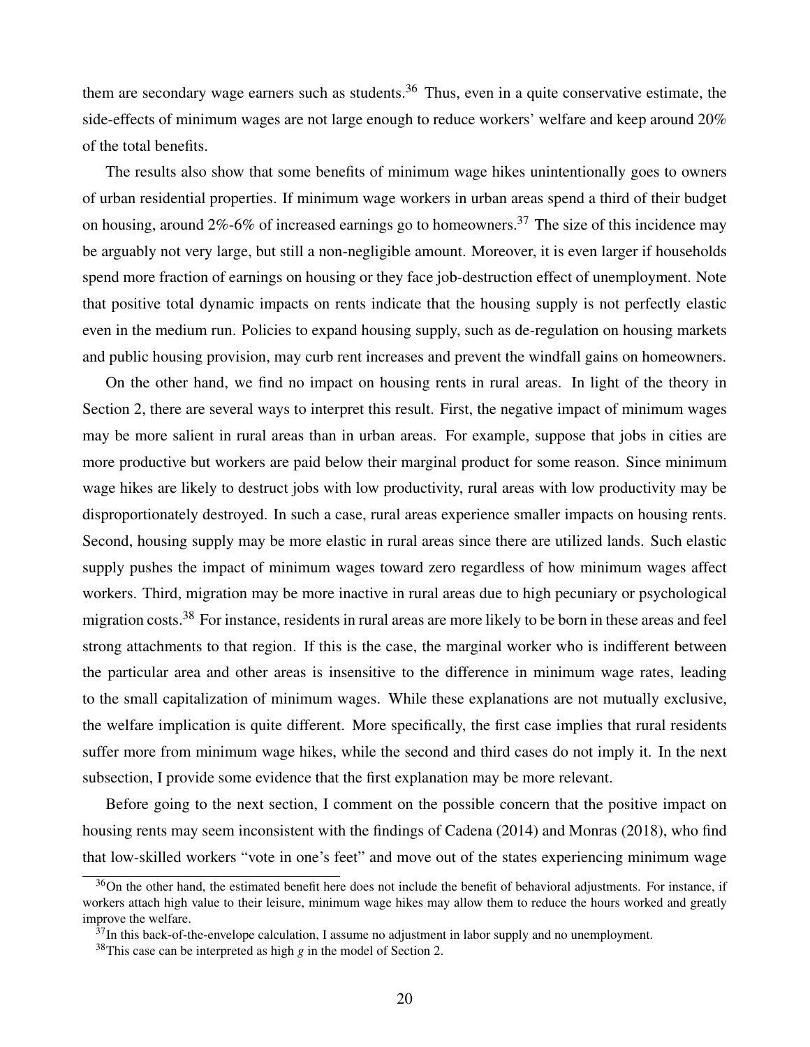them are secondary wage earners such as students.[36] Thus, even in a quite conservative estimate, the side-effects of minimum wages are not large enough to reduce workers' welfare and keep around 20% of the total benefits.

The results also show that some benefits of minimum wage hikes unintentionally goes to owners of urban residential properties. If minimum wage workers in urban areas spend a third of their budget on housing, around 2%-6% of increased earnings go to homeowners.[37] The size of this incidence may be arguably not very large, but still a non-negligible amount. Moreover, it is even larger if households spend more fraction of earnings on housing or they face job-destruction effect of unemployment. Note that positive total dynamic impacts on rents indicate that the housing supply is not perfectly elastic even in the medium run. Policies to expand housing supply, such as de-regulation on housing markets and public housing provision, may curb rent increases and prevent the windfall gains on homeowners.

On the other hand, we find no impact on housing rents in rural areas. In light of the theory in Section 2, there are several ways to interpret this result. First, the negative impact of minimum wages may be more salient in rural areas than in urban areas. For example, suppose that jobs in cities are more productive but workers are paid below their marginal product for some reason. Since minimum wage hikes are likely to destruct jobs with low productivity, rural areas with low productivity may be disproportionately destroyed. In such a case, rural areas experience smaller impacts on housing rents. Second, housing supply may be more elastic in rural areas since there are utilized lands. Such elastic supply pushes the impact of minimum wages toward zero regardless of how minimum wages affect workers. Third, migration may be more inactive in rural areas due to high pecuniary or psychological migration costs.[38] For instance, residents in rural areas are more likely to be born in these areas and feel strong attachments to that region. If this is the case, the marginal worker who is indifferent between the particular area and other areas is insensitive to the difference in minimum wage rates, leading to the small capitalization of minimum wages. While these explanations are not mutually exclusive, the welfare implication is quite different. More specifically, the first case implies that rural residents suffer more from minimum wage hikes, while the second and third cases do not imply it. In the next subsection, I provide some evidence that the first explanation may be more relevant.

Before going to the next section, I comment on the possible concern that the positive impact on housing rents may seem inconsistent with the findings of Cadena (2014) and Monras (2018), who find that low-skilled workers "vote in one's feet" and move out of the states experiencing minimum wage

[36] On the other hand, the estimated benefit here does not include the benefit of behavioral adjustments. For instance, if workers attach high value to their leisure, minimum wage hikes may allow them to reduce the hours worked and greatly improve the welfare.

[37] In this back-of-the-envelope calculation, I assume no adjustment in labor supply and no unemployment.

[38] This case can be interpreted as high $g$ in the model of Section 2.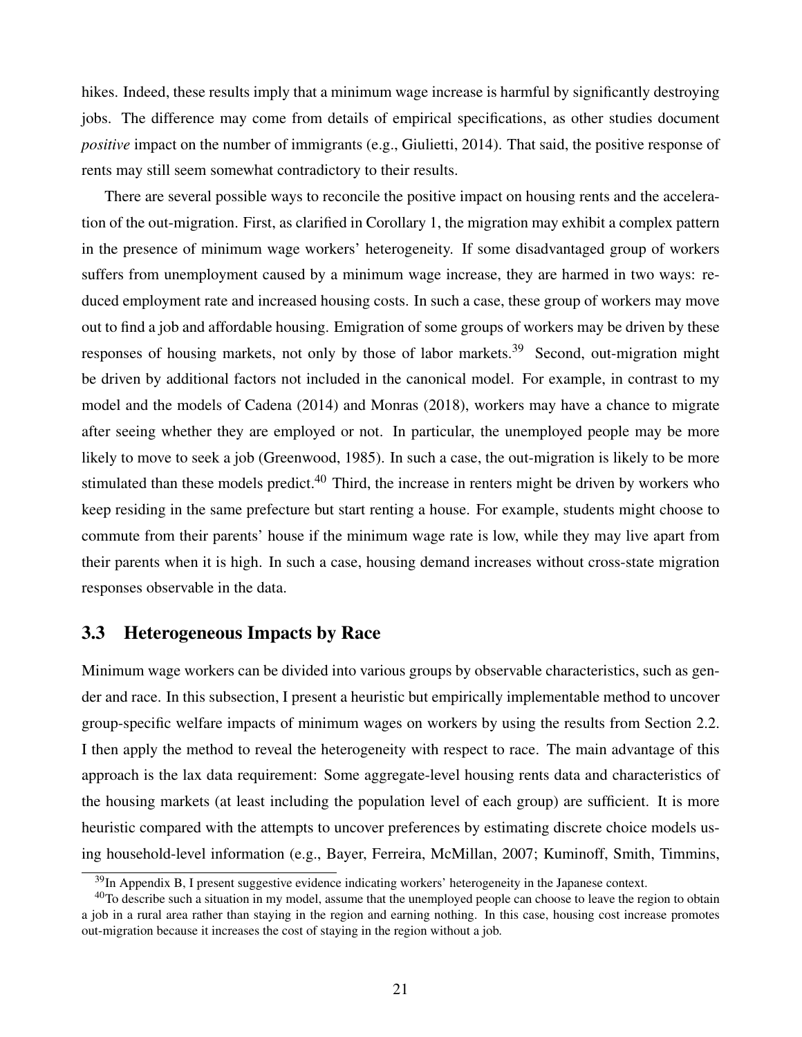hikes. Indeed, these results imply that a minimum wage increase is harmful by significantly destroying jobs. The difference may come from details of empirical specifications, as other studies document *positive* impact on the number of immigrants (e.g., Giulietti, 2014). That said, the positive response of rents may still seem somewhat contradictory to their results.

There are several possible ways to reconcile the positive impact on housing rents and the acceleration of the out-migration. First, as clarified in Corollary 1, the migration may exhibit a complex pattern in the presence of minimum wage workers' heterogeneity. If some disadvantaged group of workers suffers from unemployment caused by a minimum wage increase, they are harmed in two ways: reduced employment rate and increased housing costs. In such a case, these group of workers may move out to find a job and affordable housing. Emigration of some groups of workers may be driven by these responses of housing markets, not only by those of labor markets.[39] Second, out-migration might be driven by additional factors not included in the canonical model. For example, in contrast to my model and the models of Cadena (2014) and Monras (2018), workers may have a chance to migrate after seeing whether they are employed or not. In particular, the unemployed people may be more likely to move to seek a job (Greenwood, 1985). In such a case, the out-migration is likely to be more stimulated than these models predict.[40] Third, the increase in renters might be driven by workers who keep residing in the same prefecture but start renting a house. For example, students might choose to commute from their parents' house if the minimum wage rate is low, while they may live apart from their parents when it is high. In such a case, housing demand increases without cross-state migration responses observable in the data.

## 3.3 Heterogeneous Impacts by Race

Minimum wage workers can be divided into various groups by observable characteristics, such as gender and race. In this subsection, I present a heuristic but empirically implementable method to uncover group-specific welfare impacts of minimum wages on workers by using the results from Section 2.2. I then apply the method to reveal the heterogeneity with respect to race. The main advantage of this approach is the lax data requirement: Some aggregate-level housing rents data and characteristics of the housing markets (at least including the population level of each group) are sufficient. It is more heuristic compared with the attempts to uncover preferences by estimating discrete choice models using household-level information (e.g., Bayer, Ferreira, McMillan, 2007; Kuminoff, Smith, Timmins,

[39] In Appendix B, I present suggestive evidence indicating workers' heterogeneity in the Japanese context.

[40] To describe such a situation in my model, assume that the unemployed people can choose to leave the region to obtain a job in a rural area rather than staying in the region and earning nothing. In this case, housing cost increase promotes out-migration because it increases the cost of staying in the region without a job.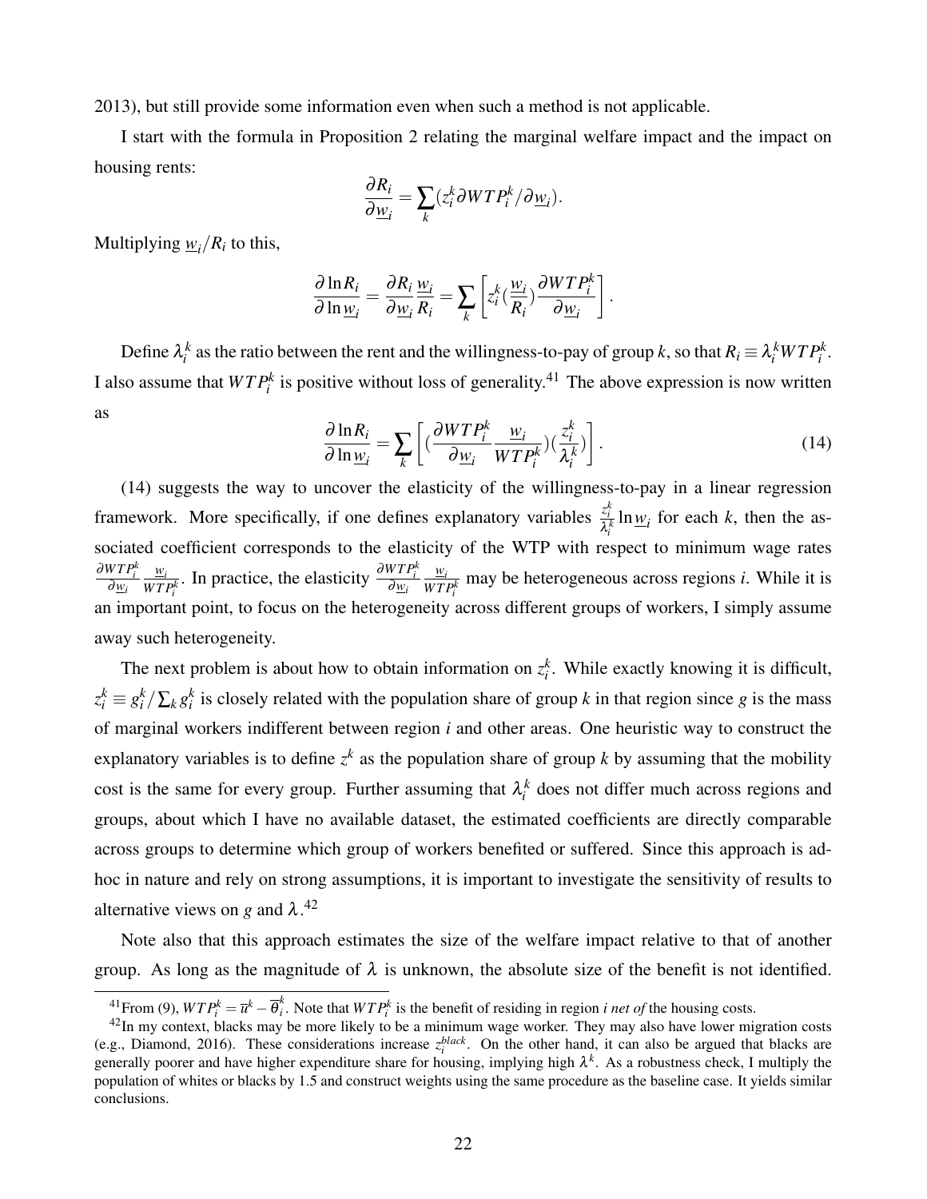2013), but still provide some information even when such a method is not applicable.

I start with the formula in Proposition 2 relating the marginal welfare impact and the impact on housing rents:

$$\frac{\partial R_i}{\partial \underline{w}_i} = \sum_k (z_i^k \partial WTP_i^k / \partial \underline{w}_i).$$

Multiplying $\underline{w}_i / R_i$ to this,

$$\frac{\partial \ln R_i}{\partial \ln \underline{w}_i} = \frac{\partial R_i}{\partial \underline{w}_i} \frac{\underline{w}_i}{R_i} = \sum_k \left[ z_i^k (\frac{\underline{w}_i}{R_i}) \frac{\partial WTP_i^k}{\partial \underline{w}_i} \right].$$

Define $\lambda_i^k$ as the ratio between the rent and the willingness-to-pay of group $k$, so that $R_i \equiv \lambda_i^k WTP_i^k$. I also assume that $WTP_i^k$ is positive without loss of generality.[41] The above expression is now written as

$$\frac{\partial \ln R_i}{\partial \ln \underline{w}_i} = \sum_k \left[ (\frac{\partial WTP_i^k}{\partial \underline{w}_i} \frac{\underline{w}_i}{WTP_i^k})(\frac{z_i^k}{\lambda_i^k}) \right]. \tag{14}$$

(14) suggests the way to uncover the elasticity of the willingness-to-pay in a linear regression framework. More specifically, if one defines explanatory variables $\frac{z_i^k}{\lambda_i^k} \ln \underline{w}_i$ for each $k$, then the associated coefficient corresponds to the elasticity of the WTP with respect to minimum wage rates $\frac{\partial WTP_i^k}{\partial \underline{w}_i} \frac{\underline{w}_i}{WTP_i^k}$. In practice, the elasticity $\frac{\partial WTP_i^k}{\partial \underline{w}_i} \frac{\underline{w}_i}{WTP_i^k}$ may be heterogeneous across regions $i$. While it is an important point, to focus on the heterogeneity across different groups of workers, I simply assume away such heterogeneity.

The next problem is about how to obtain information on $z_i^k$. While exactly knowing it is difficult, $z_i^k \equiv g_i^k / \sum_k g_i^k$ is closely related with the population share of group $k$ in that region since $g$ is the mass of marginal workers indifferent between region $i$ and other areas. One heuristic way to construct the explanatory variables is to define $z^k$ as the population share of group $k$ by assuming that the mobility cost is the same for every group. Further assuming that $\lambda_i^k$ does not differ much across regions and groups, about which I have no available dataset, the estimated coefficients are directly comparable across groups to determine which group of workers benefited or suffered. Since this approach is ad-hoc in nature and rely on strong assumptions, it is important to investigate the sensitivity of results to alternative views on $g$ and $\lambda$.[42]

Note also that this approach estimates the size of the welfare impact relative to that of another group. As long as the magnitude of $\lambda$ is unknown, the absolute size of the benefit is not identified.

[41] From (9), $WTP_i^k = \overline{u}^k - \overline{\theta}_i^k$. Note that $WTP_i^k$ is the benefit of residing in region $i$ *net of* the housing costs.

[42] In my context, blacks may be more likely to be a minimum wage worker. They may also have lower migration costs (e.g., Diamond, 2016). These considerations increase $z_i^{black}$. On the other hand, it can also be argued that blacks are generally poorer and have higher expenditure share for housing, implying high $\lambda^k$. As a robustness check, I multiply the population of whites or blacks by 1.5 and construct weights using the same procedure as the baseline case. It yields similar conclusions.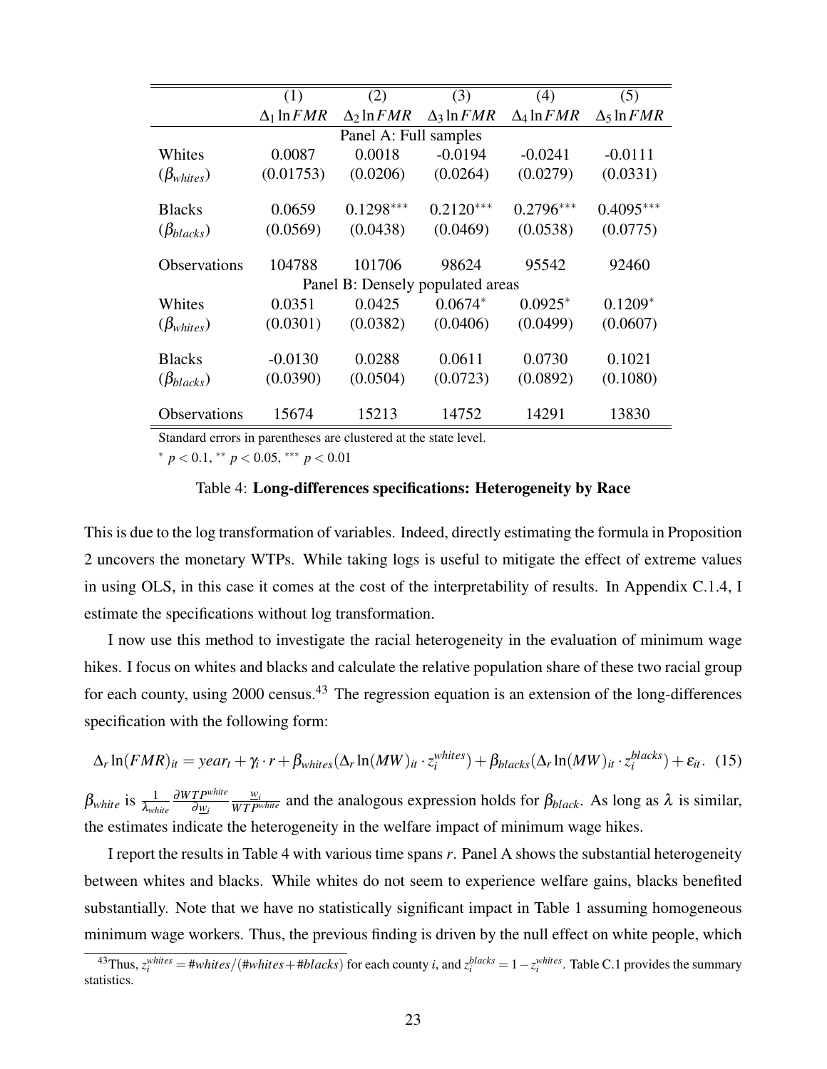| | (1) | (2) | (3) | (4) | (5) |
|---|---|---|---|---|---|
| | $\Delta_1 \ln FMR$ | $\Delta_2 \ln FMR$ | $\Delta_3 \ln FMR$ | $\Delta_4 \ln FMR$ | $\Delta_5 \ln FMR$ |
| Panel A: Full samples | | | | | |
| Whites | 0.0087 | 0.0018 | -0.0194 | -0.0241 | -0.0111 |
| ($\beta_{whites}$) | (0.01753) | (0.0206) | (0.0264) | (0.0279) | (0.0331) |
| Blacks | 0.0659 | 0.1298*** | 0.2120*** | 0.2796*** | 0.4095*** |
| ($\beta_{blacks}$) | (0.0569) | (0.0438) | (0.0469) | (0.0538) | (0.0775) |
| Observations | 104788 | 101706 | 98624 | 95542 | 92460 |
| Panel B: Densely populated areas | | | | | |
| Whites | 0.0351 | 0.0425 | 0.0674* | 0.0925* | 0.1209* |
| ($\beta_{whites}$) | (0.0301) | (0.0382) | (0.0406) | (0.0499) | (0.0607) |
| Blacks | -0.0130 | 0.0288 | 0.0611 | 0.0730 | 0.1021 |
| ($\beta_{blacks}$) | (0.0390) | (0.0504) | (0.0723) | (0.0892) | (0.1080) |
| Observations | 15674 | 15213 | 14752 | 14291 | 13830 |

Standard errors in parentheses are clustered at the state level.

* $p < 0.1$, ** $p < 0.05$, *** $p < 0.01$

Table 4: **Long-differences specifications: Heterogeneity by Race**

This is due to the log transformation of variables. Indeed, directly estimating the formula in Proposition 2 uncovers the monetary WTPs. While taking logs is useful to mitigate the effect of extreme values in using OLS, in this case it comes at the cost of the interpretability of results. In Appendix C.1.4, I estimate the specifications without log transformation.

I now use this method to investigate the racial heterogeneity in the evaluation of minimum wage hikes. I focus on whites and blacks and calculate the relative population share of these two racial group for each county, using 2000 census.[43] The regression equation is an extension of the long-differences specification with the following form:

$$\Delta_r \ln(FMR)_{it} = year_t + \gamma_i \cdot r + \beta_{whites}(\Delta_r \ln(MW)_{it} \cdot z_i^{whites}) + \beta_{blacks}(\Delta_r \ln(MW)_{it} \cdot z_i^{blacks}) + \varepsilon_{it}. \quad (15)$$

$\beta_{white}$ is $\frac{1}{\lambda_{white}} \frac{\partial WTP^{white}}{\partial \underline{w}_i} \frac{\underline{w}_i}{WTP^{white}}$ and the analogous expression holds for $\beta_{black}$. As long as $\lambda$ is similar, the estimates indicate the heterogeneity in the welfare impact of minimum wage hikes.

I report the results in Table 4 with various time spans $r$. Panel A shows the substantial heterogeneity between whites and blacks. While whites do not seem to experience welfare gains, blacks benefited substantially. Note that we have no statistically significant impact in Table 1 assuming homogeneous minimum wage workers. Thus, the previous finding is driven by the null effect on white people, which

[43] Thus, $z_i^{whites} = \#whites/(\#whites + \#blacks)$ for each county $i$, and $z_i^{blacks} = 1 - z_i^{whites}$. Table C.1 provides the summary statistics.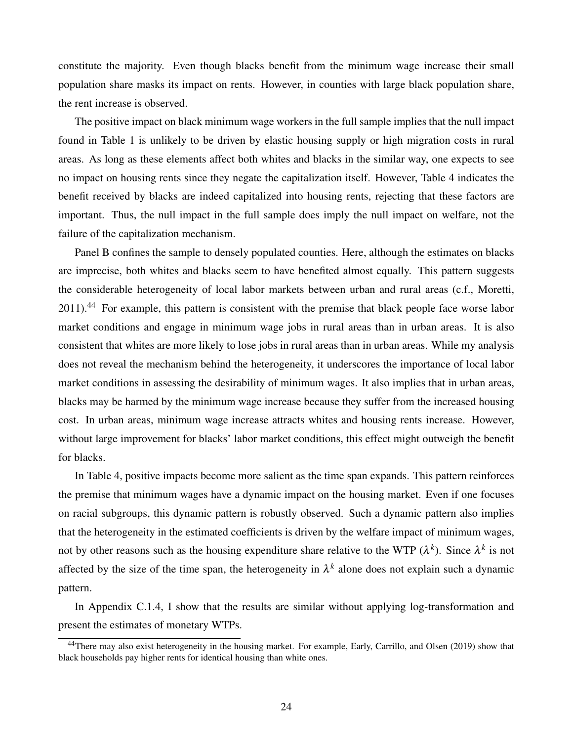constitute the majority. Even though blacks benefit from the minimum wage increase their small population share masks its impact on rents. However, in counties with large black population share, the rent increase is observed.

The positive impact on black minimum wage workers in the full sample implies that the null impact found in Table 1 is unlikely to be driven by elastic housing supply or high migration costs in rural areas. As long as these elements affect both whites and blacks in the similar way, one expects to see no impact on housing rents since they negate the capitalization itself. However, Table 4 indicates the benefit received by blacks are indeed capitalized into housing rents, rejecting that these factors are important. Thus, the null impact in the full sample does imply the null impact on welfare, not the failure of the capitalization mechanism.

Panel B confines the sample to densely populated counties. Here, although the estimates on blacks are imprecise, both whites and blacks seem to have benefited almost equally. This pattern suggests the considerable heterogeneity of local labor markets between urban and rural areas (c.f., Moretti, 2011).[44] For example, this pattern is consistent with the premise that black people face worse labor market conditions and engage in minimum wage jobs in rural areas than in urban areas. It is also consistent that whites are more likely to lose jobs in rural areas than in urban areas. While my analysis does not reveal the mechanism behind the heterogeneity, it underscores the importance of local labor market conditions in assessing the desirability of minimum wages. It also implies that in urban areas, blacks may be harmed by the minimum wage increase because they suffer from the increased housing cost. In urban areas, minimum wage increase attracts whites and housing rents increase. However, without large improvement for blacks' labor market conditions, this effect might outweigh the benefit for blacks.

In Table 4, positive impacts become more salient as the time span expands. This pattern reinforces the premise that minimum wages have a dynamic impact on the housing market. Even if one focuses on racial subgroups, this dynamic pattern is robustly observed. Such a dynamic pattern also implies that the heterogeneity in the estimated coefficients is driven by the welfare impact of minimum wages, not by other reasons such as the housing expenditure share relative to the WTP ($\lambda^k$). Since $\lambda^k$ is not affected by the size of the time span, the heterogeneity in $\lambda^k$ alone does not explain such a dynamic pattern.

In Appendix C.1.4, I show that the results are similar without applying log-transformation and present the estimates of monetary WTPs.

[44] There may also exist heterogeneity in the housing market. For example, Early, Carrillo, and Olsen (2019) show that black households pay higher rents for identical housing than white ones.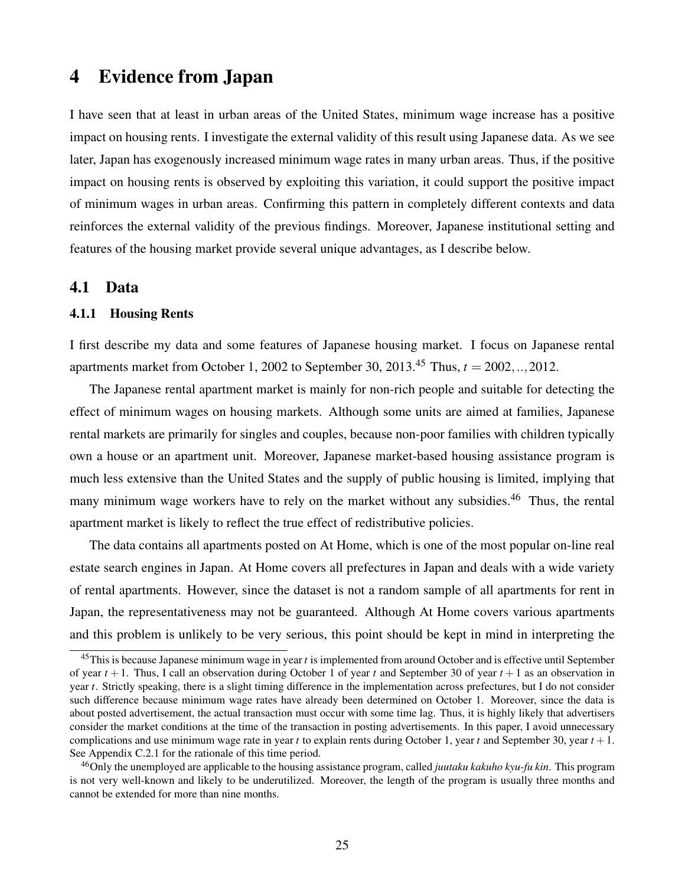# 4 Evidence from Japan

I have seen that at least in urban areas of the United States, minimum wage increase has a positive impact on housing rents. I investigate the external validity of this result using Japanese data. As we see later, Japan has exogenously increased minimum wage rates in many urban areas. Thus, if the positive impact on housing rents is observed by exploiting this variation, it could support the positive impact of minimum wages in urban areas. Confirming this pattern in completely different contexts and data reinforces the external validity of the previous findings. Moreover, Japanese institutional setting and features of the housing market provide several unique advantages, as I describe below.

## 4.1 Data

### 4.1.1 Housing Rents

I first describe my data and some features of Japanese housing market. I focus on Japanese rental apartments market from October 1, 2002 to September 30, 2013.[45] Thus, $t = 2002, .., 2012$.

The Japanese rental apartment market is mainly for non-rich people and suitable for detecting the effect of minimum wages on housing markets. Although some units are aimed at families, Japanese rental markets are primarily for singles and couples, because non-poor families with children typically own a house or an apartment unit. Moreover, Japanese market-based housing assistance program is much less extensive than the United States and the supply of public housing is limited, implying that many minimum wage workers have to rely on the market without any subsidies.[46] Thus, the rental apartment market is likely to reflect the true effect of redistributive policies.

The data contains all apartments posted on At Home, which is one of the most popular on-line real estate search engines in Japan. At Home covers all prefectures in Japan and deals with a wide variety of rental apartments. However, since the dataset is not a random sample of all apartments for rent in Japan, the representativeness may not be guaranteed. Although At Home covers various apartments and this problem is unlikely to be very serious, this point should be kept in mind in interpreting the

[45] This is because Japanese minimum wage in year $t$ is implemented from around October and is effective until September of year $t+1$. Thus, I call an observation during October 1 of year $t$ and September 30 of year $t+1$ as an observation in year $t$. Strictly speaking, there is a slight timing difference in the implementation across prefectures, but I do not consider such difference because minimum wage rates have already been determined on October 1. Moreover, since the data is about posted advertisement, the actual transaction must occur with some time lag. Thus, it is highly likely that advertisers consider the market conditions at the time of the transaction in posting advertisements. In this paper, I avoid unnecessary complications and use minimum wage rate in year $t$ to explain rents during October 1, year $t$ and September 30, year $t+1$. See Appendix C.2.1 for the rationale of this time period.

[46] Only the unemployed are applicable to the housing assistance program, called *juutaku kakuho kyu-fu kin*. This program is not very well-known and likely to be underutilized. Moreover, the length of the program is usually three months and cannot be extended for more than nine months.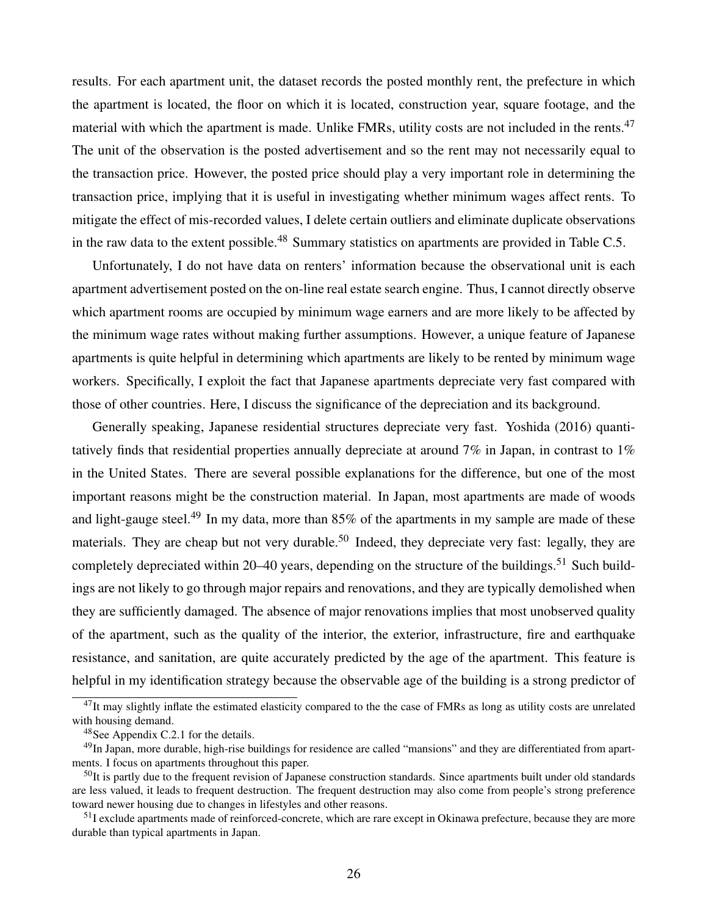results. For each apartment unit, the dataset records the posted monthly rent, the prefecture in which the apartment is located, the floor on which it is located, construction year, square footage, and the material with which the apartment is made. Unlike FMRs, utility costs are not included in the rents.[47] The unit of the observation is the posted advertisement and so the rent may not necessarily equal to the transaction price. However, the posted price should play a very important role in determining the transaction price, implying that it is useful in investigating whether minimum wages affect rents. To mitigate the effect of mis-recorded values, I delete certain outliers and eliminate duplicate observations in the raw data to the extent possible.[48] Summary statistics on apartments are provided in Table C.5.

Unfortunately, I do not have data on renters' information because the observational unit is each apartment advertisement posted on the on-line real estate search engine. Thus, I cannot directly observe which apartment rooms are occupied by minimum wage earners and are more likely to be affected by the minimum wage rates without making further assumptions. However, a unique feature of Japanese apartments is quite helpful in determining which apartments are likely to be rented by minimum wage workers. Specifically, I exploit the fact that Japanese apartments depreciate very fast compared with those of other countries. Here, I discuss the significance of the depreciation and its background.

Generally speaking, Japanese residential structures depreciate very fast. Yoshida (2016) quantitatively finds that residential properties annually depreciate at around 7% in Japan, in contrast to 1% in the United States. There are several possible explanations for the difference, but one of the most important reasons might be the construction material. In Japan, most apartments are made of woods and light-gauge steel.[49] In my data, more than 85% of the apartments in my sample are made of these materials. They are cheap but not very durable.[50] Indeed, they depreciate very fast: legally, they are completely depreciated within 20–40 years, depending on the structure of the buildings.[51] Such buildings are not likely to go through major repairs and renovations, and they are typically demolished when they are sufficiently damaged. The absence of major renovations implies that most unobserved quality of the apartment, such as the quality of the interior, the exterior, infrastructure, fire and earthquake resistance, and sanitation, are quite accurately predicted by the age of the apartment. This feature is helpful in my identification strategy because the observable age of the building is a strong predictor of

[47] It may slightly inflate the estimated elasticity compared to the the case of FMRs as long as utility costs are unrelated with housing demand.

[48] See Appendix C.2.1 for the details.

[49] In Japan, more durable, high-rise buildings for residence are called "mansions" and they are differentiated from apartments. I focus on apartments throughout this paper.

[50] It is partly due to the frequent revision of Japanese construction standards. Since apartments built under old standards are less valued, it leads to frequent destruction. The frequent destruction may also come from people's strong preference toward newer housing due to changes in lifestyles and other reasons.

[51] I exclude apartments made of reinforced-concrete, which are rare except in Okinawa prefecture, because they are more durable than typical apartments in Japan.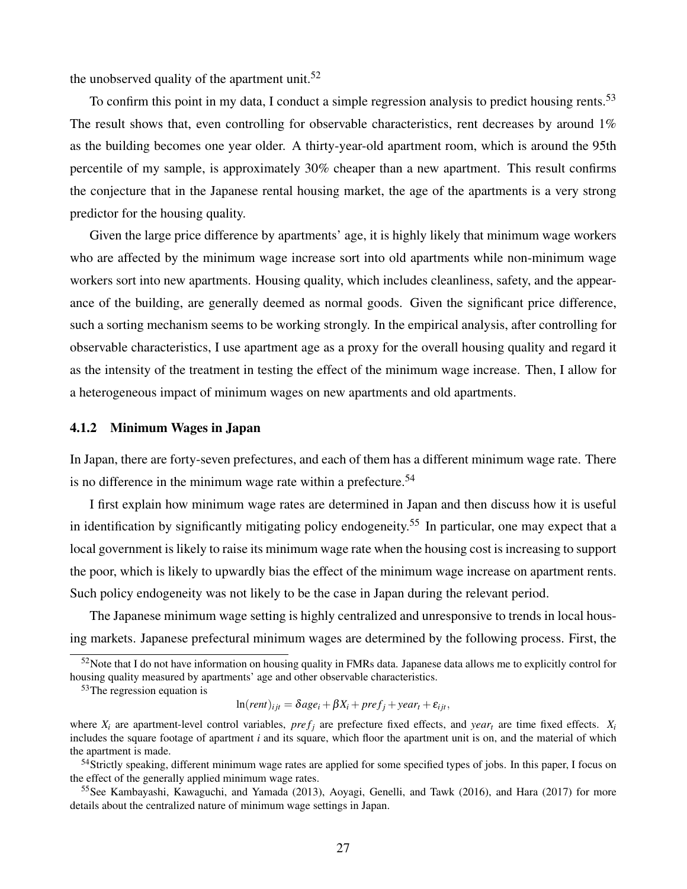the unobserved quality of the apartment unit.[52]

To confirm this point in my data, I conduct a simple regression analysis to predict housing rents.[53] The result shows that, even controlling for observable characteristics, rent decreases by around 1% as the building becomes one year older. A thirty-year-old apartment room, which is around the 95th percentile of my sample, is approximately 30% cheaper than a new apartment. This result confirms the conjecture that in the Japanese rental housing market, the age of the apartments is a very strong predictor for the housing quality.

Given the large price difference by apartments' age, it is highly likely that minimum wage workers who are affected by the minimum wage increase sort into old apartments while non-minimum wage workers sort into new apartments. Housing quality, which includes cleanliness, safety, and the appearance of the building, are generally deemed as normal goods. Given the significant price difference, such a sorting mechanism seems to be working strongly. In the empirical analysis, after controlling for observable characteristics, I use apartment age as a proxy for the overall housing quality and regard it as the intensity of the treatment in testing the effect of the minimum wage increase. Then, I allow for a heterogeneous impact of minimum wages on new apartments and old apartments.

### 4.1.2 Minimum Wages in Japan

In Japan, there are forty-seven prefectures, and each of them has a different minimum wage rate. There is no difference in the minimum wage rate within a prefecture.[54]

I first explain how minimum wage rates are determined in Japan and then discuss how it is useful in identification by significantly mitigating policy endogeneity.[55] In particular, one may expect that a local government is likely to raise its minimum wage rate when the housing cost is increasing to support the poor, which is likely to upwardly bias the effect of the minimum wage increase on apartment rents. Such policy endogeneity was not likely to be the case in Japan during the relevant period.

The Japanese minimum wage setting is highly centralized and unresponsive to trends in local housing markets. Japanese prefectural minimum wages are determined by the following process. First, the

---

[52] Note that I do not have information on housing quality in FMRs data. Japanese data allows me to explicitly control for housing quality measured by apartments' age and other observable characteristics.

[53] The regression equation is

$$\ln(rent)_{ijt} = \delta age_i + \beta X_i + pref_j + year_t + \varepsilon_{ijt},$$

where $X_i$ are apartment-level control variables, $pref_j$ are prefecture fixed effects, and $year_t$ are time fixed effects. $X_i$ includes the square footage of apartment $i$ and its square, which floor the apartment unit is on, and the material of which the apartment is made.

[54] Strictly speaking, different minimum wage rates are applied for some specified types of jobs. In this paper, I focus on the effect of the generally applied minimum wage rates.

[55] See Kambayashi, Kawaguchi, and Yamada (2013), Aoyagi, Genelli, and Tawk (2016), and Hara (2017) for more details about the centralized nature of minimum wage settings in Japan.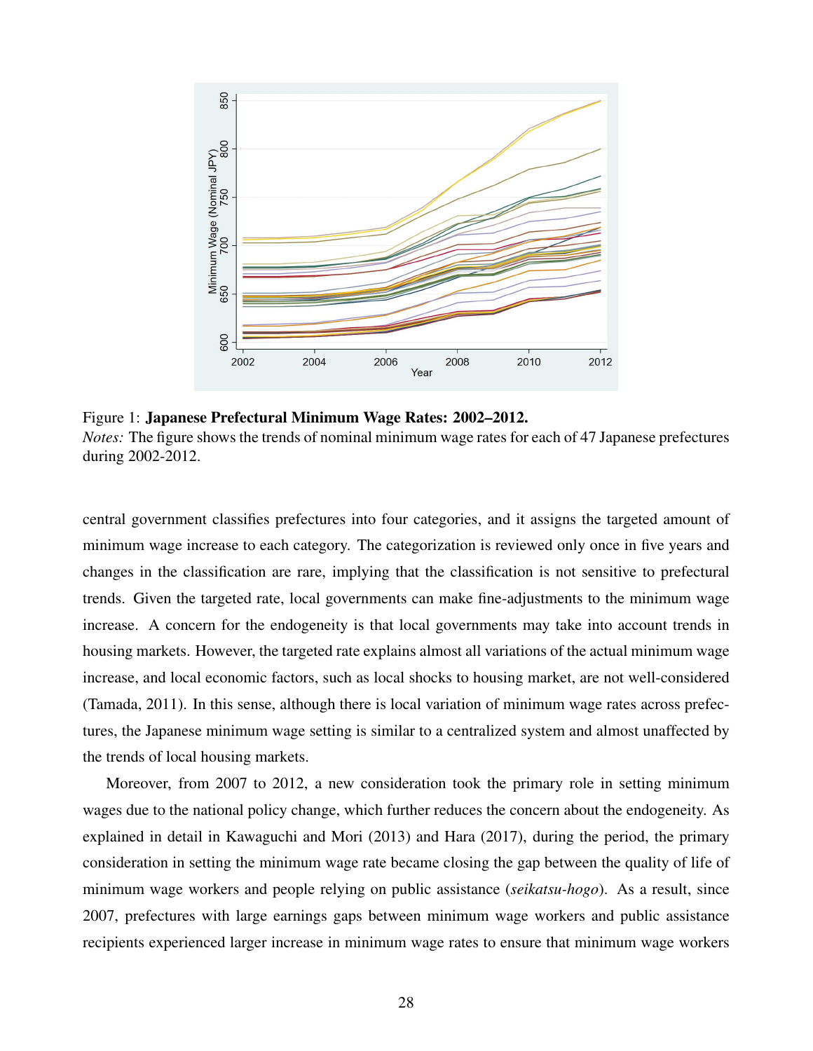Figure 1: **Japanese Prefectural Minimum Wage Rates: 2002–2012.**
*Notes:* The figure shows the trends of nominal minimum wage rates for each of 47 Japanese prefectures during 2002-2012.

central government classifies prefectures into four categories, and it assigns the targeted amount of minimum wage increase to each category. The categorization is reviewed only once in five years and changes in the classification are rare, implying that the classification is not sensitive to prefectural trends. Given the targeted rate, local governments can make fine-adjustments to the minimum wage increase. A concern for the endogeneity is that local governments may take into account trends in housing markets. However, the targeted rate explains almost all variations of the actual minimum wage increase, and local economic factors, such as local shocks to housing market, are not well-considered (Tamada, 2011). In this sense, although there is local variation of minimum wage rates across prefectures, the Japanese minimum wage setting is similar to a centralized system and almost unaffected by the trends of local housing markets.

Moreover, from 2007 to 2012, a new consideration took the primary role in setting minimum wages due to the national policy change, which further reduces the concern about the endogeneity. As explained in detail in Kawaguchi and Mori (2013) and Hara (2017), during the period, the primary consideration in setting the minimum wage rate became closing the gap between the quality of life of minimum wage workers and people relying on public assistance (*seikatsu-hogo*). As a result, since 2007, prefectures with large earnings gaps between minimum wage workers and public assistance recipients experienced larger increase in minimum wage rates to ensure that minimum wage workers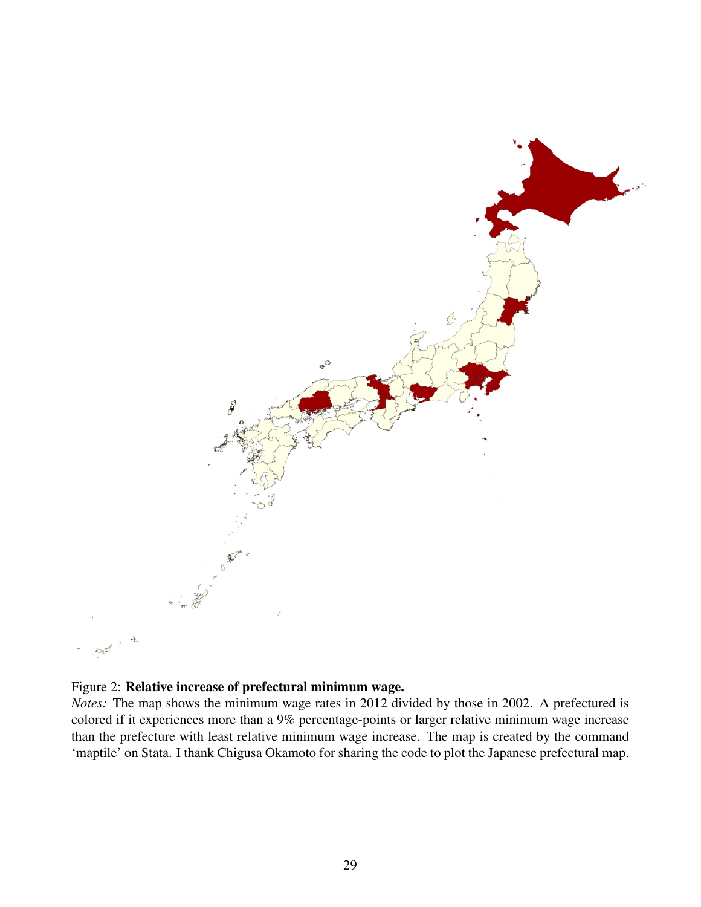Figure 2: **Relative increase of prefectural minimum wage.**

*Notes:* The map shows the minimum wage rates in 2012 divided by those in 2002. A prefectured is colored if it experiences more than a 9% percentage-points or larger relative minimum wage increase than the prefecture with least relative minimum wage increase. The map is created by the command 'maptile' on Stata. I thank Chigusa Okamoto for sharing the code to plot the Japanese prefectural map.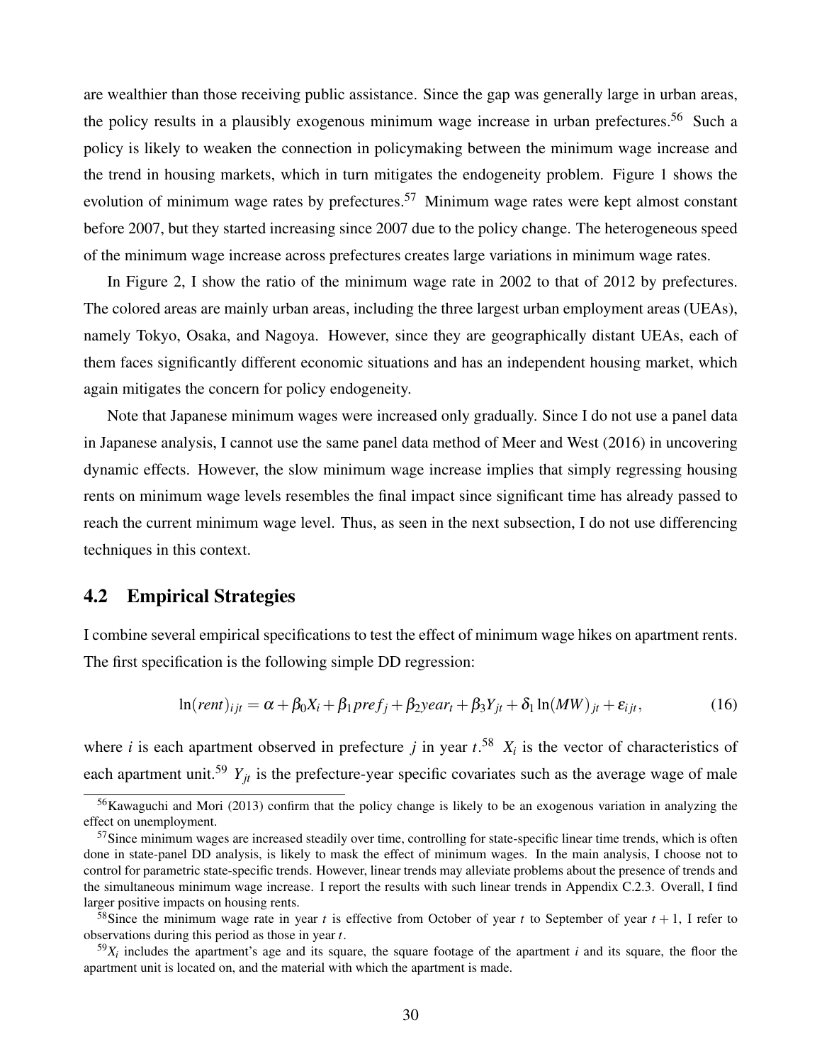are wealthier than those receiving public assistance. Since the gap was generally large in urban areas, the policy results in a plausibly exogenous minimum wage increase in urban prefectures.[56] Such a policy is likely to weaken the connection in policymaking between the minimum wage increase and the trend in housing markets, which in turn mitigates the endogeneity problem. Figure 1 shows the evolution of minimum wage rates by prefectures.[57] Minimum wage rates were kept almost constant before 2007, but they started increasing since 2007 due to the policy change. The heterogeneous speed of the minimum wage increase across prefectures creates large variations in minimum wage rates.

In Figure 2, I show the ratio of the minimum wage rate in 2002 to that of 2012 by prefectures. The colored areas are mainly urban areas, including the three largest urban employment areas (UEAs), namely Tokyo, Osaka, and Nagoya. However, since they are geographically distant UEAs, each of them faces significantly different economic situations and has an independent housing market, which again mitigates the concern for policy endogeneity.

Note that Japanese minimum wages were increased only gradually. Since I do not use a panel data in Japanese analysis, I cannot use the same panel data method of Meer and West (2016) in uncovering dynamic effects. However, the slow minimum wage increase implies that simply regressing housing rents on minimum wage levels resembles the final impact since significant time has already passed to reach the current minimum wage level. Thus, as seen in the next subsection, I do not use differencing techniques in this context.

## 4.2 Empirical Strategies

I combine several empirical specifications to test the effect of minimum wage hikes on apartment rents. The first specification is the following simple DD regression:

$$\ln(rent)_{ijt} = \alpha + \beta_0 X_i + \beta_1 pref_j + \beta_2 year_t + \beta_3 Y_{jt} + \delta_1 \ln(MW)_{jt} + \varepsilon_{ijt}, \tag{16}$$

where $i$ is each apartment observed in prefecture $j$ in year $t$.[58] $X_i$ is the vector of characteristics of each apartment unit.[59] $Y_{jt}$ is the prefecture-year specific covariates such as the average wage of male

---

[56] Kawaguchi and Mori (2013) confirm that the policy change is likely to be an exogenous variation in analyzing the effect on unemployment.

[57] Since minimum wages are increased steadily over time, controlling for state-specific linear time trends, which is often done in state-panel DD analysis, is likely to mask the effect of minimum wages. In the main analysis, I choose not to control for parametric state-specific trends. However, linear trends may alleviate problems about the presence of trends and the simultaneous minimum wage increase. I report the results with such linear trends in Appendix C.2.3. Overall, I find larger positive impacts on housing rents.

[58] Since the minimum wage rate in year $t$ is effective from October of year $t$ to September of year $t+1$, I refer to observations during this period as those in year $t$.

[59] $X_i$ includes the apartment's age and its square, the square footage of the apartment $i$ and its square, the floor the apartment unit is located on, and the material with which the apartment is made.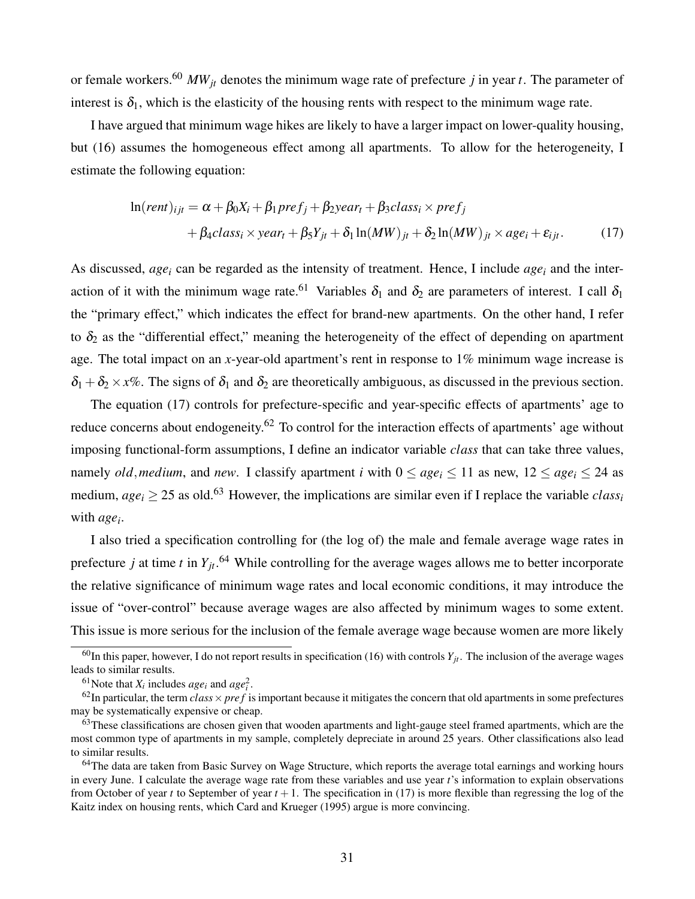or female workers.[60] $MW_{jt}$ denotes the minimum wage rate of prefecture $j$ in year $t$. The parameter of interest is $\delta_1$, which is the elasticity of the housing rents with respect to the minimum wage rate.

I have argued that minimum wage hikes are likely to have a larger impact on lower-quality housing, but (16) assumes the homogeneous effect among all apartments. To allow for the heterogeneity, I estimate the following equation:

$$\begin{aligned}\ln(rent)_{ijt} = \alpha + \beta_0 X_i + \beta_1 pref_j + \beta_2 year_t + \beta_3 class_i \times pref_j \\ + \beta_4 class_i \times year_t + \beta_5 Y_{jt} + \delta_1 \ln(MW)_{jt} + \delta_2 \ln(MW)_{jt} \times age_i + \varepsilon_{ijt}. \end{aligned} \tag{17}$$

As discussed, $age_i$ can be regarded as the intensity of treatment. Hence, I include $age_i$ and the interaction of it with the minimum wage rate.[61] Variables $\delta_1$ and $\delta_2$ are parameters of interest. I call $\delta_1$ the "primary effect," which indicates the effect for brand-new apartments. On the other hand, I refer to $\delta_2$ as the "differential effect," meaning the heterogeneity of the effect of depending on apartment age. The total impact on an $x$-year-old apartment's rent in response to 1% minimum wage increase is $\delta_1 + \delta_2 \times x\%$. The signs of $\delta_1$ and $\delta_2$ are theoretically ambiguous, as discussed in the previous section.

The equation (17) controls for prefecture-specific and year-specific effects of apartments' age to reduce concerns about endogeneity.[62] To control for the interaction effects of apartments' age without imposing functional-form assumptions, I define an indicator variable *class* that can take three values, namely *old*, *medium*, and *new*. I classify apartment $i$ with $0 \leq age_i \leq 11$ as new, $12 \leq age_i \leq 24$ as medium, $age_i \geq 25$ as old.[63] However, the implications are similar even if I replace the variable $class_i$ with $age_i$.

I also tried a specification controlling for (the log of) the male and female average wage rates in prefecture $j$ at time $t$ in $Y_{jt}$.[64] While controlling for the average wages allows me to better incorporate the relative significance of minimum wage rates and local economic conditions, it may introduce the issue of "over-control" because average wages are also affected by minimum wages to some extent. This issue is more serious for the inclusion of the female average wage because women are more likely

---

[60] In this paper, however, I do not report results in specification (16) with controls $Y_{jt}$. The inclusion of the average wages leads to similar results.

[61] Note that $X_i$ includes $age_i$ and $age_i^2$.

[62] In particular, the term $class \times pref$ is important because it mitigates the concern that old apartments in some prefectures may be systematically expensive or cheap.

[63] These classifications are chosen given that wooden apartments and light-gauge steel framed apartments, which are the most common type of apartments in my sample, completely depreciate in around 25 years. Other classifications also lead to similar results.

[64] The data are taken from Basic Survey on Wage Structure, which reports the average total earnings and working hours in every June. I calculate the average wage rate from these variables and use year $t$'s information to explain observations from October of year $t$ to September of year $t+1$. The specification in (17) is more flexible than regressing the log of the Kaitz index on housing rents, which Card and Krueger (1995) argue is more convincing.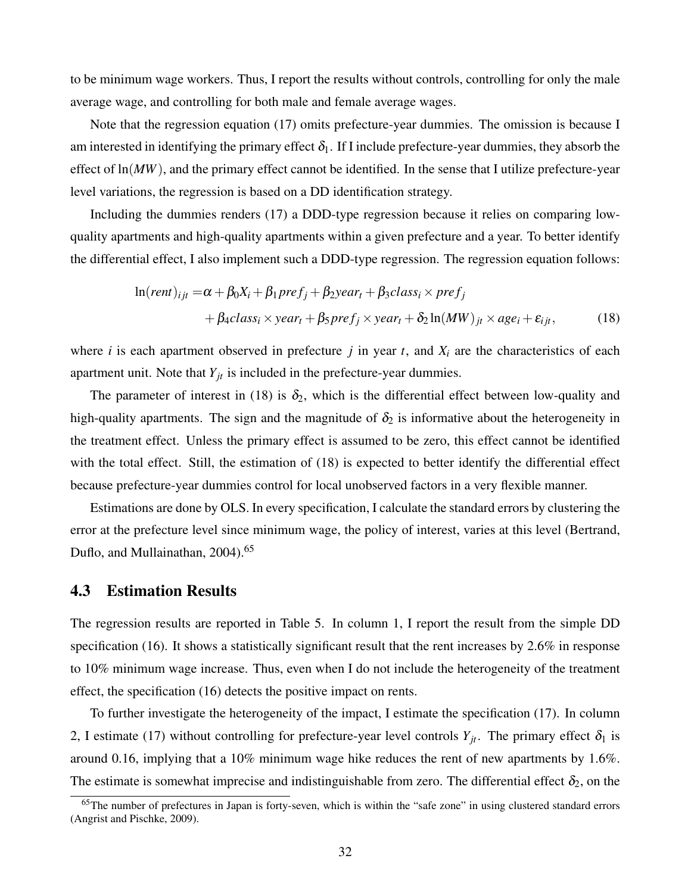to be minimum wage workers. Thus, I report the results without controls, controlling for only the male average wage, and controlling for both male and female average wages.

Note that the regression equation (17) omits prefecture-year dummies. The omission is because I am interested in identifying the primary effect $\delta_1$. If I include prefecture-year dummies, they absorb the effect of $\ln(MW)$, and the primary effect cannot be identified. In the sense that I utilize prefecture-year level variations, the regression is based on a DD identification strategy.

Including the dummies renders (17) a DDD-type regression because it relies on comparing low-quality apartments and high-quality apartments within a given prefecture and a year. To better identify the differential effect, I also implement such a DDD-type regression. The regression equation follows:

$$
\begin{aligned}
\ln(rent)_{ijt} = & \alpha + \beta_0 X_i + \beta_1 pref_j + \beta_2 year_t + \beta_3 class_i \times pref_j \\
& + \beta_4 class_i \times year_t + \beta_5 pref_j \times year_t + \delta_2 \ln(MW)_{jt} \times age_i + \varepsilon_{ijt},
\end{aligned} \tag{18}
$$

where $i$ is each apartment observed in prefecture $j$ in year $t$, and $X_i$ are the characteristics of each apartment unit. Note that $Y_{jt}$ is included in the prefecture-year dummies.

The parameter of interest in (18) is $\delta_2$, which is the differential effect between low-quality and high-quality apartments. The sign and the magnitude of $\delta_2$ is informative about the heterogeneity in the treatment effect. Unless the primary effect is assumed to be zero, this effect cannot be identified with the total effect. Still, the estimation of (18) is expected to better identify the differential effect because prefecture-year dummies control for local unobserved factors in a very flexible manner.

Estimations are done by OLS. In every specification, I calculate the standard errors by clustering the error at the prefecture level since minimum wage, the policy of interest, varies at this level (Bertrand, Duflo, and Mullainathan, 2004).[65]

## 4.3 Estimation Results

The regression results are reported in Table 5. In column 1, I report the result from the simple DD specification (16). It shows a statistically significant result that the rent increases by 2.6% in response to 10% minimum wage increase. Thus, even when I do not include the heterogeneity of the treatment effect, the specification (16) detects the positive impact on rents.

To further investigate the heterogeneity of the impact, I estimate the specification (17). In column 2, I estimate (17) without controlling for prefecture-year level controls $Y_{jt}$. The primary effect $\delta_1$ is around 0.16, implying that a 10% minimum wage hike reduces the rent of new apartments by 1.6%. The estimate is somewhat imprecise and indistinguishable from zero. The differential effect $\delta_2$, on the

[65] The number of prefectures in Japan is forty-seven, which is within the "safe zone" in using clustered standard errors (Angrist and Pischke, 2009).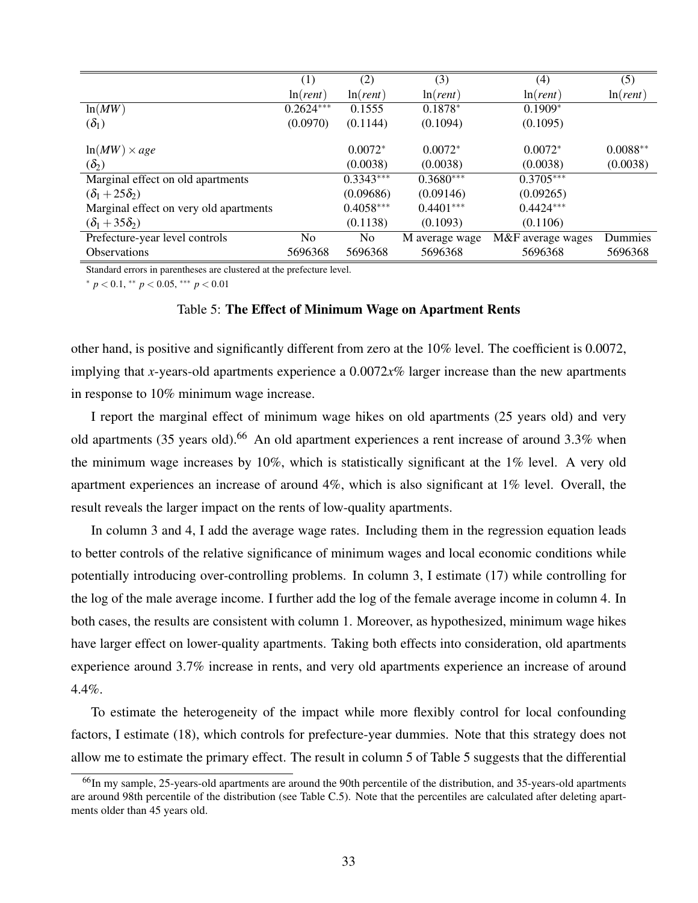| | (1) | (2) | (3) | (4) | (5) |
|---|---|---|---|---|---|
| | $\ln(rent)$ | $\ln(rent)$ | $\ln(rent)$ | $\ln(rent)$ | $\ln(rent)$ |
| $\ln(MW)$ | $0.2624^{***}$ | 0.1555 | $0.1878^{*}$ | $0.1909^{*}$ | |
| $(\delta_1)$ | (0.0970) | (0.1144) | (0.1094) | (0.1095) | |
| $\ln(MW) \times age$ | | $0.0072^{*}$ | $0.0072^{*}$ | $0.0072^{*}$ | $0.0088^{**}$ |
| $(\delta_2)$ | | (0.0038) | (0.0038) | (0.0038) | (0.0038) |
| Marginal effect on old apartments | | $0.3343^{***}$ | $0.3680^{***}$ | $0.3705^{***}$ | |
| $(\delta_1 + 25\delta_2)$ | | (0.09686) | (0.09146) | (0.09265) | |
| Marginal effect on very old apartments | | $0.4058^{***}$ | $0.4401^{***}$ | $0.4424^{***}$ | |
| $(\delta_1 + 35\delta_2)$ | | (0.1138) | (0.1093) | (0.1106) | |
| Prefecture-year level controls | No | No | M average wage | M&F average wages | Dummies |
| Observations | 5696368 | 5696368 | 5696368 | 5696368 | 5696368 |

Standard errors in parentheses are clustered at the prefecture level.

$^{*}$ $p < 0.1$, $^{**}$ $p < 0.05$, $^{***}$ $p < 0.01$

Table 5: **The Effect of Minimum Wage on Apartment Rents**

other hand, is positive and significantly different from zero at the 10% level. The coefficient is 0.0072, implying that $x$-years-old apartments experience a $0.0072x$% larger increase than the new apartments in response to 10% minimum wage increase.

I report the marginal effect of minimum wage hikes on old apartments (25 years old) and very old apartments (35 years old).[66] An old apartment experiences a rent increase of around 3.3% when the minimum wage increases by 10%, which is statistically significant at the 1% level. A very old apartment experiences an increase of around 4%, which is also significant at 1% level. Overall, the result reveals the larger impact on the rents of low-quality apartments.

In column 3 and 4, I add the average wage rates. Including them in the regression equation leads to better controls of the relative significance of minimum wages and local economic conditions while potentially introducing over-controlling problems. In column 3, I estimate (17) while controlling for the log of the male average income. I further add the log of the female average income in column 4. In both cases, the results are consistent with column 1. Moreover, as hypothesized, minimum wage hikes have larger effect on lower-quality apartments. Taking both effects into consideration, old apartments experience around 3.7% increase in rents, and very old apartments experience an increase of around 4.4%.

To estimate the heterogeneity of the impact while more flexibly control for local confounding factors, I estimate (18), which controls for prefecture-year dummies. Note that this strategy does not allow me to estimate the primary effect. The result in column 5 of Table 5 suggests that the differential

[66] In my sample, 25-years-old apartments are around the 90th percentile of the distribution, and 35-years-old apartments are around 98th percentile of the distribution (see Table C.5). Note that the percentiles are calculated after deleting apartments older than 45 years old.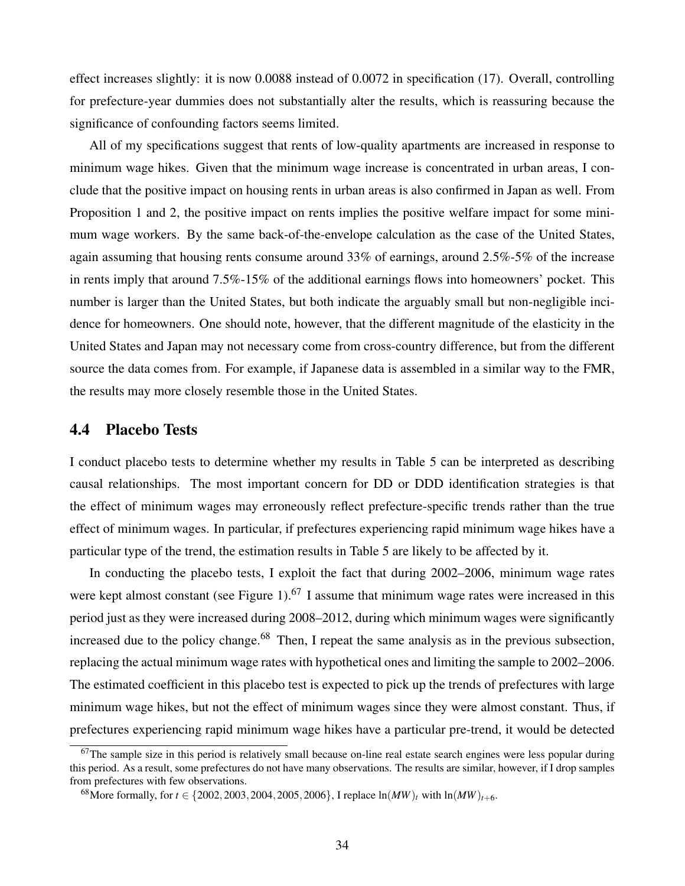effect increases slightly: it is now 0.0088 instead of 0.0072 in specification (17). Overall, controlling for prefecture-year dummies does not substantially alter the results, which is reassuring because the significance of confounding factors seems limited.

All of my specifications suggest that rents of low-quality apartments are increased in response to minimum wage hikes. Given that the minimum wage increase is concentrated in urban areas, I conclude that the positive impact on housing rents in urban areas is also confirmed in Japan as well. From Proposition 1 and 2, the positive impact on rents implies the positive welfare impact for some minimum wage workers. By the same back-of-the-envelope calculation as the case of the United States, again assuming that housing rents consume around 33% of earnings, around 2.5%-5% of the increase in rents imply that around 7.5%-15% of the additional earnings flows into homeowners' pocket. This number is larger than the United States, but both indicate the arguably small but non-negligible incidence for homeowners. One should note, however, that the different magnitude of the elasticity in the United States and Japan may not necessary come from cross-country difference, but from the different source the data comes from. For example, if Japanese data is assembled in a similar way to the FMR, the results may more closely resemble those in the United States.

## 4.4 Placebo Tests

I conduct placebo tests to determine whether my results in Table 5 can be interpreted as describing causal relationships. The most important concern for DD or DDD identification strategies is that the effect of minimum wages may erroneously reflect prefecture-specific trends rather than the true effect of minimum wages. In particular, if prefectures experiencing rapid minimum wage hikes have a particular type of the trend, the estimation results in Table 5 are likely to be affected by it.

In conducting the placebo tests, I exploit the fact that during 2002–2006, minimum wage rates were kept almost constant (see Figure 1).[67] I assume that minimum wage rates were increased in this period just as they were increased during 2008–2012, during which minimum wages were significantly increased due to the policy change.[68] Then, I repeat the same analysis as in the previous subsection, replacing the actual minimum wage rates with hypothetical ones and limiting the sample to 2002–2006. The estimated coefficient in this placebo test is expected to pick up the trends of prefectures with large minimum wage hikes, but not the effect of minimum wages since they were almost constant. Thus, if prefectures experiencing rapid minimum wage hikes have a particular pre-trend, it would be detected

[67] The sample size in this period is relatively small because on-line real estate search engines were less popular during this period. As a result, some prefectures do not have many observations. The results are similar, however, if I drop samples from prefectures with few observations.

[68] More formally, for $t \in \{2002, 2003, 2004, 2005, 2006\}$, I replace $\ln(MW)_t$ with $\ln(MW)_{t+6}$.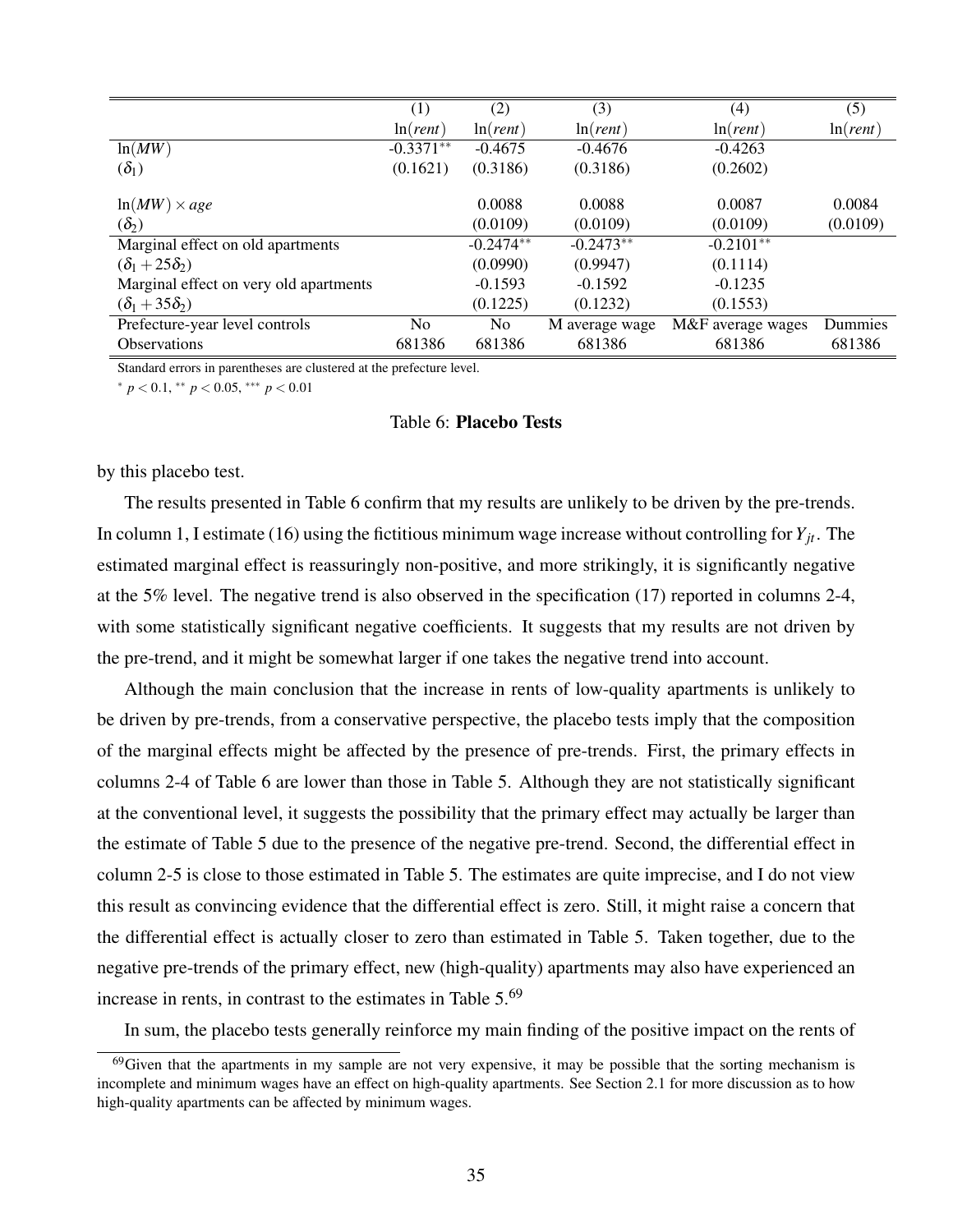| | (1) | (2) | (3) | (4) | (5) |
|---|---|---|---|---|---|
| | $\ln(rent)$ | $\ln(rent)$ | $\ln(rent)$ | $\ln(rent)$ | $\ln(rent)$ |
| $\ln(MW)$ | -0.3371** | -0.4675 | -0.4676 | -0.4263 | |
| ($\delta_1$) | (0.1621) | (0.3186) | (0.3186) | (0.2602) | |
| $\ln(MW) \times age$ | | 0.0088 | 0.0088 | 0.0087 | 0.0084 |
| ($\delta_2$) | | (0.0109) | (0.0109) | (0.0109) | (0.0109) |
| Marginal effect on old apartments | | -0.2474** | -0.2473** | -0.2101** | |
| ($\delta_1 + 25\delta_2$) | | (0.0990) | (0.9947) | (0.1114) | |
| Marginal effect on very old apartments | | -0.1593 | -0.1592 | -0.1235 | |
| ($\delta_1 + 35\delta_2$) | | (0.1225) | (0.1232) | (0.1553) | |
| Prefecture-year level controls | No | No | M average wage | M&F average wages | Dummies |
| Observations | 681386 | 681386 | 681386 | 681386 | 681386 |

Standard errors in parentheses are clustered at the prefecture level.

* $p < 0.1$, ** $p < 0.05$, *** $p < 0.01$

Table 6: **Placebo Tests**

by this placebo test.

The results presented in Table 6 confirm that my results are unlikely to be driven by the pre-trends. In column 1, I estimate (16) using the fictitious minimum wage increase without controlling for $Y_{jt}$. The estimated marginal effect is reassuringly non-positive, and more strikingly, it is significantly negative at the 5% level. The negative trend is also observed in the specification (17) reported in columns 2-4, with some statistically significant negative coefficients. It suggests that my results are not driven by the pre-trend, and it might be somewhat larger if one takes the negative trend into account.

Although the main conclusion that the increase in rents of low-quality apartments is unlikely to be driven by pre-trends, from a conservative perspective, the placebo tests imply that the composition of the marginal effects might be affected by the presence of pre-trends. First, the primary effects in columns 2-4 of Table 6 are lower than those in Table 5. Although they are not statistically significant at the conventional level, it suggests the possibility that the primary effect may actually be larger than the estimate of Table 5 due to the presence of the negative pre-trend. Second, the differential effect in column 2-5 is close to those estimated in Table 5. The estimates are quite imprecise, and I do not view this result as convincing evidence that the differential effect is zero. Still, it might raise a concern that the differential effect is actually closer to zero than estimated in Table 5. Taken together, due to the negative pre-trends of the primary effect, new (high-quality) apartments may also have experienced an increase in rents, in contrast to the estimates in Table 5.[69]

In sum, the placebo tests generally reinforce my main finding of the positive impact on the rents of

[69]Given that the apartments in my sample are not very expensive, it may be possible that the sorting mechanism is incomplete and minimum wages have an effect on high-quality apartments. See Section 2.1 for more discussion as to how high-quality apartments can be affected by minimum wages.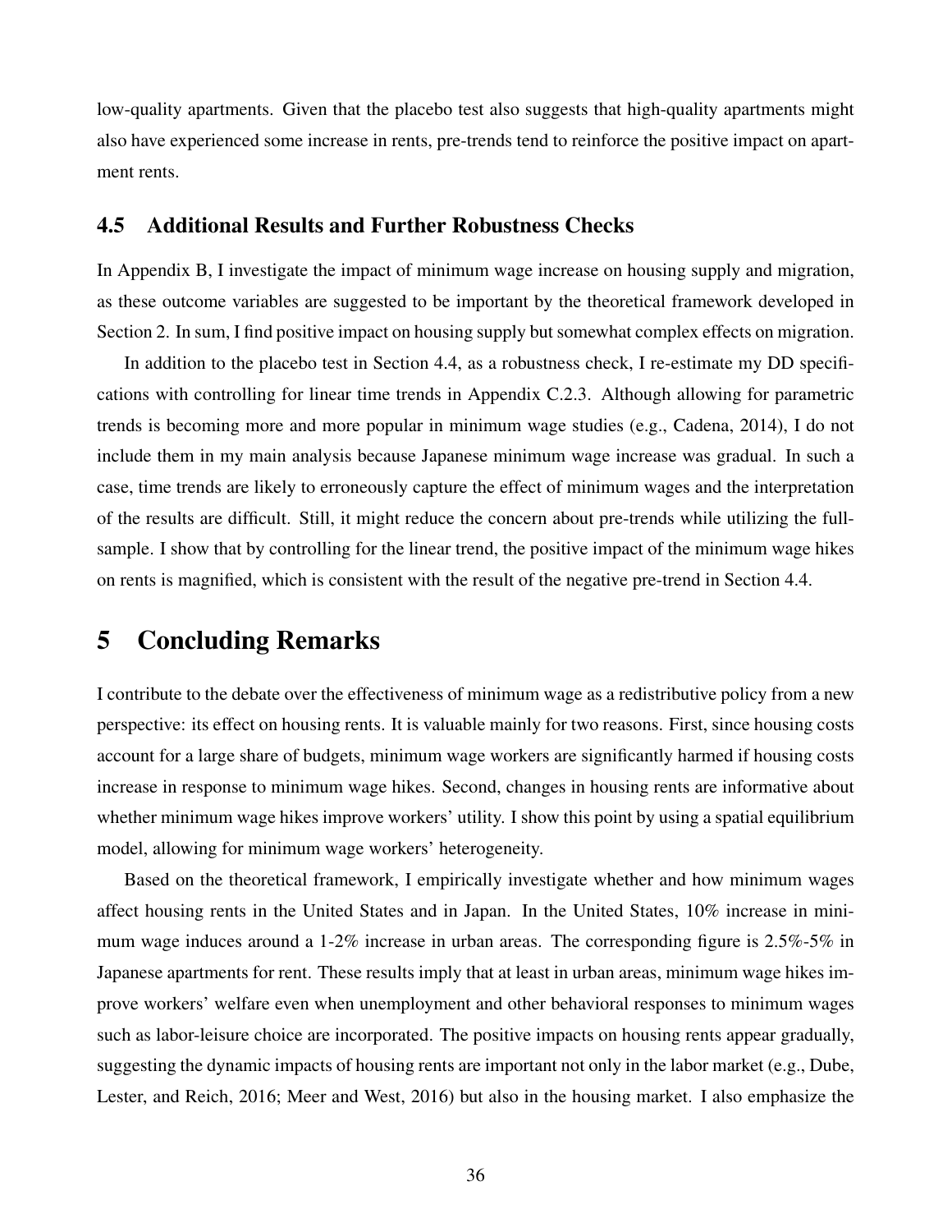low-quality apartments. Given that the placebo test also suggests that high-quality apartments might also have experienced some increase in rents, pre-trends tend to reinforce the positive impact on apartment rents.

### 4.5 Additional Results and Further Robustness Checks

In Appendix B, I investigate the impact of minimum wage increase on housing supply and migration, as these outcome variables are suggested to be important by the theoretical framework developed in Section 2. In sum, I find positive impact on housing supply but somewhat complex effects on migration.

In addition to the placebo test in Section 4.4, as a robustness check, I re-estimate my DD specifications with controlling for linear time trends in Appendix C.2.3. Although allowing for parametric trends is becoming more and more popular in minimum wage studies (e.g., Cadena, 2014), I do not include them in my main analysis because Japanese minimum wage increase was gradual. In such a case, time trends are likely to erroneously capture the effect of minimum wages and the interpretation of the results are difficult. Still, it might reduce the concern about pre-trends while utilizing the full-sample. I show that by controlling for the linear trend, the positive impact of the minimum wage hikes on rents is magnified, which is consistent with the result of the negative pre-trend in Section 4.4.

## 5 Concluding Remarks

I contribute to the debate over the effectiveness of minimum wage as a redistributive policy from a new perspective: its effect on housing rents. It is valuable mainly for two reasons. First, since housing costs account for a large share of budgets, minimum wage workers are significantly harmed if housing costs increase in response to minimum wage hikes. Second, changes in housing rents are informative about whether minimum wage hikes improve workers' utility. I show this point by using a spatial equilibrium model, allowing for minimum wage workers' heterogeneity.

Based on the theoretical framework, I empirically investigate whether and how minimum wages affect housing rents in the United States and in Japan. In the United States, 10% increase in minimum wage induces around a 1-2% increase in urban areas. The corresponding figure is 2.5%-5% in Japanese apartments for rent. These results imply that at least in urban areas, minimum wage hikes improve workers' welfare even when unemployment and other behavioral responses to minimum wages such as labor-leisure choice are incorporated. The positive impacts on housing rents appear gradually, suggesting the dynamic impacts of housing rents are important not only in the labor market (e.g., Dube, Lester, and Reich, 2016; Meer and West, 2016) but also in the housing market. I also emphasize the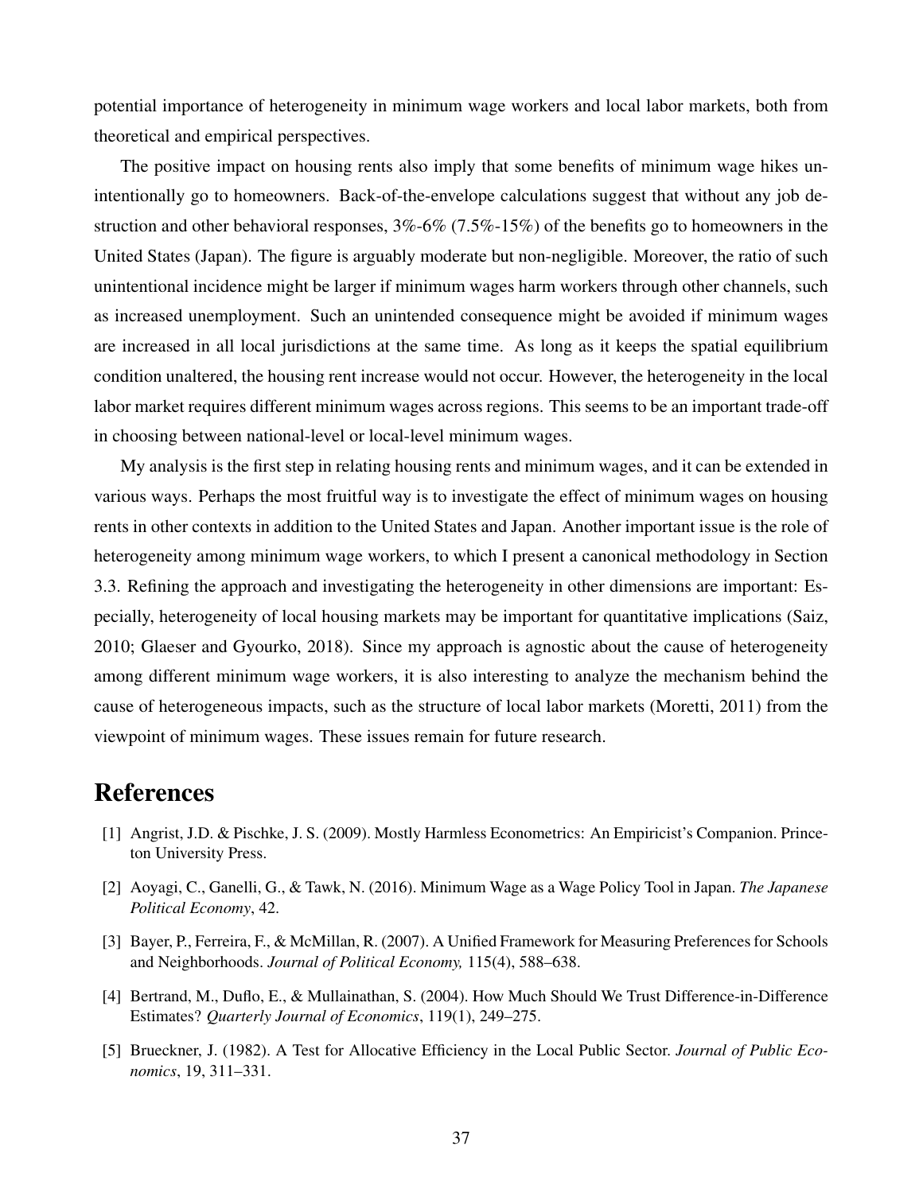potential importance of heterogeneity in minimum wage workers and local labor markets, both from theoretical and empirical perspectives.

The positive impact on housing rents also imply that some benefits of minimum wage hikes unintentionally go to homeowners. Back-of-the-envelope calculations suggest that without any job destruction and other behavioral responses, 3%-6% (7.5%-15%) of the benefits go to homeowners in the United States (Japan). The figure is arguably moderate but non-negligible. Moreover, the ratio of such unintentional incidence might be larger if minimum wages harm workers through other channels, such as increased unemployment. Such an unintended consequence might be avoided if minimum wages are increased in all local jurisdictions at the same time. As long as it keeps the spatial equilibrium condition unaltered, the housing rent increase would not occur. However, the heterogeneity in the local labor market requires different minimum wages across regions. This seems to be an important trade-off in choosing between national-level or local-level minimum wages.

My analysis is the first step in relating housing rents and minimum wages, and it can be extended in various ways. Perhaps the most fruitful way is to investigate the effect of minimum wages on housing rents in other contexts in addition to the United States and Japan. Another important issue is the role of heterogeneity among minimum wage workers, to which I present a canonical methodology in Section 3.3. Refining the approach and investigating the heterogeneity in other dimensions are important: Especially, heterogeneity of local housing markets may be important for quantitative implications (Saiz, 2010; Glaeser and Gyourko, 2018). Since my approach is agnostic about the cause of heterogeneity among different minimum wage workers, it is also interesting to analyze the mechanism behind the cause of heterogeneous impacts, such as the structure of local labor markets (Moretti, 2011) from the viewpoint of minimum wages. These issues remain for future research.

# References

[1] Angrist, J.D. & Pischke, J. S. (2009). Mostly Harmless Econometrics: An Empiricist's Companion. Princeton University Press.

[2] Aoyagi, C., Ganelli, G., & Tawk, N. (2016). Minimum Wage as a Wage Policy Tool in Japan. *The Japanese Political Economy*, 42.

[3] Bayer, P., Ferreira, F., & McMillan, R. (2007). A Unified Framework for Measuring Preferences for Schools and Neighborhoods. *Journal of Political Economy,* 115(4), 588–638.

[4] Bertrand, M., Duflo, E., & Mullainathan, S. (2004). How Much Should We Trust Difference-in-Difference Estimates? *Quarterly Journal of Economics*, 119(1), 249–275.

[5] Brueckner, J. (1982). A Test for Allocative Efficiency in the Local Public Sector. *Journal of Public Economics*, 19, 311–331.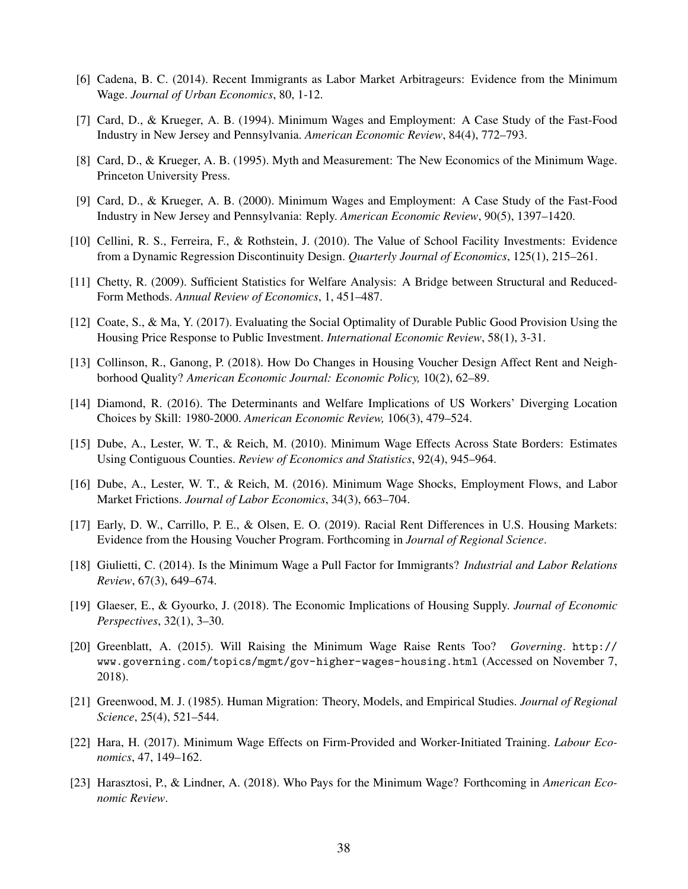[6] Cadena, B. C. (2014). Recent Immigrants as Labor Market Arbitrageurs: Evidence from the Minimum Wage. *Journal of Urban Economics*, 80, 1-12.

[7] Card, D., & Krueger, A. B. (1994). Minimum Wages and Employment: A Case Study of the Fast-Food Industry in New Jersey and Pennsylvania. *American Economic Review*, 84(4), 772–793.

[8] Card, D., & Krueger, A. B. (1995). Myth and Measurement: The New Economics of the Minimum Wage. Princeton University Press.

[9] Card, D., & Krueger, A. B. (2000). Minimum Wages and Employment: A Case Study of the Fast-Food Industry in New Jersey and Pennsylvania: Reply. *American Economic Review*, 90(5), 1397–1420.

[10] Cellini, R. S., Ferreira, F., & Rothstein, J. (2010). The Value of School Facility Investments: Evidence from a Dynamic Regression Discontinuity Design. *Quarterly Journal of Economics*, 125(1), 215–261.

[11] Chetty, R. (2009). Sufficient Statistics for Welfare Analysis: A Bridge between Structural and Reduced-Form Methods. *Annual Review of Economics*, 1, 451–487.

[12] Coate, S., & Ma, Y. (2017). Evaluating the Social Optimality of Durable Public Good Provision Using the Housing Price Response to Public Investment. *International Economic Review*, 58(1), 3-31.

[13] Collinson, R., Ganong, P. (2018). How Do Changes in Housing Voucher Design Affect Rent and Neighborhood Quality? *American Economic Journal: Economic Policy,* 10(2), 62–89.

[14] Diamond, R. (2016). The Determinants and Welfare Implications of US Workers' Diverging Location Choices by Skill: 1980-2000. *American Economic Review,* 106(3), 479–524.

[15] Dube, A., Lester, W. T., & Reich, M. (2010). Minimum Wage Effects Across State Borders: Estimates Using Contiguous Counties. *Review of Economics and Statistics*, 92(4), 945–964.

[16] Dube, A., Lester, W. T., & Reich, M. (2016). Minimum Wage Shocks, Employment Flows, and Labor Market Frictions. *Journal of Labor Economics*, 34(3), 663–704.

[17] Early, D. W., Carrillo, P. E., & Olsen, E. O. (2019). Racial Rent Differences in U.S. Housing Markets: Evidence from the Housing Voucher Program. Forthcoming in *Journal of Regional Science*.

[18] Giulietti, C. (2014). Is the Minimum Wage a Pull Factor for Immigrants? *Industrial and Labor Relations Review*, 67(3), 649–674.

[19] Glaeser, E., & Gyourko, J. (2018). The Economic Implications of Housing Supply. *Journal of Economic Perspectives*, 32(1), 3–30.

[20] Greenblatt, A. (2015). Will Raising the Minimum Wage Raise Rents Too? *Governing*. http://www.governing.com/topics/mgmt/gov-higher-wages-housing.html (Accessed on November 7, 2018).

[21] Greenwood, M. J. (1985). Human Migration: Theory, Models, and Empirical Studies. *Journal of Regional Science*, 25(4), 521–544.

[22] Hara, H. (2017). Minimum Wage Effects on Firm-Provided and Worker-Initiated Training. *Labour Economics*, 47, 149–162.

[23] Harasztosi, P., & Lindner, A. (2018). Who Pays for the Minimum Wage? Forthcoming in *American Economic Review*.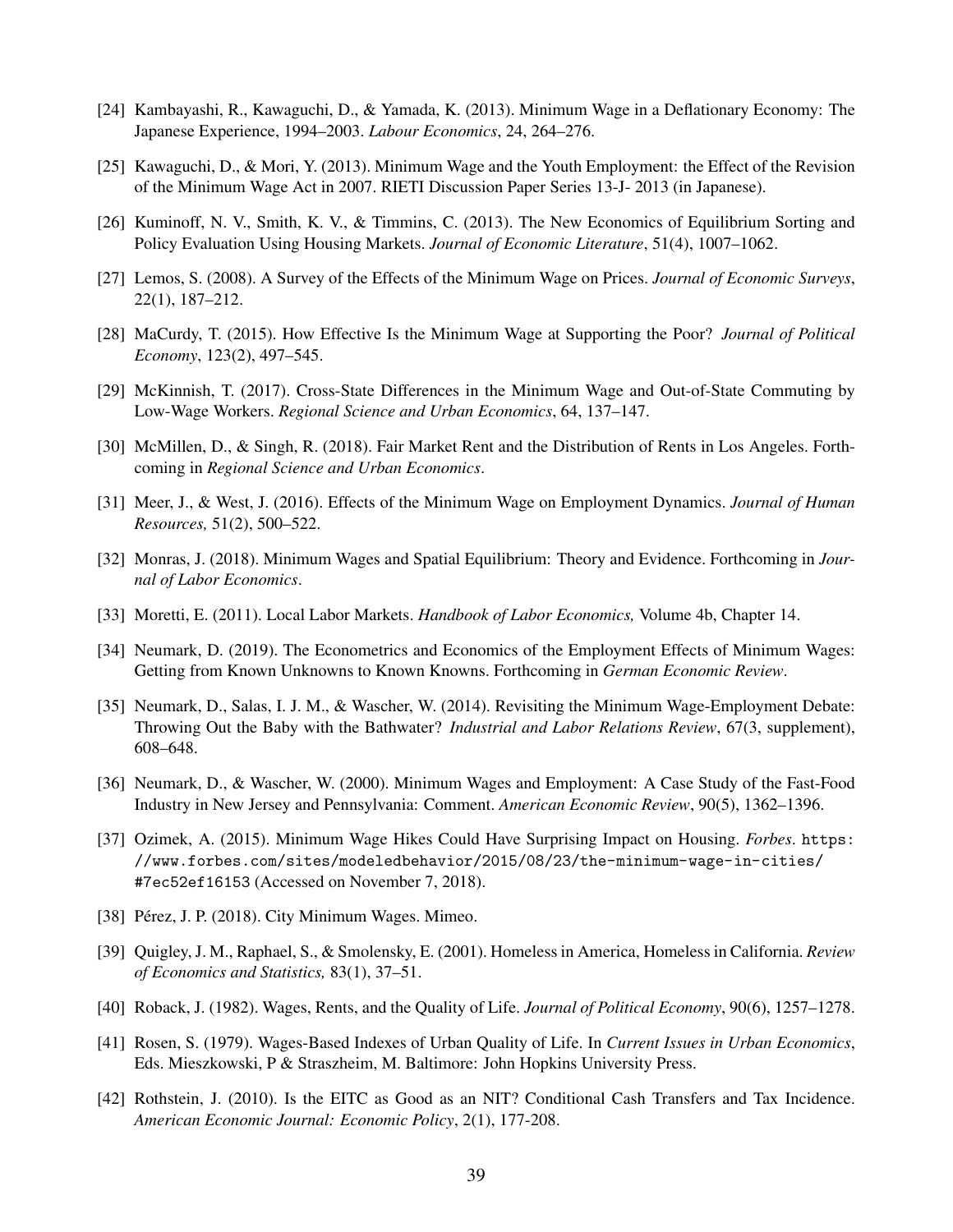[24] Kambayashi, R., Kawaguchi, D., & Yamada, K. (2013). Minimum Wage in a Deflationary Economy: The Japanese Experience, 1994–2003. *Labour Economics*, 24, 264–276.

[25] Kawaguchi, D., & Mori, Y. (2013). Minimum Wage and the Youth Employment: the Effect of the Revision of the Minimum Wage Act in 2007. RIETI Discussion Paper Series 13-J- 2013 (in Japanese).

[26] Kuminoff, N. V., Smith, K. V., & Timmins, C. (2013). The New Economics of Equilibrium Sorting and Policy Evaluation Using Housing Markets. *Journal of Economic Literature*, 51(4), 1007–1062.

[27] Lemos, S. (2008). A Survey of the Effects of the Minimum Wage on Prices. *Journal of Economic Surveys*, 22(1), 187–212.

[28] MaCurdy, T. (2015). How Effective Is the Minimum Wage at Supporting the Poor? *Journal of Political Economy*, 123(2), 497–545.

[29] McKinnish, T. (2017). Cross-State Differences in the Minimum Wage and Out-of-State Commuting by Low-Wage Workers. *Regional Science and Urban Economics*, 64, 137–147.

[30] McMillen, D., & Singh, R. (2018). Fair Market Rent and the Distribution of Rents in Los Angeles. Forthcoming in *Regional Science and Urban Economics*.

[31] Meer, J., & West, J. (2016). Effects of the Minimum Wage on Employment Dynamics. *Journal of Human Resources,* 51(2), 500–522.

[32] Monras, J. (2018). Minimum Wages and Spatial Equilibrium: Theory and Evidence. Forthcoming in *Journal of Labor Economics*.

[33] Moretti, E. (2011). Local Labor Markets. *Handbook of Labor Economics,* Volume 4b, Chapter 14.

[34] Neumark, D. (2019). The Econometrics and Economics of the Employment Effects of Minimum Wages: Getting from Known Unknowns to Known Knowns. Forthcoming in *German Economic Review*.

[35] Neumark, D., Salas, I. J. M., & Wascher, W. (2014). Revisiting the Minimum Wage-Employment Debate: Throwing Out the Baby with the Bathwater? *Industrial and Labor Relations Review*, 67(3, supplement), 608–648.

[36] Neumark, D., & Wascher, W. (2000). Minimum Wages and Employment: A Case Study of the Fast-Food Industry in New Jersey and Pennsylvania: Comment. *American Economic Review*, 90(5), 1362–1396.

[37] Ozimek, A. (2015). Minimum Wage Hikes Could Have Surprising Impact on Housing. *Forbes*. https://www.forbes.com/sites/modeledbehavior/2015/08/23/the-minimum-wage-in-cities/#7ec52ef16153 (Accessed on November 7, 2018).

[38] Pérez, J. P. (2018). City Minimum Wages. Mimeo.

[39] Quigley, J. M., Raphael, S., & Smolensky, E. (2001). Homeless in America, Homeless in California. *Review of Economics and Statistics,* 83(1), 37–51.

[40] Roback, J. (1982). Wages, Rents, and the Quality of Life. *Journal of Political Economy*, 90(6), 1257–1278.

[41] Rosen, S. (1979). Wages-Based Indexes of Urban Quality of Life. In *Current Issues in Urban Economics*, Eds. Mieszkowski, P & Straszheim, M. Baltimore: John Hopkins University Press.

[42] Rothstein, J. (2010). Is the EITC as Good as an NIT? Conditional Cash Transfers and Tax Incidence. *American Economic Journal: Economic Policy*, 2(1), 177-208.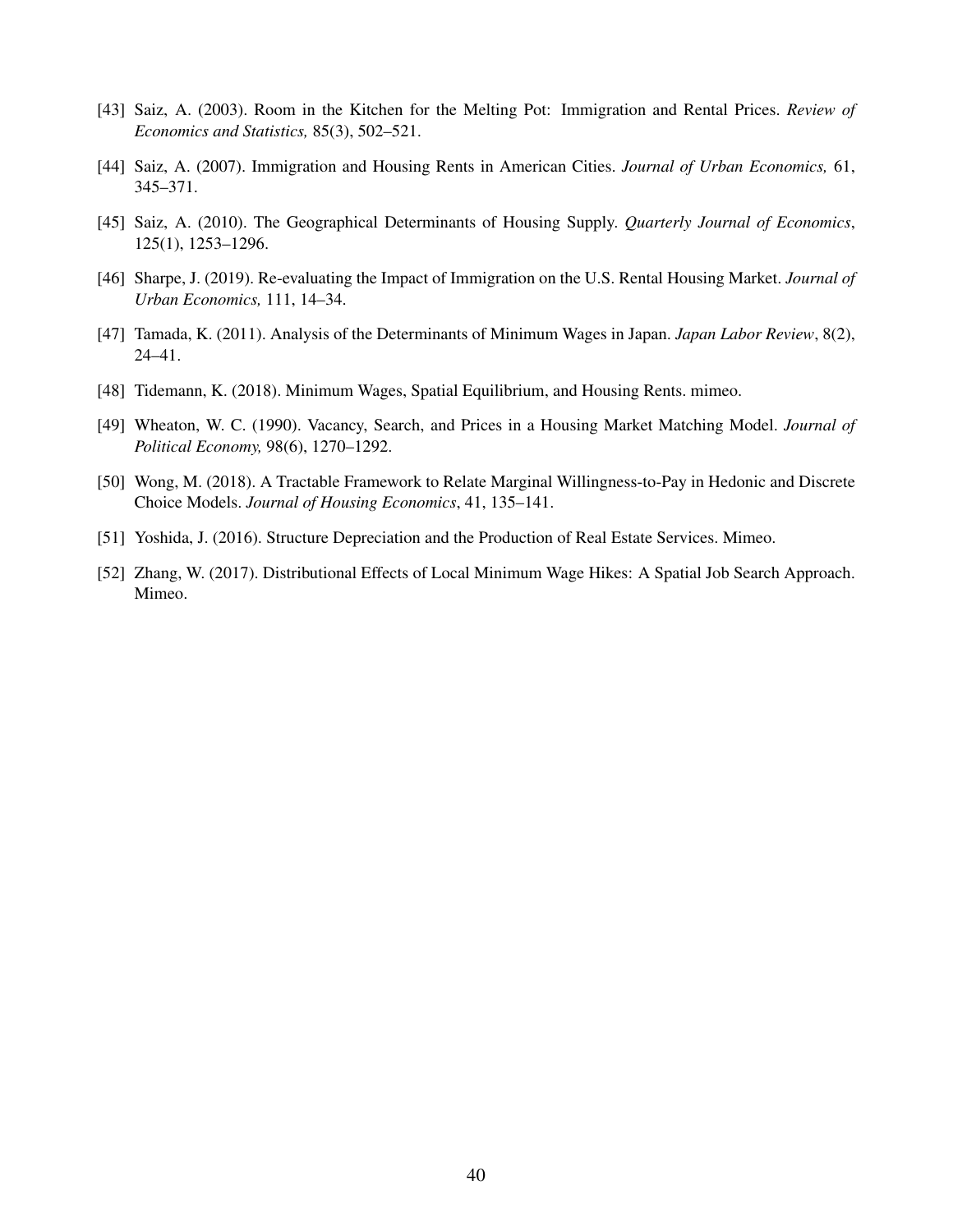[43] Saiz, A. (2003). Room in the Kitchen for the Melting Pot: Immigration and Rental Prices. *Review of Economics and Statistics,* 85(3), 502–521.

[44] Saiz, A. (2007). Immigration and Housing Rents in American Cities. *Journal of Urban Economics,* 61, 345–371.

[45] Saiz, A. (2010). The Geographical Determinants of Housing Supply. *Quarterly Journal of Economics*, 125(1), 1253–1296.

[46] Sharpe, J. (2019). Re-evaluating the Impact of Immigration on the U.S. Rental Housing Market. *Journal of Urban Economics,* 111, 14–34.

[47] Tamada, K. (2011). Analysis of the Determinants of Minimum Wages in Japan. *Japan Labor Review*, 8(2), 24–41.

[48] Tidemann, K. (2018). Minimum Wages, Spatial Equilibrium, and Housing Rents. mimeo.

[49] Wheaton, W. C. (1990). Vacancy, Search, and Prices in a Housing Market Matching Model. *Journal of Political Economy,* 98(6), 1270–1292.

[50] Wong, M. (2018). A Tractable Framework to Relate Marginal Willingness-to-Pay in Hedonic and Discrete Choice Models. *Journal of Housing Economics*, 41, 135–141.

[51] Yoshida, J. (2016). Structure Depreciation and the Production of Real Estate Services. Mimeo.

[52] Zhang, W. (2017). Distributional Effects of Local Minimum Wage Hikes: A Spatial Job Search Approach. Mimeo.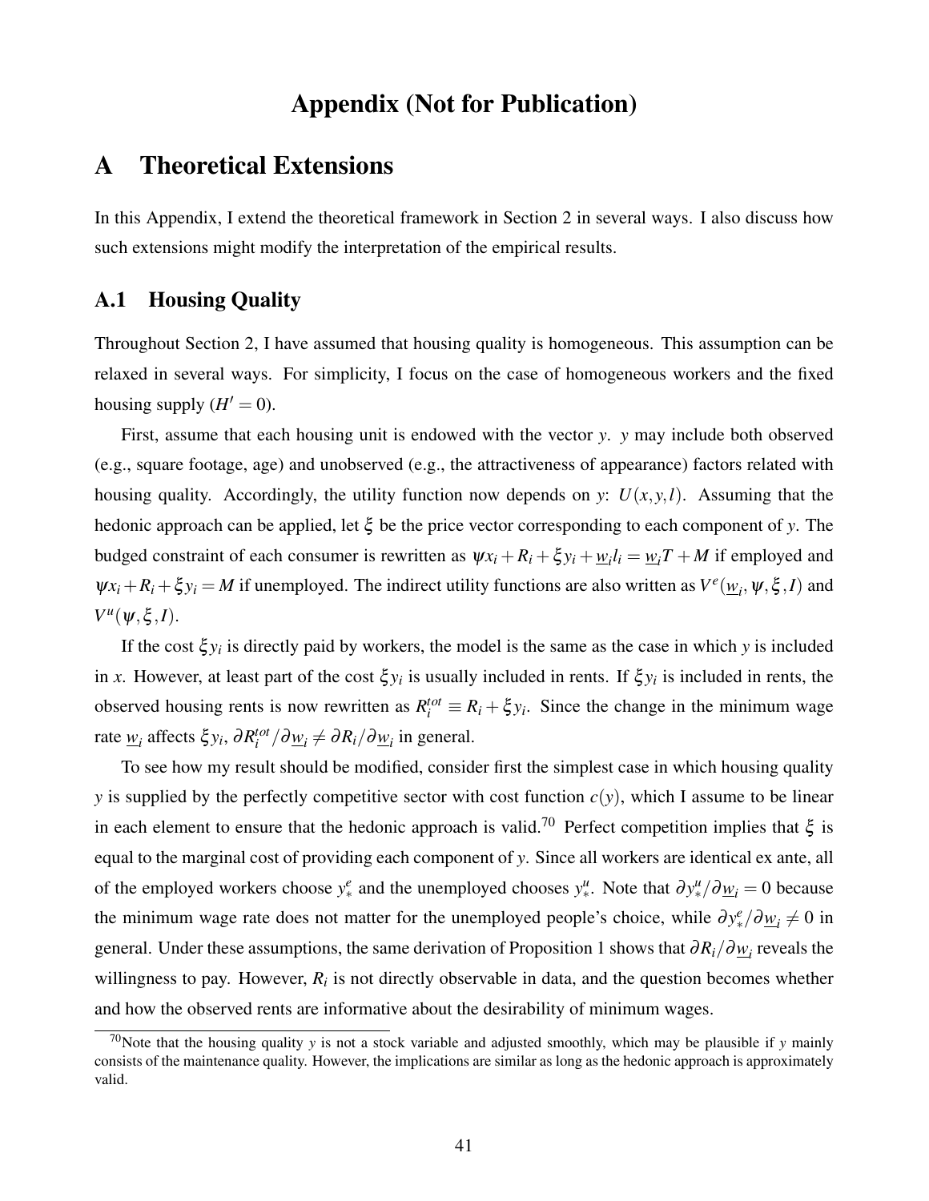# Appendix (Not for Publication)

# A Theoretical Extensions

In this Appendix, I extend the theoretical framework in Section 2 in several ways. I also discuss how such extensions might modify the interpretation of the empirical results.

## A.1 Housing Quality

Throughout Section 2, I have assumed that housing quality is homogeneous. This assumption can be relaxed in several ways. For simplicity, I focus on the case of homogeneous workers and the fixed housing supply ($H' = 0$).

First, assume that each housing unit is endowed with the vector $y$. $y$ may include both observed (e.g., square footage, age) and unobserved (e.g., the attractiveness of appearance) factors related with housing quality. Accordingly, the utility function now depends on $y$: $U(x, y, l)$. Assuming that the hedonic approach can be applied, let $\xi$ be the price vector corresponding to each component of $y$. The budged constraint of each consumer is rewritten as $\psi x_i + R_i + \xi y_i + \underline{w}_i l_i = \underline{w}_i T + M$ if employed and $\psi x_i + R_i + \xi y_i = M$ if unemployed. The indirect utility functions are also written as $V^e(\underline{w}_i, \psi, \xi, I)$ and $V^u(\psi, \xi, I)$.

If the cost $\xi y_i$ is directly paid by workers, the model is the same as the case in which $y$ is included in $x$. However, at least part of the cost $\xi y_i$ is usually included in rents. If $\xi y_i$ is included in rents, the observed housing rents is now rewritten as $R_i^{tot} \equiv R_i + \xi y_i$. Since the change in the minimum wage rate $\underline{w}_i$ affects $\xi y_i$, $\partial R_i^{tot} / \partial \underline{w}_i \neq \partial R_i / \partial \underline{w}_i$ in general.

To see how my result should be modified, consider first the simplest case in which housing quality $y$ is supplied by the perfectly competitive sector with cost function $c(y)$, which I assume to be linear in each element to ensure that the hedonic approach is valid.[70] Perfect competition implies that $\xi$ is equal to the marginal cost of providing each component of $y$. Since all workers are identical ex ante, all of the employed workers choose $y_*^e$ and the unemployed chooses $y_*^u$. Note that $\partial y_*^u / \partial \underline{w}_i = 0$ because the minimum wage rate does not matter for the unemployed people's choice, while $\partial y_*^e / \partial \underline{w}_i \neq 0$ in general. Under these assumptions, the same derivation of Proposition 1 shows that $\partial R_i / \partial \underline{w}_i$ reveals the willingness to pay. However, $R_i$ is not directly observable in data, and the question becomes whether and how the observed rents are informative about the desirability of minimum wages.

[70]Note that the housing quality $y$ is not a stock variable and adjusted smoothly, which may be plausible if $y$ mainly consists of the maintenance quality. However, the implications are similar as long as the hedonic approach is approximately valid.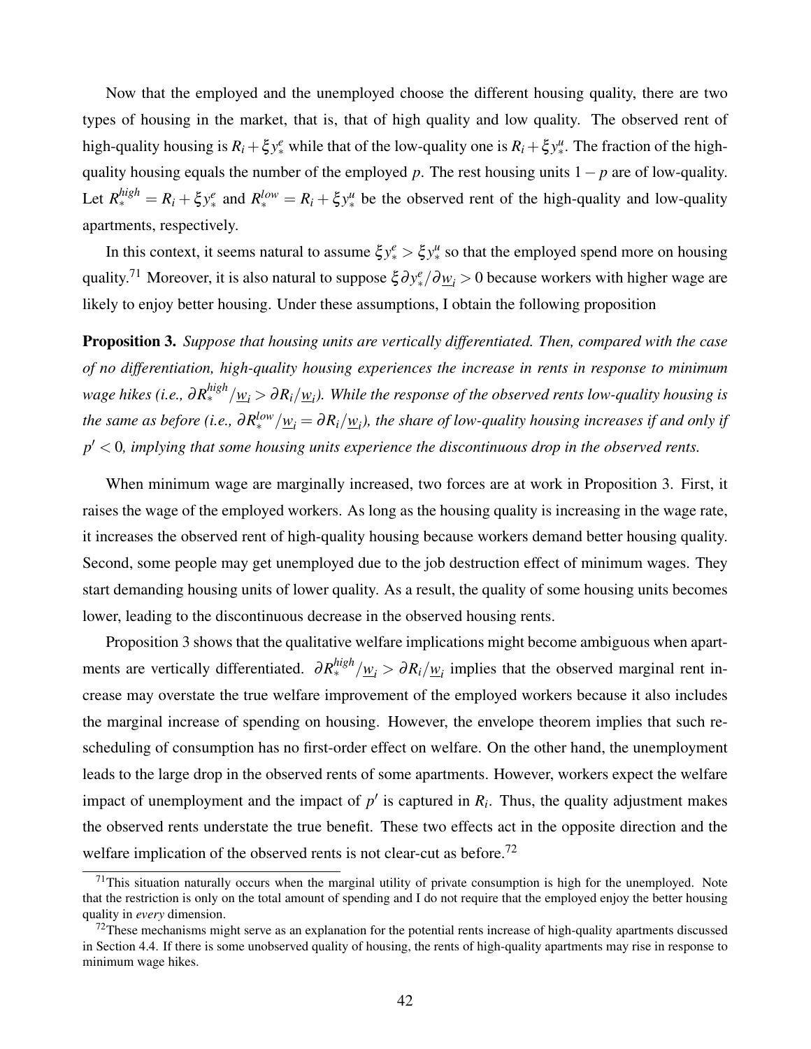Now that the employed and the unemployed choose the different housing quality, there are two types of housing in the market, that is, that of high quality and low quality. The observed rent of high-quality housing is $R_i + \xi y_*^e$ while that of the low-quality one is $R_i + \xi y_*^u$. The fraction of the high-quality housing equals the number of the employed $p$. The rest housing units $1 - p$ are of low-quality. Let $R_*^{high} = R_i + \xi y_*^e$ and $R_*^{low} = R_i + \xi y_*^u$ be the observed rent of the high-quality and low-quality apartments, respectively.

In this context, it seems natural to assume $\xi y_*^e > \xi y_*^u$ so that the employed spend more on housing quality.[71] Moreover, it is also natural to suppose $\xi \partial y_*^e / \partial \underline{w}_i > 0$ because workers with higher wage are likely to enjoy better housing. Under these assumptions, I obtain the following proposition

**Proposition 3.** *Suppose that housing units are vertically differentiated. Then, compared with the case of no differentiation, high-quality housing experiences the increase in rents in response to minimum wage hikes (i.e., $\partial R_*^{high} / \underline{w}_i > \partial R_i / \underline{w}_i$). While the response of the observed rents low-quality housing is the same as before (i.e., $\partial R_*^{low} / \underline{w}_i = \partial R_i / \underline{w}_i$), the share of low-quality housing increases if and only if $p' < 0$, implying that some housing units experience the discontinuous drop in the observed rents.*

When minimum wage are marginally increased, two forces are at work in Proposition 3. First, it raises the wage of the employed workers. As long as the housing quality is increasing in the wage rate, it increases the observed rent of high-quality housing because workers demand better housing quality. Second, some people may get unemployed due to the job destruction effect of minimum wages. They start demanding housing units of lower quality. As a result, the quality of some housing units becomes lower, leading to the discontinuous decrease in the observed housing rents.

Proposition 3 shows that the qualitative welfare implications might become ambiguous when apartments are vertically differentiated. $\partial R_*^{high} / \underline{w}_i > \partial R_i / \underline{w}_i$ implies that the observed marginal rent increase may overstate the true welfare improvement of the employed workers because it also includes the marginal increase of spending on housing. However, the envelope theorem implies that such rescheduling of consumption has no first-order effect on welfare. On the other hand, the unemployment leads to the large drop in the observed rents of some apartments. However, workers expect the welfare impact of unemployment and the impact of $p'$ is captured in $R_i$. Thus, the quality adjustment makes the observed rents understate the true benefit. These two effects act in the opposite direction and the welfare implication of the observed rents is not clear-cut as before.[72]

[71] This situation naturally occurs when the marginal utility of private consumption is high for the unemployed. Note that the restriction is only on the total amount of spending and I do not require that the employed enjoy the better housing quality in *every* dimension.

[72] These mechanisms might serve as an explanation for the potential rents increase of high-quality apartments discussed in Section 4.4. If there is some unobserved quality of housing, the rents of high-quality apartments may rise in response to minimum wage hikes.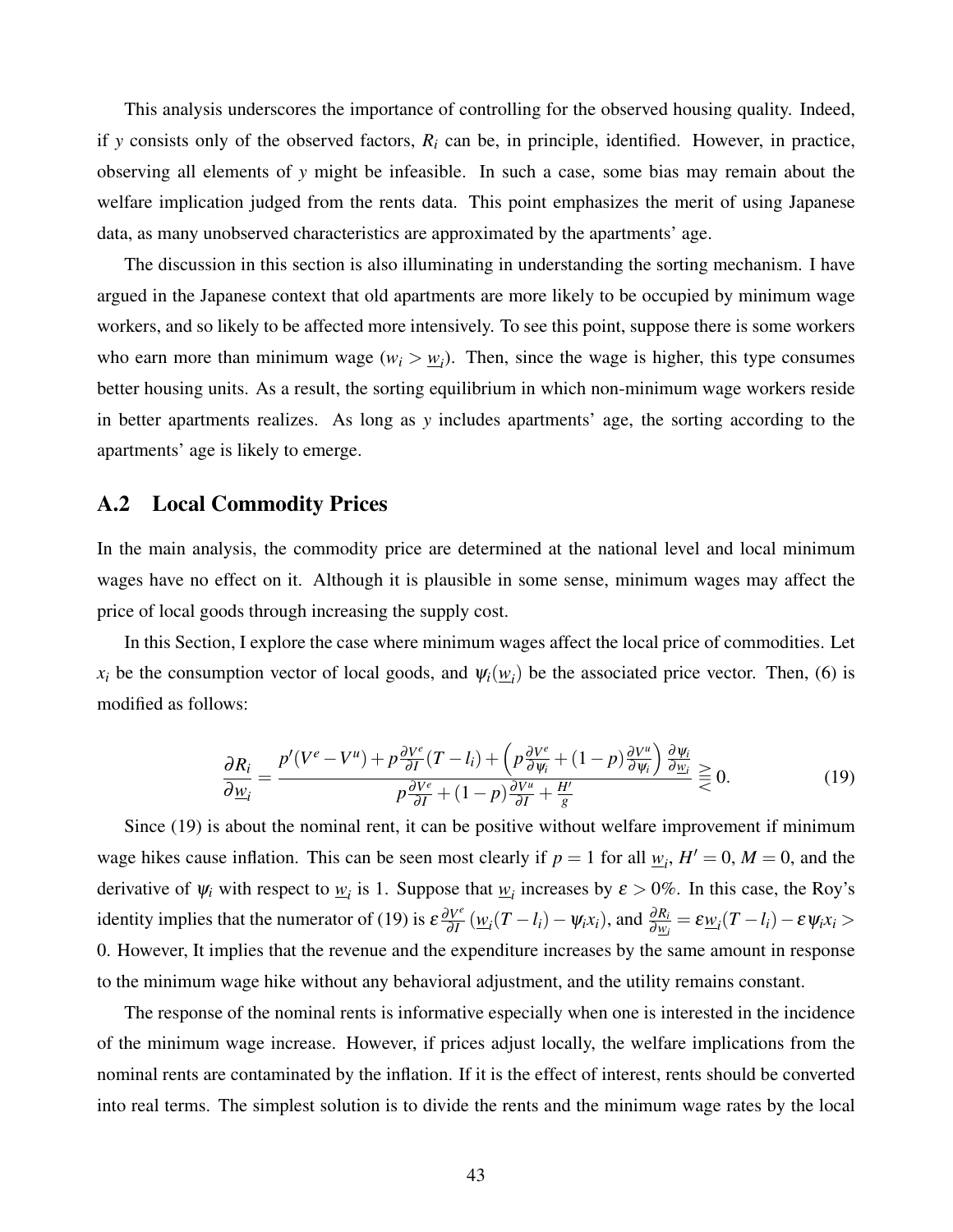This analysis underscores the importance of controlling for the observed housing quality. Indeed, if $y$ consists only of the observed factors, $R_i$ can be, in principle, identified. However, in practice, observing all elements of $y$ might be infeasible. In such a case, some bias may remain about the welfare implication judged from the rents data. This point emphasizes the merit of using Japanese data, as many unobserved characteristics are approximated by the apartments' age.

The discussion in this section is also illuminating in understanding the sorting mechanism. I have argued in the Japanese context that old apartments are more likely to be occupied by minimum wage workers, and so likely to be affected more intensively. To see this point, suppose there is some workers who earn more than minimum wage ($w_i > \underline{w}_i$). Then, since the wage is higher, this type consumes better housing units. As a result, the sorting equilibrium in which non-minimum wage workers reside in better apartments realizes. As long as $y$ includes apartments' age, the sorting according to the apartments' age is likely to emerge.

## A.2 Local Commodity Prices

In the main analysis, the commodity price are determined at the national level and local minimum wages have no effect on it. Although it is plausible in some sense, minimum wages may affect the price of local goods through increasing the supply cost.

In this Section, I explore the case where minimum wages affect the local price of commodities. Let $x_i$ be the consumption vector of local goods, and $\psi_i(\underline{w}_i)$ be the associated price vector. Then, (6) is modified as follows:

$$\frac{\partial R_i}{\partial \underline{w}_i} = \frac{p'(V^e - V^u) + p\frac{\partial V^e}{\partial I}(T - l_i) + \left(p\frac{\partial V^e}{\partial \psi_i} + (1-p)\frac{\partial V^u}{\partial \psi_i}\right)\frac{\partial \psi_i}{\partial \underline{w}_i}}{p\frac{\partial V^e}{\partial I} + (1-p)\frac{\partial V^u}{\partial I} + \frac{H'}{g}} \gtreqless 0. \tag{19}$$

Since (19) is about the nominal rent, it can be positive without welfare improvement if minimum wage hikes cause inflation. This can be seen most clearly if $p = 1$ for all $\underline{w}_i$, $H' = 0$, $M = 0$, and the derivative of $\psi_i$ with respect to $\underline{w}_i$ is 1. Suppose that $\underline{w}_i$ increases by $\varepsilon > 0\%$. In this case, the Roy's identity implies that the numerator of (19) is $\varepsilon\frac{\partial V^e}{\partial I}\left(\underline{w}_i(T - l_i) - \psi_i x_i\right)$, and $\frac{\partial R_i}{\partial \underline{w}_i} = \varepsilon \underline{w}_i(T - l_i) - \varepsilon \psi_i x_i >$ 0. However, It implies that the revenue and the expenditure increases by the same amount in response to the minimum wage hike without any behavioral adjustment, and the utility remains constant.

The response of the nominal rents is informative especially when one is interested in the incidence of the minimum wage increase. However, if prices adjust locally, the welfare implications from the nominal rents are contaminated by the inflation. If it is the effect of interest, rents should be converted into real terms. The simplest solution is to divide the rents and the minimum wage rates by the local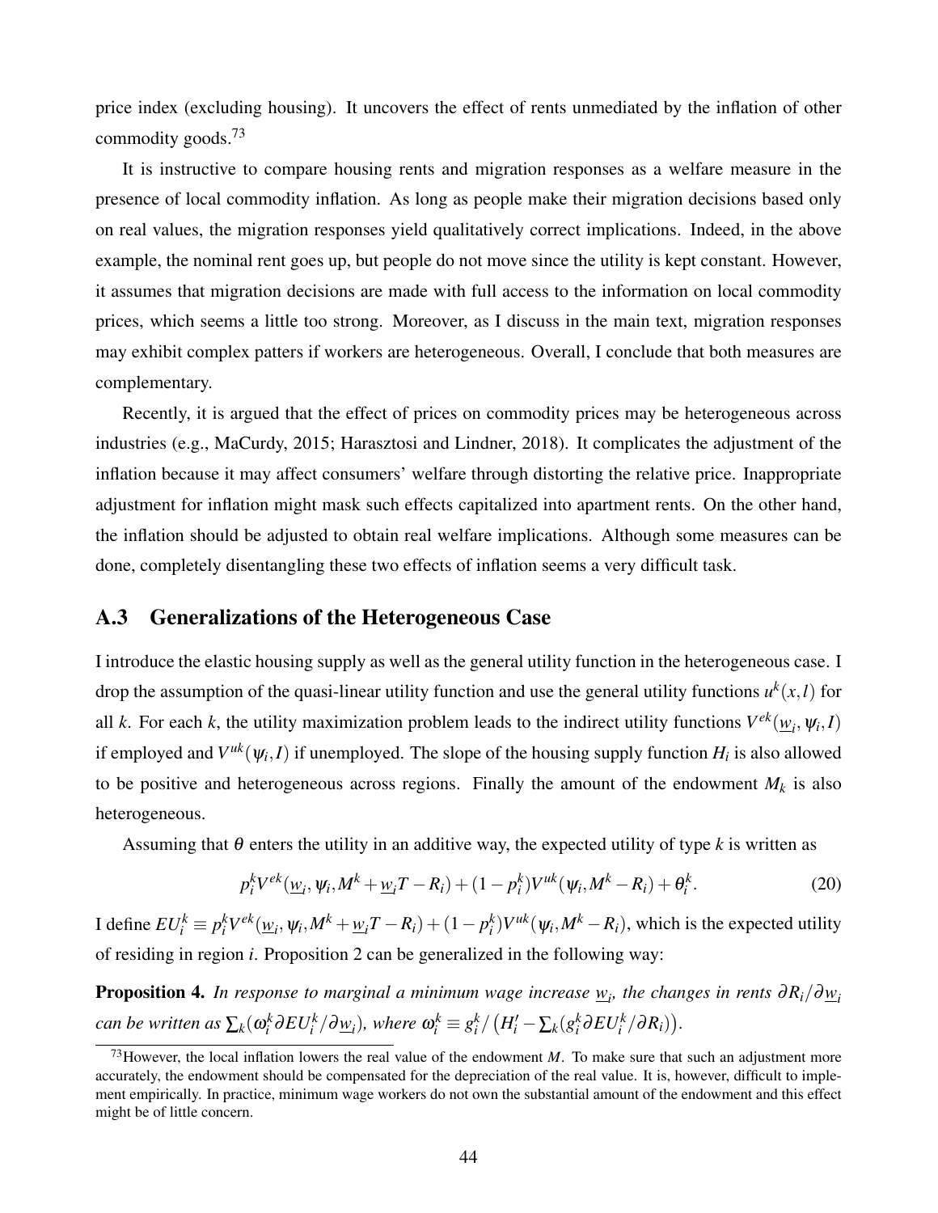price index (excluding housing). It uncovers the effect of rents unmediated by the inflation of other commodity goods.[73]

It is instructive to compare housing rents and migration responses as a welfare measure in the presence of local commodity inflation. As long as people make their migration decisions based only on real values, the migration responses yield qualitatively correct implications. Indeed, in the above example, the nominal rent goes up, but people do not move since the utility is kept constant. However, it assumes that migration decisions are made with full access to the information on local commodity prices, which seems a little too strong. Moreover, as I discuss in the main text, migration responses may exhibit complex patters if workers are heterogeneous. Overall, I conclude that both measures are complementary.

Recently, it is argued that the effect of prices on commodity prices may be heterogeneous across industries (e.g., MaCurdy, 2015; Harasztosi and Lindner, 2018). It complicates the adjustment of the inflation because it may affect consumers' welfare through distorting the relative price. Inappropriate adjustment for inflation might mask such effects capitalized into apartment rents. On the other hand, the inflation should be adjusted to obtain real welfare implications. Although some measures can be done, completely disentangling these two effects of inflation seems a very difficult task.

## A.3 Generalizations of the Heterogeneous Case

I introduce the elastic housing supply as well as the general utility function in the heterogeneous case. I drop the assumption of the quasi-linear utility function and use the general utility functions $u^k(x,l)$ for all $k$. For each $k$, the utility maximization problem leads to the indirect utility functions $V^{ek}(\underline{w}_i, \psi_i, I)$ if employed and $V^{uk}(\psi_i, I)$ if unemployed. The slope of the housing supply function $H_i$ is also allowed to be positive and heterogeneous across regions. Finally the amount of the endowment $M_k$ is also heterogeneous.

Assuming that $\theta$ enters the utility in an additive way, the expected utility of type $k$ is written as

$$p_i^k V^{ek}(\underline{w}_i, \psi_i, M^k + \underline{w}_i T - R_i) + (1 - p_i^k) V^{uk}(\psi_i, M^k - R_i) + \theta_i^k. \tag{20}$$

I define $EU_i^k \equiv p_i^k V^{ek}(\underline{w}_i, \psi_i, M^k + \underline{w}_i T - R_i) + (1 - p_i^k) V^{uk}(\psi_i, M^k - R_i)$, which is the expected utility of residing in region $i$. Proposition 2 can be generalized in the following way:

**Proposition 4.** *In response to marginal a minimum wage increase $\underline{w}_i$, the changes in rents $\partial R_i / \partial \underline{w}_i$ can be written as $\sum_k (\omega_i^k \partial EU_i^k / \partial \underline{w}_i)$, where $\omega_i^k \equiv g_i^k / \left(H_i' - \sum_k (g_i^k \partial EU_i^k / \partial R_i)\right)$.*

[73] However, the local inflation lowers the real value of the endowment $M$. To make sure that such an adjustment more accurately, the endowment should be compensated for the depreciation of the real value. It is, however, difficult to implement empirically. In practice, minimum wage workers do not own the substantial amount of the endowment and this effect might be of little concern.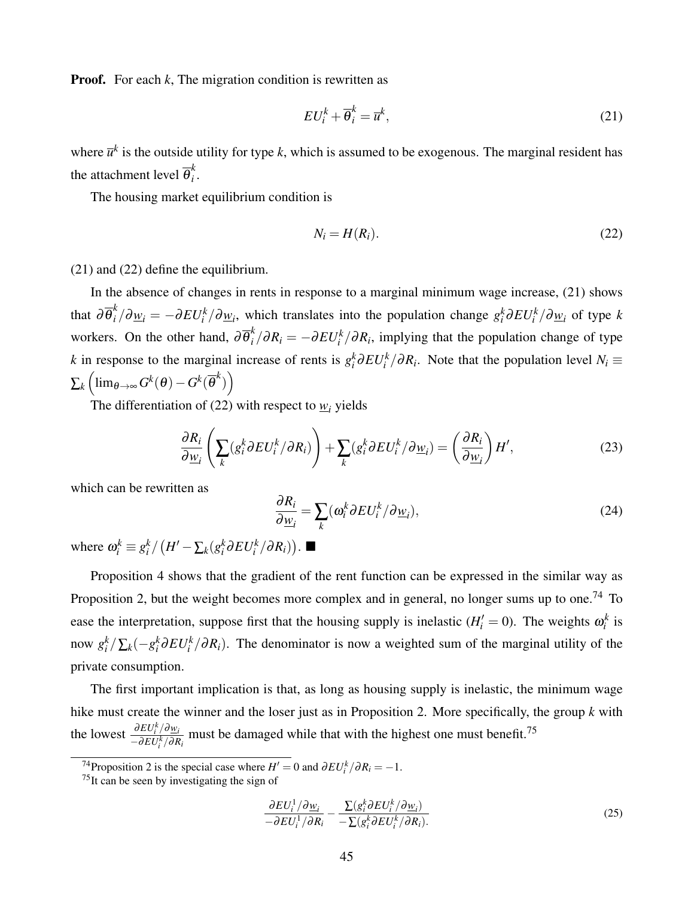**Proof.** For each $k$, The migration condition is rewritten as

$$EU_i^k + \overline{\theta}_i^k = \overline{u}^k, \tag{21}$$

where $\overline{u}^k$ is the outside utility for type $k$, which is assumed to be exogenous. The marginal resident has the attachment level $\overline{\theta}_i^k$.

The housing market equilibrium condition is

$$N_i = H(R_i). \tag{22}$$

(21) and (22) define the equilibrium.

In the absence of changes in rents in response to a marginal minimum wage increase, (21) shows that $\partial \overline{\theta}_i^k / \partial \underline{w}_i = -\partial EU_i^k / \partial \underline{w}_i$, which translates into the population change $g_i^k \partial EU_i^k / \partial \underline{w}_i$ of type $k$ workers. On the other hand, $\partial \overline{\theta}_i^k / \partial R_i = -\partial EU_i^k / \partial R_i$, implying that the population change of type $k$ in response to the marginal increase of rents is $g_i^k \partial EU_i^k / \partial R_i$. Note that the population level $N_i \equiv \sum_k \left( \lim_{\theta \to \infty} G^k(\theta) - G^k(\overline{\theta}^k) \right)$

The differentiation of (22) with respect to $\underline{w}_i$ yields

$$\frac{\partial R_i}{\partial \underline{w}_i} \left( \sum_k (g_i^k \partial EU_i^k / \partial R_i) \right) + \sum_k (g_i^k \partial EU_i^k / \partial \underline{w}_i) = \left( \frac{\partial R_i}{\partial \underline{w}_i} \right) H', \tag{23}$$

which can be rewritten as

$$\frac{\partial R_i}{\partial \underline{w}_i} = \sum_k (\omega_i^k \partial EU_i^k / \partial \underline{w}_i), \tag{24}$$

where $\omega_i^k \equiv g_i^k / \left( H' - \sum_k (g_i^k \partial EU_i^k / \partial R_i) \right)$. ■

Proposition 4 shows that the gradient of the rent function can be expressed in the similar way as Proposition 2, but the weight becomes more complex and in general, no longer sums up to one.[74] To ease the interpretation, suppose first that the housing supply is inelastic ($H_i' = 0$). The weights $\omega_i^k$ is now $g_i^k / \sum_k (-g_i^k \partial EU_i^k / \partial R_i)$. The denominator is now a weighted sum of the marginal utility of the private consumption.

The first important implication is that, as long as housing supply is inelastic, the minimum wage hike must create the winner and the loser just as in Proposition 2. More specifically, the group $k$ with the lowest $\frac{\partial EU_i^k / \partial \underline{w}_i}{-\partial EU_i^k / \partial R_i}$ must be damaged while that with the highest one must benefit.[75]

[74] Proposition 2 is the special case where $H' = 0$ and $\partial EU_i^k / \partial R_i = -1$.

[75] It can be seen by investigating the sign of

$$\frac{\partial EU_i^1 / \partial \underline{w}_i}{-\partial EU_i^1 / \partial R_i} - \frac{\sum (g_i^k \partial EU_i^k / \partial \underline{w}_i)}{-\sum (g_i^k \partial EU_i^k / \partial R_i).} \tag{25}$$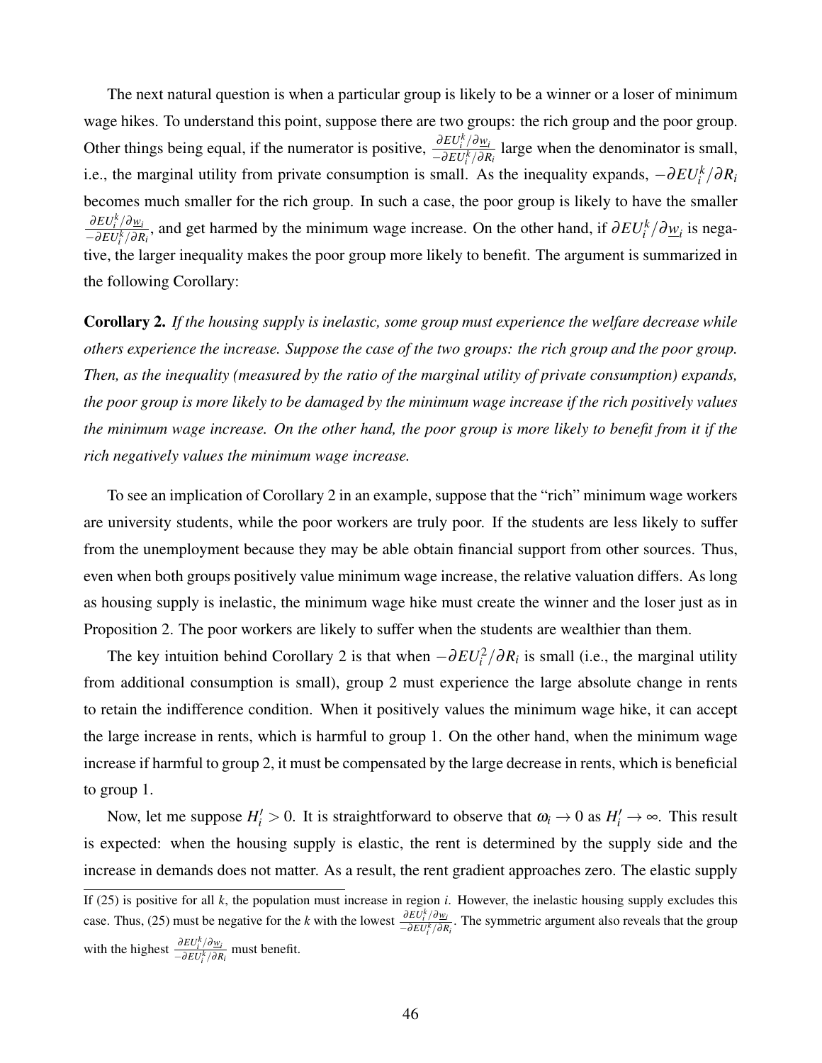The next natural question is when a particular group is likely to be a winner or a loser of minimum wage hikes. To understand this point, suppose there are two groups: the rich group and the poor group. Other things being equal, if the numerator is positive, $\frac{\partial EU_i^k/\partial \underline{w}_i}{-\partial EU_i^k/\partial R_i}$ large when the denominator is small, i.e., the marginal utility from private consumption is small. As the inequality expands, $-\partial EU_i^k/\partial R_i$ becomes much smaller for the rich group. In such a case, the poor group is likely to have the smaller $\frac{\partial EU_i^k/\partial \underline{w}_i}{-\partial EU_i^k/\partial R_i}$, and get harmed by the minimum wage increase. On the other hand, if $\partial EU_i^k/\partial \underline{w}_i$ is negative, the larger inequality makes the poor group more likely to benefit. The argument is summarized in the following Corollary:

**Corollary 2.** *If the housing supply is inelastic, some group must experience the welfare decrease while others experience the increase. Suppose the case of the two groups: the rich group and the poor group. Then, as the inequality (measured by the ratio of the marginal utility of private consumption) expands, the poor group is more likely to be damaged by the minimum wage increase if the rich positively values the minimum wage increase. On the other hand, the poor group is more likely to benefit from it if the rich negatively values the minimum wage increase.*

To see an implication of Corollary 2 in an example, suppose that the "rich" minimum wage workers are university students, while the poor workers are truly poor. If the students are less likely to suffer from the unemployment because they may be able obtain financial support from other sources. Thus, even when both groups positively value minimum wage increase, the relative valuation differs. As long as housing supply is inelastic, the minimum wage hike must create the winner and the loser just as in Proposition 2. The poor workers are likely to suffer when the students are wealthier than them.

The key intuition behind Corollary 2 is that when $-\partial EU_i^2/\partial R_i$ is small (i.e., the marginal utility from additional consumption is small), group 2 must experience the large absolute change in rents to retain the indifference condition. When it positively values the minimum wage hike, it can accept the large increase in rents, which is harmful to group 1. On the other hand, when the minimum wage increase if harmful to group 2, it must be compensated by the large decrease in rents, which is beneficial to group 1.

Now, let me suppose $H_i' > 0$. It is straightforward to observe that $\omega_i \to 0$ as $H_i' \to \infty$. This result is expected: when the housing supply is elastic, the rent is determined by the supply side and the increase in demands does not matter. As a result, the rent gradient approaches zero. The elastic supply

---

If (25) is positive for all $k$, the population must increase in region $i$. However, the inelastic housing supply excludes this case. Thus, (25) must be negative for the $k$ with the lowest $\frac{\partial EU_i^k/\partial \underline{w}_i}{-\partial EU_i^k/\partial R_i}$. The symmetric argument also reveals that the group with the highest $\frac{\partial EU_i^k/\partial \underline{w}_i}{-\partial EU_i^k/\partial R_i}$ must benefit.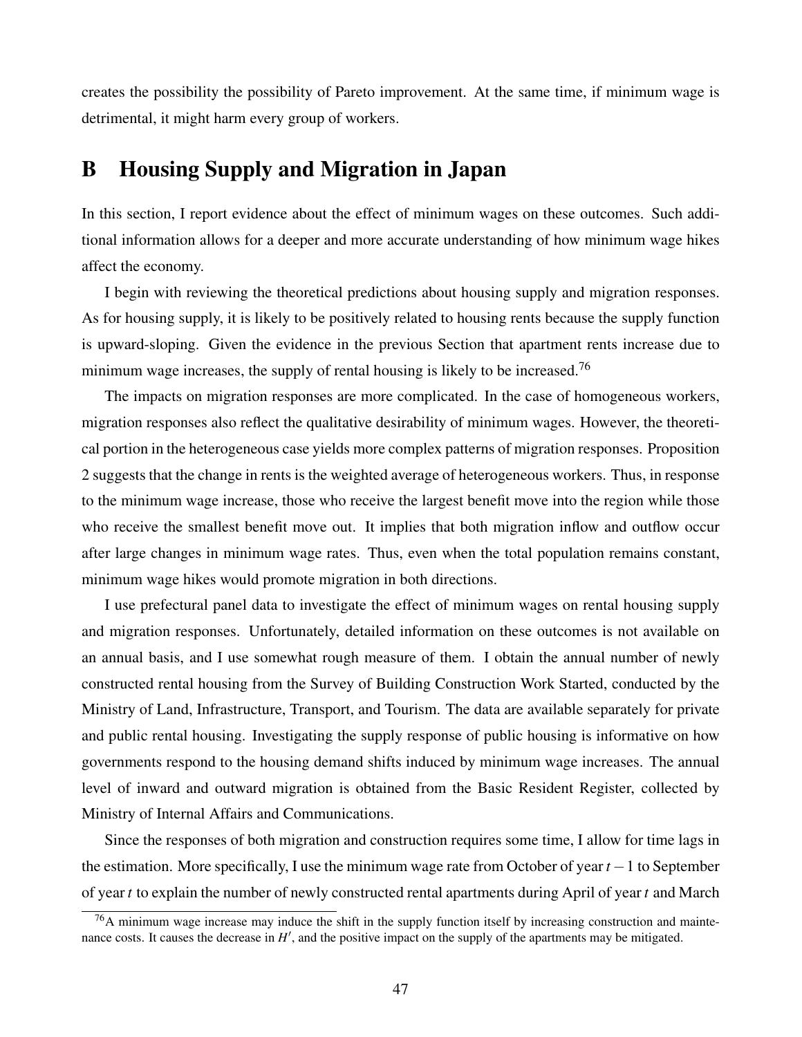creates the possibility the possibility of Pareto improvement. At the same time, if minimum wage is detrimental, it might harm every group of workers.

# B Housing Supply and Migration in Japan

In this section, I report evidence about the effect of minimum wages on these outcomes. Such additional information allows for a deeper and more accurate understanding of how minimum wage hikes affect the economy.

I begin with reviewing the theoretical predictions about housing supply and migration responses. As for housing supply, it is likely to be positively related to housing rents because the supply function is upward-sloping. Given the evidence in the previous Section that apartment rents increase due to minimum wage increases, the supply of rental housing is likely to be increased.[76]

The impacts on migration responses are more complicated. In the case of homogeneous workers, migration responses also reflect the qualitative desirability of minimum wages. However, the theoretical portion in the heterogeneous case yields more complex patterns of migration responses. Proposition 2 suggests that the change in rents is the weighted average of heterogeneous workers. Thus, in response to the minimum wage increase, those who receive the largest benefit move into the region while those who receive the smallest benefit move out. It implies that both migration inflow and outflow occur after large changes in minimum wage rates. Thus, even when the total population remains constant, minimum wage hikes would promote migration in both directions.

I use prefectural panel data to investigate the effect of minimum wages on rental housing supply and migration responses. Unfortunately, detailed information on these outcomes is not available on an annual basis, and I use somewhat rough measure of them. I obtain the annual number of newly constructed rental housing from the Survey of Building Construction Work Started, conducted by the Ministry of Land, Infrastructure, Transport, and Tourism. The data are available separately for private and public rental housing. Investigating the supply response of public housing is informative on how governments respond to the housing demand shifts induced by minimum wage increases. The annual level of inward and outward migration is obtained from the Basic Resident Register, collected by Ministry of Internal Affairs and Communications.

Since the responses of both migration and construction requires some time, I allow for time lags in the estimation. More specifically, I use the minimum wage rate from October of year $t-1$ to September of year $t$ to explain the number of newly constructed rental apartments during April of year $t$ and March

[76] A minimum wage increase may induce the shift in the supply function itself by increasing construction and maintenance costs. It causes the decrease in $H'$, and the positive impact on the supply of the apartments may be mitigated.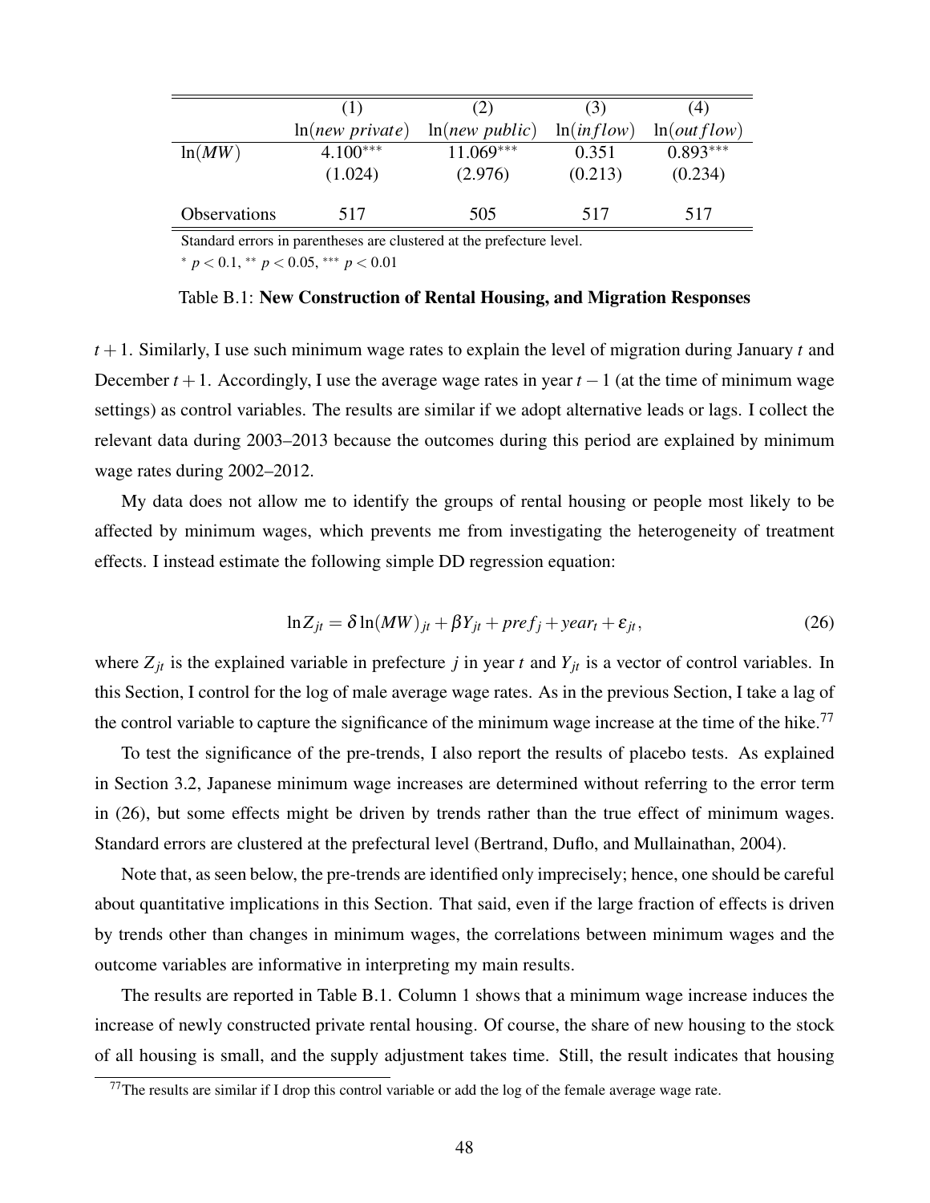| | (1) | (2) | (3) | (4) |
|---|---|---|---|---|
| | $\ln(\textit{new private})$ | $\ln(\textit{new public})$ | $\ln(\textit{inflow})$ | $\ln(\textit{outflow})$ |
| $\ln(MW)$ | 4.100*** | 11.069*** | 0.351 | 0.893*** |
| | (1.024) | (2.976) | (0.213) | (0.234) |
| Observations | 517 | 505 | 517 | 517 |

Standard errors in parentheses are clustered at the prefecture level.

* $p < 0.1$, ** $p < 0.05$, *** $p < 0.01$

Table B.1: **New Construction of Rental Housing, and Migration Responses**

$t+1$. Similarly, I use such minimum wage rates to explain the level of migration during January $t$ and December $t+1$. Accordingly, I use the average wage rates in year $t-1$ (at the time of minimum wage settings) as control variables. The results are similar if we adopt alternative leads or lags. I collect the relevant data during 2003–2013 because the outcomes during this period are explained by minimum wage rates during 2002–2012.

My data does not allow me to identify the groups of rental housing or people most likely to be affected by minimum wages, which prevents me from investigating the heterogeneity of treatment effects. I instead estimate the following simple DD regression equation:

$$\ln Z_{jt} = \delta \ln(MW)_{jt} + \beta Y_{jt} + pref_j + year_t + \varepsilon_{jt}, \tag{26}$$

where $Z_{jt}$ is the explained variable in prefecture $j$ in year $t$ and $Y_{jt}$ is a vector of control variables. In this Section, I control for the log of male average wage rates. As in the previous Section, I take a lag of the control variable to capture the significance of the minimum wage increase at the time of the hike.[77]

To test the significance of the pre-trends, I also report the results of placebo tests. As explained in Section 3.2, Japanese minimum wage increases are determined without referring to the error term in (26), but some effects might be driven by trends rather than the true effect of minimum wages. Standard errors are clustered at the prefectural level (Bertrand, Duflo, and Mullainathan, 2004).

Note that, as seen below, the pre-trends are identified only imprecisely; hence, one should be careful about quantitative implications in this Section. That said, even if the large fraction of effects is driven by trends other than changes in minimum wages, the correlations between minimum wages and the outcome variables are informative in interpreting my main results.

The results are reported in Table B.1. Column 1 shows that a minimum wage increase induces the increase of newly constructed private rental housing. Of course, the share of new housing to the stock of all housing is small, and the supply adjustment takes time. Still, the result indicates that housing

[77] The results are similar if I drop this control variable or add the log of the female average wage rate.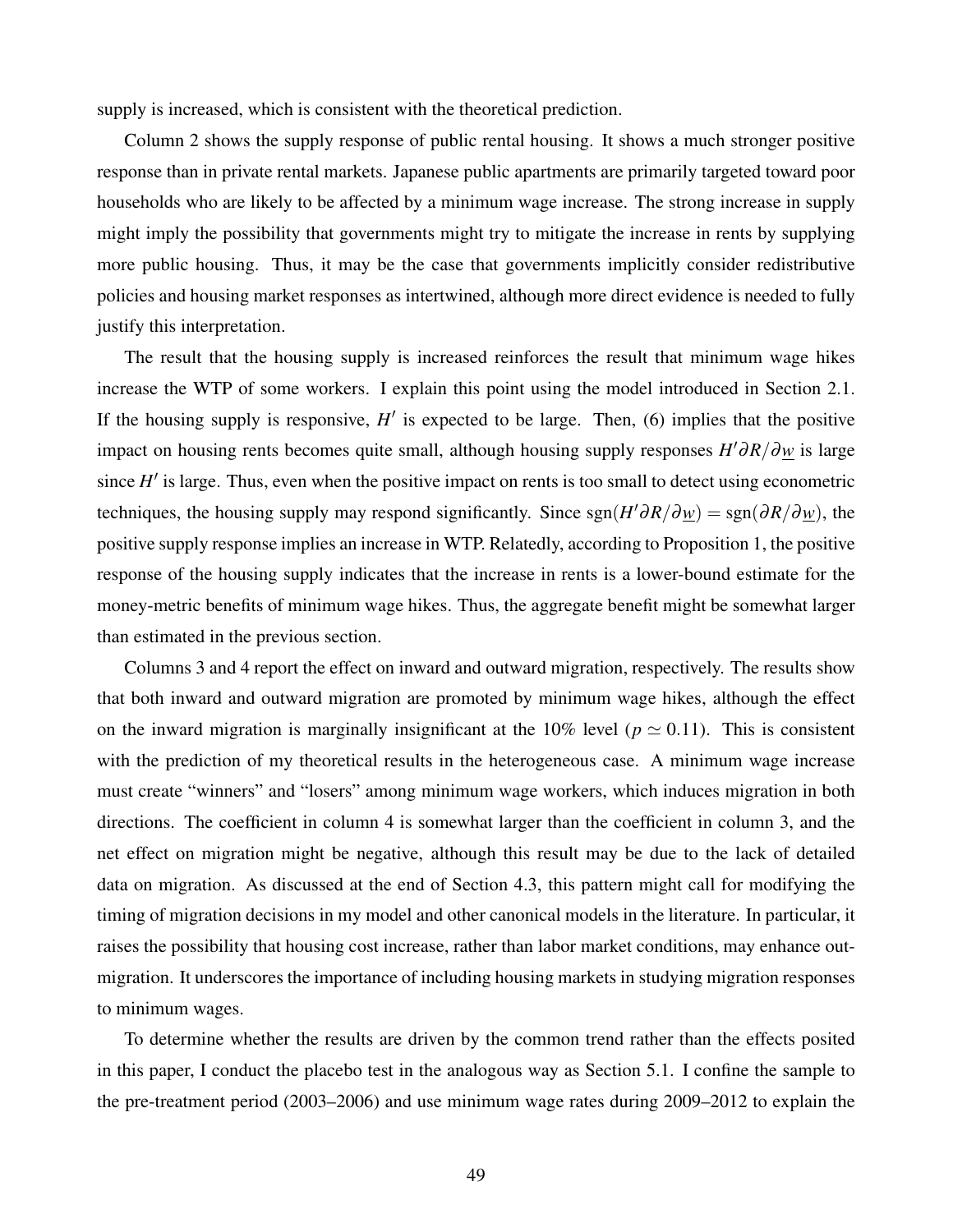supply is increased, which is consistent with the theoretical prediction.

Column 2 shows the supply response of public rental housing. It shows a much stronger positive response than in private rental markets. Japanese public apartments are primarily targeted toward poor households who are likely to be affected by a minimum wage increase. The strong increase in supply might imply the possibility that governments might try to mitigate the increase in rents by supplying more public housing. Thus, it may be the case that governments implicitly consider redistributive policies and housing market responses as intertwined, although more direct evidence is needed to fully justify this interpretation.

The result that the housing supply is increased reinforces the result that minimum wage hikes increase the WTP of some workers. I explain this point using the model introduced in Section 2.1. If the housing supply is responsive, $H'$ is expected to be large. Then, (6) implies that the positive impact on housing rents becomes quite small, although housing supply responses $H' \partial R / \partial \underline{w}$ is large since $H'$ is large. Thus, even when the positive impact on rents is too small to detect using econometric techniques, the housing supply may respond significantly. Since $\text{sgn}(H' \partial R / \partial \underline{w}) = \text{sgn}(\partial R / \partial \underline{w})$, the positive supply response implies an increase in WTP. Relatedly, according to Proposition 1, the positive response of the housing supply indicates that the increase in rents is a lower-bound estimate for the money-metric benefits of minimum wage hikes. Thus, the aggregate benefit might be somewhat larger than estimated in the previous section.

Columns 3 and 4 report the effect on inward and outward migration, respectively. The results show that both inward and outward migration are promoted by minimum wage hikes, although the effect on the inward migration is marginally insignificant at the 10% level ($p \simeq 0.11$). This is consistent with the prediction of my theoretical results in the heterogeneous case. A minimum wage increase must create "winners" and "losers" among minimum wage workers, which induces migration in both directions. The coefficient in column 4 is somewhat larger than the coefficient in column 3, and the net effect on migration might be negative, although this result may be due to the lack of detailed data on migration. As discussed at the end of Section 4.3, this pattern might call for modifying the timing of migration decisions in my model and other canonical models in the literature. In particular, it raises the possibility that housing cost increase, rather than labor market conditions, may enhance out-migration. It underscores the importance of including housing markets in studying migration responses to minimum wages.

To determine whether the results are driven by the common trend rather than the effects posited in this paper, I conduct the placebo test in the analogous way as Section 5.1. I confine the sample to the pre-treatment period (2003–2006) and use minimum wage rates during 2009–2012 to explain the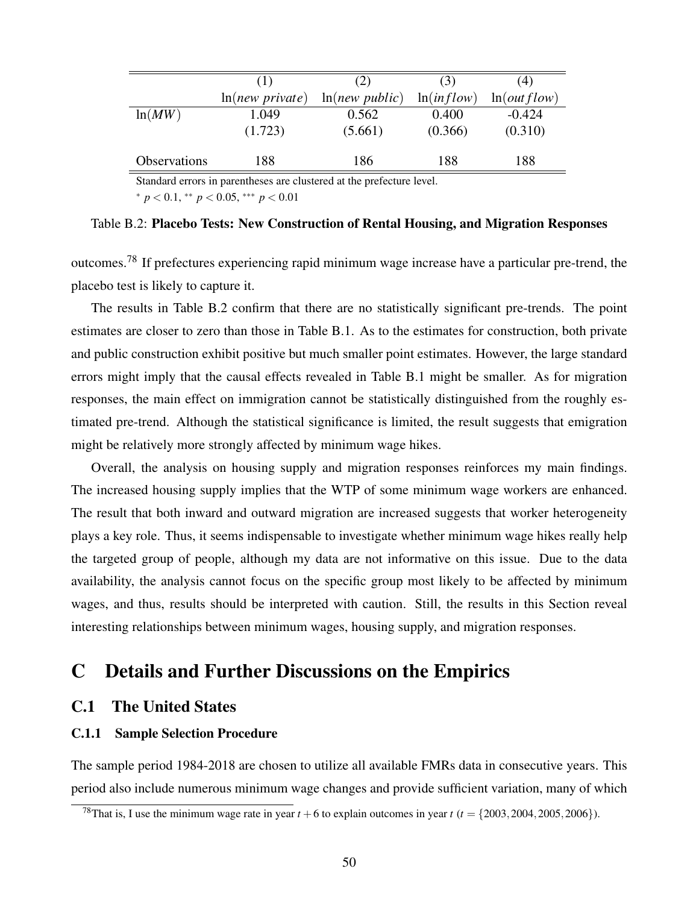|  | (1) | (2) | (3) | (4) |
|---|---|---|---|---|
|  | $\ln(new\ private)$ | $\ln(new\ public)$ | $\ln(inflow)$ | $\ln(outflow)$ |
| $\ln(MW)$ | 1.049 | 0.562 | 0.400 | -0.424 |
|  | (1.723) | (5.661) | (0.366) | (0.310) |
| Observations | 188 | 186 | 188 | 188 |

Standard errors in parentheses are clustered at the prefecture level.

$^{*}$ $p < 0.1$, $^{**}$ $p < 0.05$, $^{***}$ $p < 0.01$

Table B.2: **Placebo Tests: New Construction of Rental Housing, and Migration Responses**

outcomes.[78] If prefectures experiencing rapid minimum wage increase have a particular pre-trend, the placebo test is likely to capture it.

The results in Table B.2 confirm that there are no statistically significant pre-trends. The point estimates are closer to zero than those in Table B.1. As to the estimates for construction, both private and public construction exhibit positive but much smaller point estimates. However, the large standard errors might imply that the causal effects revealed in Table B.1 might be smaller. As for migration responses, the main effect on immigration cannot be statistically distinguished from the roughly estimated pre-trend. Although the statistical significance is limited, the result suggests that emigration might be relatively more strongly affected by minimum wage hikes.

Overall, the analysis on housing supply and migration responses reinforces my main findings. The increased housing supply implies that the WTP of some minimum wage workers are enhanced. The result that both inward and outward migration are increased suggests that worker heterogeneity plays a key role. Thus, it seems indispensable to investigate whether minimum wage hikes really help the targeted group of people, although my data are not informative on this issue. Due to the data availability, the analysis cannot focus on the specific group most likely to be affected by minimum wages, and thus, results should be interpreted with caution. Still, the results in this Section reveal interesting relationships between minimum wages, housing supply, and migration responses.

# C Details and Further Discussions on the Empirics

## C.1 The United States

### C.1.1 Sample Selection Procedure

The sample period 1984-2018 are chosen to utilize all available FMRs data in consecutive years. This period also include numerous minimum wage changes and provide sufficient variation, many of which

[78] That is, I use the minimum wage rate in year $t+6$ to explain outcomes in year $t$ ($t = \{2003, 2004, 2005, 2006\}$).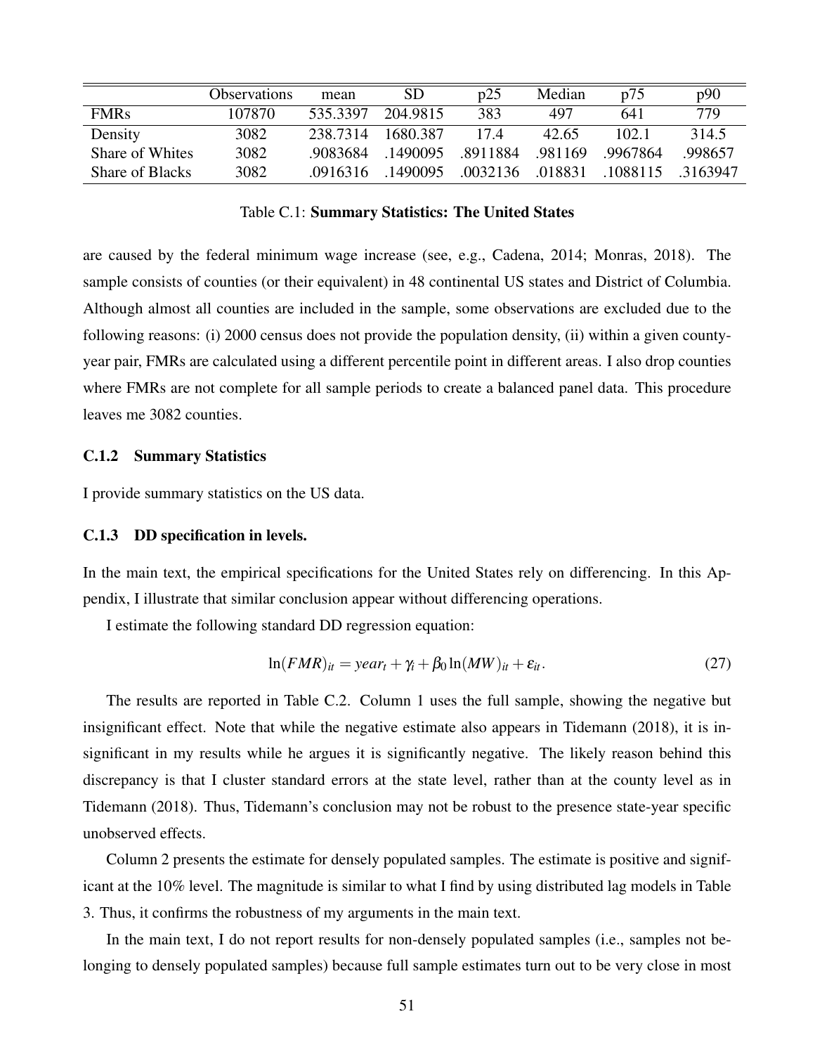|  | Observations | mean | SD | p25 | Median | p75 | p90 |
|---|---|---|---|---|---|---|---|
| FMRs | 107870 | 535.3397 | 204.9815 | 383 | 497 | 641 | 779 |
| Density | 3082 | 238.7314 | 1680.387 | 17.4 | 42.65 | 102.1 | 314.5 |
| Share of Whites | 3082 | .9083684 | .1490095 | .8911884 | .981169 | .9967864 | .998657 |
| Share of Blacks | 3082 | .0916316 | .1490095 | .0032136 | .018831 | .1088115 | .3163947 |

Table C.1: **Summary Statistics: The United States**

are caused by the federal minimum wage increase (see, e.g., Cadena, 2014; Monras, 2018). The sample consists of counties (or their equivalent) in 48 continental US states and District of Columbia. Although almost all counties are included in the sample, some observations are excluded due to the following reasons: (i) 2000 census does not provide the population density, (ii) within a given county-year pair, FMRs are calculated using a different percentile point in different areas. I also drop counties where FMRs are not complete for all sample periods to create a balanced panel data. This procedure leaves me 3082 counties.

### C.1.2 Summary Statistics

I provide summary statistics on the US data.

### C.1.3 DD specification in levels.

In the main text, the empirical specifications for the United States rely on differencing. In this Appendix, I illustrate that similar conclusion appear without differencing operations.

I estimate the following standard DD regression equation:

$$\ln(FMR)_{it} = year_t + \gamma_i + \beta_0 \ln(MW)_{it} + \varepsilon_{it}. \tag{27}$$

The results are reported in Table C.2. Column 1 uses the full sample, showing the negative but insignificant effect. Note that while the negative estimate also appears in Tidemann (2018), it is insignificant in my results while he argues it is significantly negative. The likely reason behind this discrepancy is that I cluster standard errors at the state level, rather than at the county level as in Tidemann (2018). Thus, Tidemann's conclusion may not be robust to the presence state-year specific unobserved effects.

Column 2 presents the estimate for densely populated samples. The estimate is positive and significant at the 10% level. The magnitude is similar to what I find by using distributed lag models in Table 3. Thus, it confirms the robustness of my arguments in the main text.

In the main text, I do not report results for non-densely populated samples (i.e., samples not belonging to densely populated samples) because full sample estimates turn out to be very close in most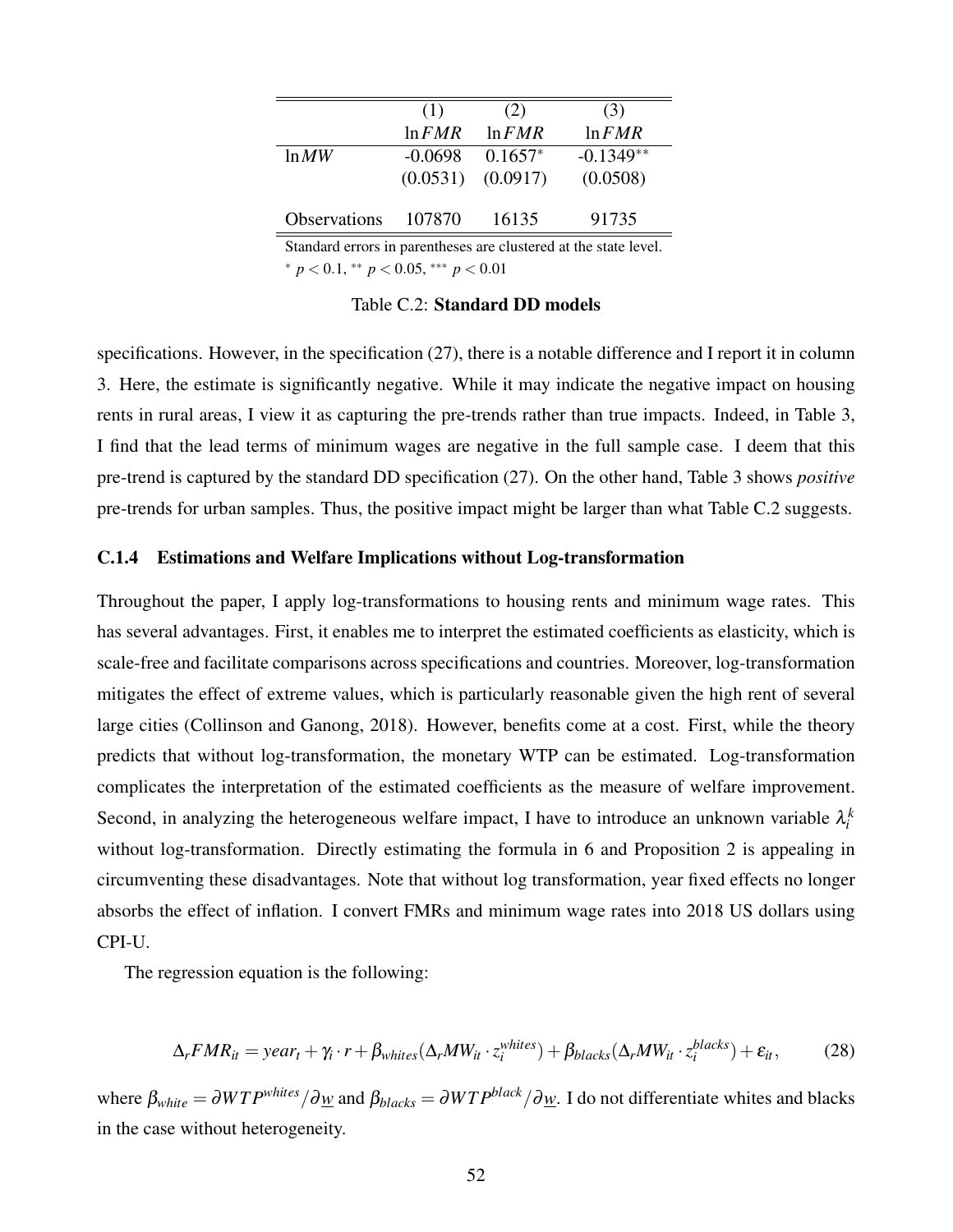|  | (1) | (2) | (3) |
|---|---|---|---|
|  | $\ln FMR$ | $\ln FMR$ | $\ln FMR$ |
| $\ln MW$ | -0.0698 | $0.1657^{*}$ | $-0.1349^{**}$ |
|  | (0.0531) | (0.0917) | (0.0508) |
| Observations | 107870 | 16135 | 91735 |

Standard errors in parentheses are clustered at the state level.
$^{*}$ $p < 0.1$, $^{**}$ $p < 0.05$, $^{***}$ $p < 0.01$

Table C.2: **Standard DD models**

specifications. However, in the specification (27), there is a notable difference and I report it in column 3. Here, the estimate is significantly negative. While it may indicate the negative impact on housing rents in rural areas, I view it as capturing the pre-trends rather than true impacts. Indeed, in Table 3, I find that the lead terms of minimum wages are negative in the full sample case. I deem that this pre-trend is captured by the standard DD specification (27). On the other hand, Table 3 shows *positive* pre-trends for urban samples. Thus, the positive impact might be larger than what Table C.2 suggests.

### C.1.4 Estimations and Welfare Implications without Log-transformation

Throughout the paper, I apply log-transformations to housing rents and minimum wage rates. This has several advantages. First, it enables me to interpret the estimated coefficients as elasticity, which is scale-free and facilitate comparisons across specifications and countries. Moreover, log-transformation mitigates the effect of extreme values, which is particularly reasonable given the high rent of several large cities (Collinson and Ganong, 2018). However, benefits come at a cost. First, while the theory predicts that without log-transformation, the monetary WTP can be estimated. Log-transformation complicates the interpretation of the estimated coefficients as the measure of welfare improvement. Second, in analyzing the heterogeneous welfare impact, I have to introduce an unknown variable $\lambda_i^k$ without log-transformation. Directly estimating the formula in 6 and Proposition 2 is appealing in circumventing these disadvantages. Note that without log transformation, year fixed effects no longer absorbs the effect of inflation. I convert FMRs and minimum wage rates into 2018 US dollars using CPI-U.

The regression equation is the following:

$$\Delta_r FMR_{it} = year_t + \gamma_i \cdot r + \beta_{whites}(\Delta_r MW_{it} \cdot z_i^{whites}) + \beta_{blacks}(\Delta_r MW_{it} \cdot z_i^{blacks}) + \varepsilon_{it}, \tag{28}$$

where $\beta_{white} = \partial WTP^{whites}/\partial \underline{w}$ and $\beta_{blacks} = \partial WTP^{black}/\partial \underline{w}$. I do not differentiate whites and blacks in the case without heterogeneity.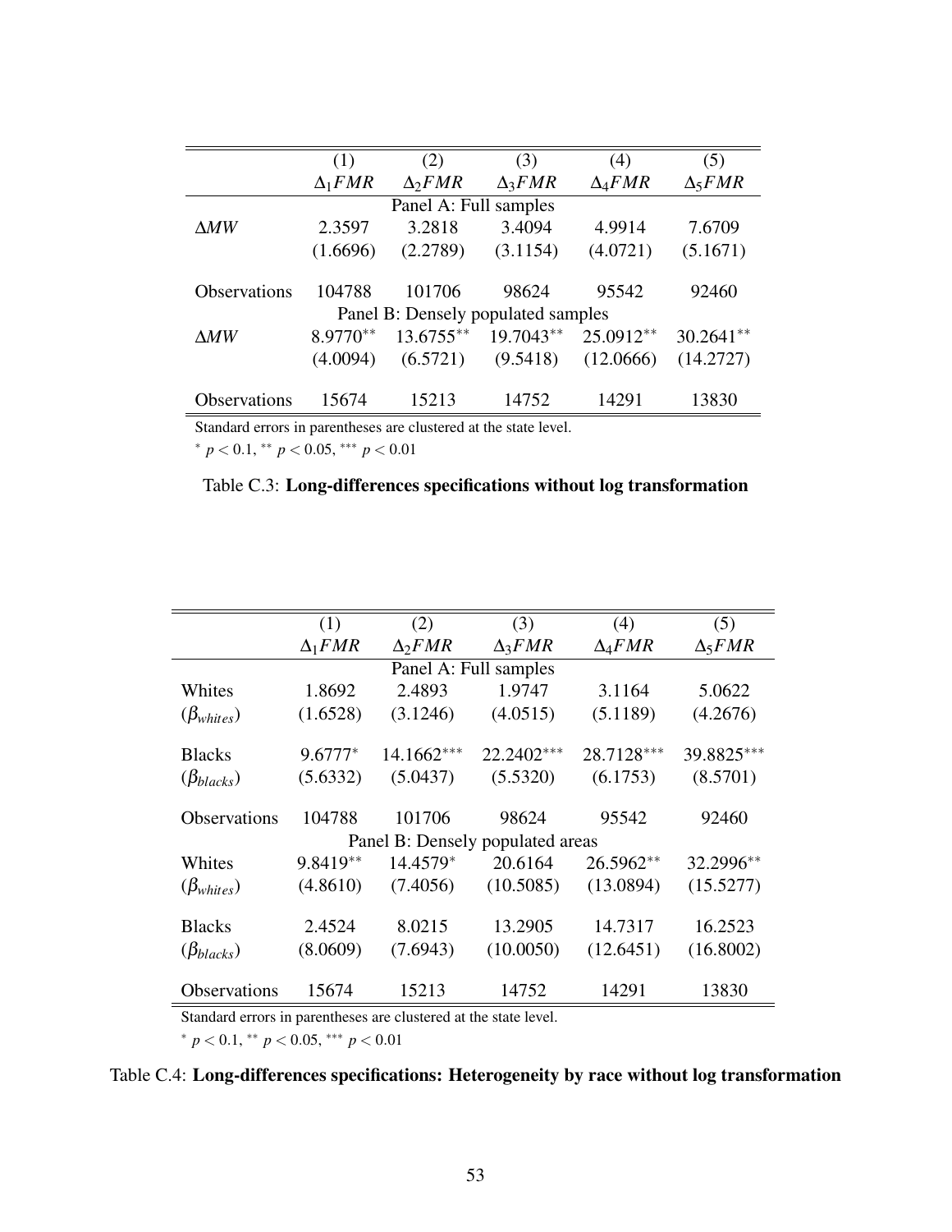| | (1) | (2) | (3) | (4) | (5) |
|---|---|---|---|---|---|
| | $\Delta_1 FMR$ | $\Delta_2 FMR$ | $\Delta_3 FMR$ | $\Delta_4 FMR$ | $\Delta_5 FMR$ |
| Panel A: Full samples | | | | | |
| $\Delta MW$ | 2.3597 | 3.2818 | 3.4094 | 4.9914 | 7.6709 |
| | (1.6696) | (2.2789) | (3.1154) | (4.0721) | (5.1671) |
| Observations | 104788 | 101706 | 98624 | 95542 | 92460 |
| Panel B: Densely populated samples | | | | | |
| $\Delta MW$ | $8.9770^{**}$ | $13.6755^{**}$ | $19.7043^{**}$ | $25.0912^{**}$ | $30.2641^{**}$ |
| | (4.0094) | (6.5721) | (9.5418) | (12.0666) | (14.2727) |
| Observations | 15674 | 15213 | 14752 | 14291 | 13830 |

Standard errors in parentheses are clustered at the state level.

$^{*}$ $p < 0.1$, $^{**}$ $p < 0.05$, $^{***}$ $p < 0.01$

Table C.3: **Long-differences specifications without log transformation**

| | (1) | (2) | (3) | (4) | (5) |
|---|---|---|---|---|---|
| | $\Delta_1 FMR$ | $\Delta_2 FMR$ | $\Delta_3 FMR$ | $\Delta_4 FMR$ | $\Delta_5 FMR$ |
| Panel A: Full samples | | | | | |
| Whites | 1.8692 | 2.4893 | 1.9747 | 3.1164 | 5.0622 |
| ($\beta_{whites}$) | (1.6528) | (3.1246) | (4.0515) | (5.1189) | (4.2676) |
| Blacks | $9.6777^{*}$ | $14.1662^{***}$ | $22.2402^{***}$ | $28.7128^{***}$ | $39.8825^{***}$ |
| ($\beta_{blacks}$) | (5.6332) | (5.0437) | (5.5320) | (6.1753) | (8.5701) |
| Observations | 104788 | 101706 | 98624 | 95542 | 92460 |
| Panel B: Densely populated areas | | | | | |
| Whites | $9.8419^{**}$ | $14.4579^{*}$ | 20.6164 | $26.5962^{**}$ | $32.2996^{**}$ |
| ($\beta_{whites}$) | (4.8610) | (7.4056) | (10.5085) | (13.0894) | (15.5277) |
| Blacks | 2.4524 | 8.0215 | 13.2905 | 14.7317 | 16.2523 |
| ($\beta_{blacks}$) | (8.0609) | (7.6943) | (10.0050) | (12.6451) | (16.8002) |
| Observations | 15674 | 15213 | 14752 | 14291 | 13830 |

Standard errors in parentheses are clustered at the state level.

$^{*}$ $p < 0.1$, $^{**}$ $p < 0.05$, $^{***}$ $p < 0.01$

Table C.4: **Long-differences specifications: Heterogeneity by race without log transformation**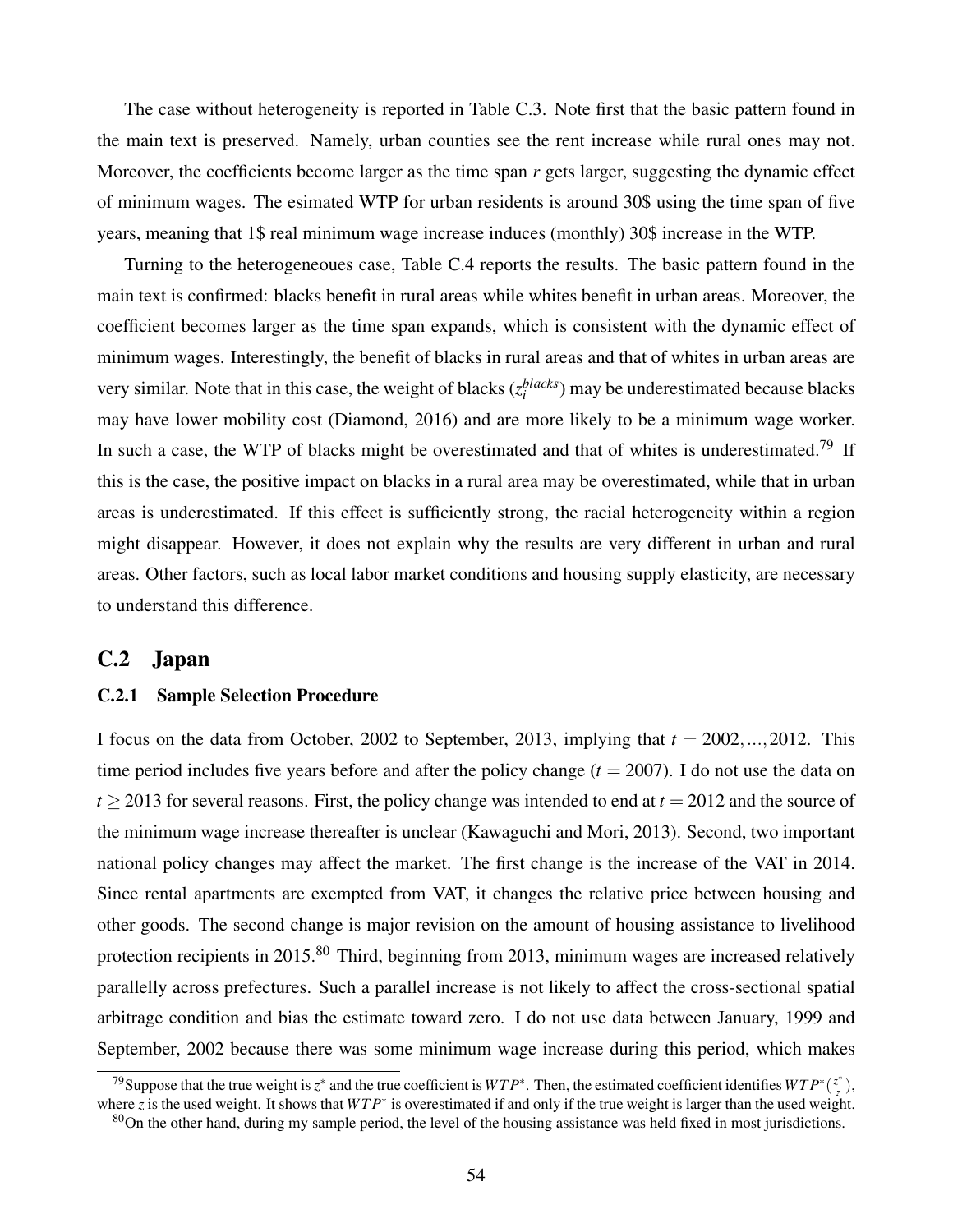The case without heterogeneity is reported in Table C.3. Note first that the basic pattern found in the main text is preserved. Namely, urban counties see the rent increase while rural ones may not. Moreover, the coefficients become larger as the time span $r$ gets larger, suggesting the dynamic effect of minimum wages. The esimated WTP for urban residents is around 30$ using the time span of five years, meaning that 1$ real minimum wage increase induces (monthly) 30$ increase in the WTP.

Turning to the heterogeneoues case, Table C.4 reports the results. The basic pattern found in the main text is confirmed: blacks benefit in rural areas while whites benefit in urban areas. Moreover, the coefficient becomes larger as the time span expands, which is consistent with the dynamic effect of minimum wages. Interestingly, the benefit of blacks in rural areas and that of whites in urban areas are very similar. Note that in this case, the weight of blacks ($z_i^{blacks}$) may be underestimated because blacks may have lower mobility cost (Diamond, 2016) and are more likely to be a minimum wage worker. In such a case, the WTP of blacks might be overestimated and that of whites is underestimated.[79] If this is the case, the positive impact on blacks in a rural area may be overestimated, while that in urban areas is underestimated. If this effect is sufficiently strong, the racial heterogeneity within a region might disappear. However, it does not explain why the results are very different in urban and rural areas. Other factors, such as local labor market conditions and housing supply elasticity, are necessary to understand this difference.

## C.2 Japan

### C.2.1 Sample Selection Procedure

I focus on the data from October, 2002 to September, 2013, implying that $t = 2002, ..., 2012$. This time period includes five years before and after the policy change ($t = 2007$). I do not use the data on $t \geq 2013$ for several reasons. First, the policy change was intended to end at $t = 2012$ and the source of the minimum wage increase thereafter is unclear (Kawaguchi and Mori, 2013). Second, two important national policy changes may affect the market. The first change is the increase of the VAT in 2014. Since rental apartments are exempted from VAT, it changes the relative price between housing and other goods. The second change is major revision on the amount of housing assistance to livelihood protection recipients in 2015.[80] Third, beginning from 2013, minimum wages are increased relatively parallelly across prefectures. Such a parallel increase is not likely to affect the cross-sectional spatial arbitrage condition and bias the estimate toward zero. I do not use data between January, 1999 and September, 2002 because there was some minimum wage increase during this period, which makes

[79] Suppose that the true weight is $z^*$ and the true coefficient is $WTP^*$. Then, the estimated coefficient identifies $WTP^*(\frac{z^*}{z})$, where $z$ is the used weight. It shows that $WTP^*$ is overestimated if and only if the true weight is larger than the used weight.

[80] On the other hand, during my sample period, the level of the housing assistance was held fixed in most jurisdictions.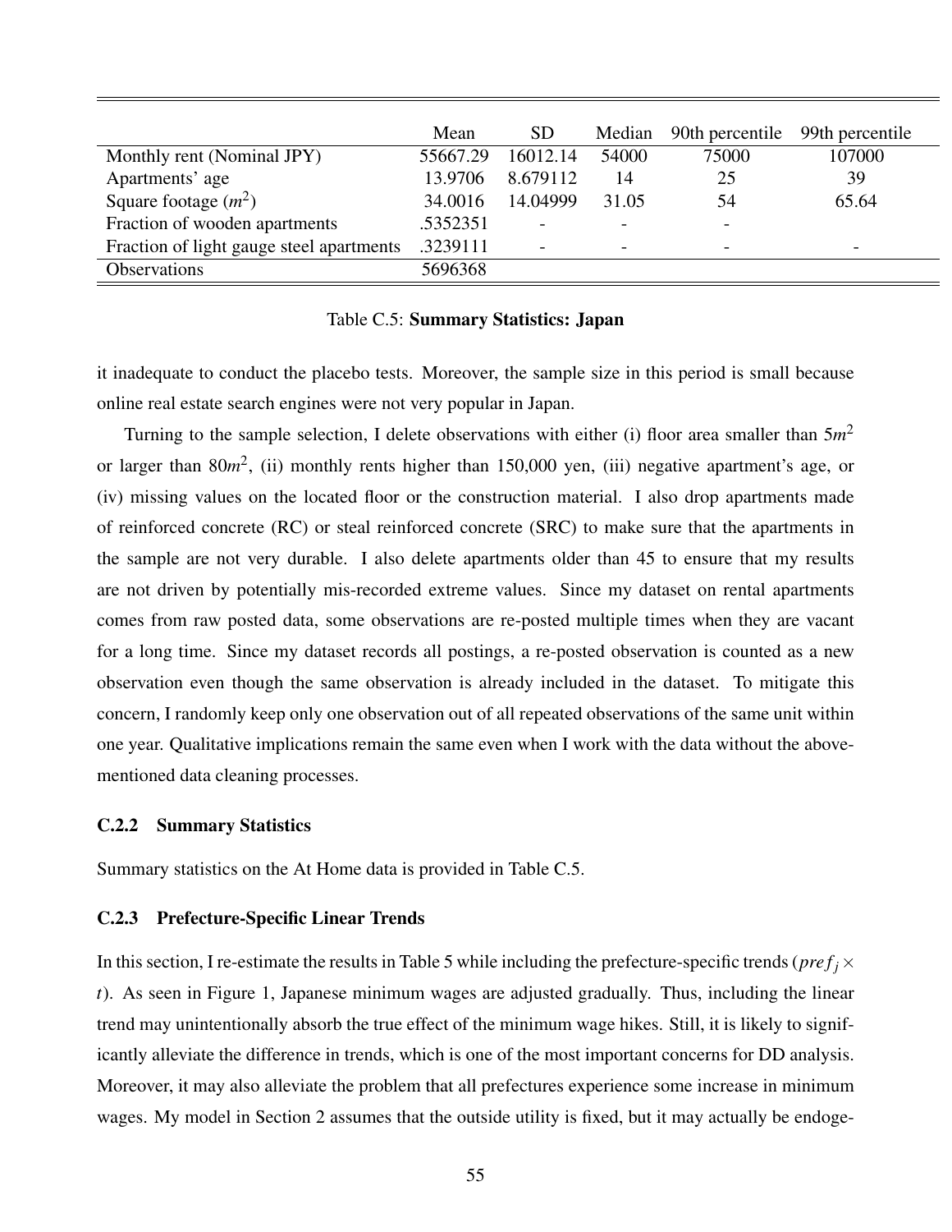| | Mean | SD | Median | 90th percentile | 99th percentile |
|---|---|---|---|---|---|
| Monthly rent (Nominal JPY) | 55667.29 | 16012.14 | 54000 | 75000 | 107000 |
| Apartments' age | 13.9706 | 8.679112 | 14 | 25 | 39 |
| Square footage ($m^2$) | 34.0016 | 14.04999 | 31.05 | 54 | 65.64 |
| Fraction of wooden apartments | .5352351 | - | - | - | |
| Fraction of light gauge steel apartments | .3239111 | - | - | - | - |
| Observations | 5696368 | | | | |

Table C.5: **Summary Statistics: Japan**

it inadequate to conduct the placebo tests. Moreover, the sample size in this period is small because online real estate search engines were not very popular in Japan.

Turning to the sample selection, I delete observations with either (i) floor area smaller than $5m^2$ or larger than $80m^2$, (ii) monthly rents higher than 150,000 yen, (iii) negative apartment's age, or (iv) missing values on the located floor or the construction material. I also drop apartments made of reinforced concrete (RC) or steal reinforced concrete (SRC) to make sure that the apartments in the sample are not very durable. I also delete apartments older than 45 to ensure that my results are not driven by potentially mis-recorded extreme values. Since my dataset on rental apartments comes from raw posted data, some observations are re-posted multiple times when they are vacant for a long time. Since my dataset records all postings, a re-posted observation is counted as a new observation even though the same observation is already included in the dataset. To mitigate this concern, I randomly keep only one observation out of all repeated observations of the same unit within one year. Qualitative implications remain the same even when I work with the data without the above-mentioned data cleaning processes.

### C.2.2 Summary Statistics

Summary statistics on the At Home data is provided in Table C.5.

### C.2.3 Prefecture-Specific Linear Trends

In this section, I re-estimate the results in Table 5 while including the prefecture-specific trends ($pref_j \times t$). As seen in Figure 1, Japanese minimum wages are adjusted gradually. Thus, including the linear trend may unintentionally absorb the true effect of the minimum wage hikes. Still, it is likely to significantly alleviate the difference in trends, which is one of the most important concerns for DD analysis. Moreover, it may also alleviate the problem that all prefectures experience some increase in minimum wages. My model in Section 2 assumes that the outside utility is fixed, but it may actually be endoge-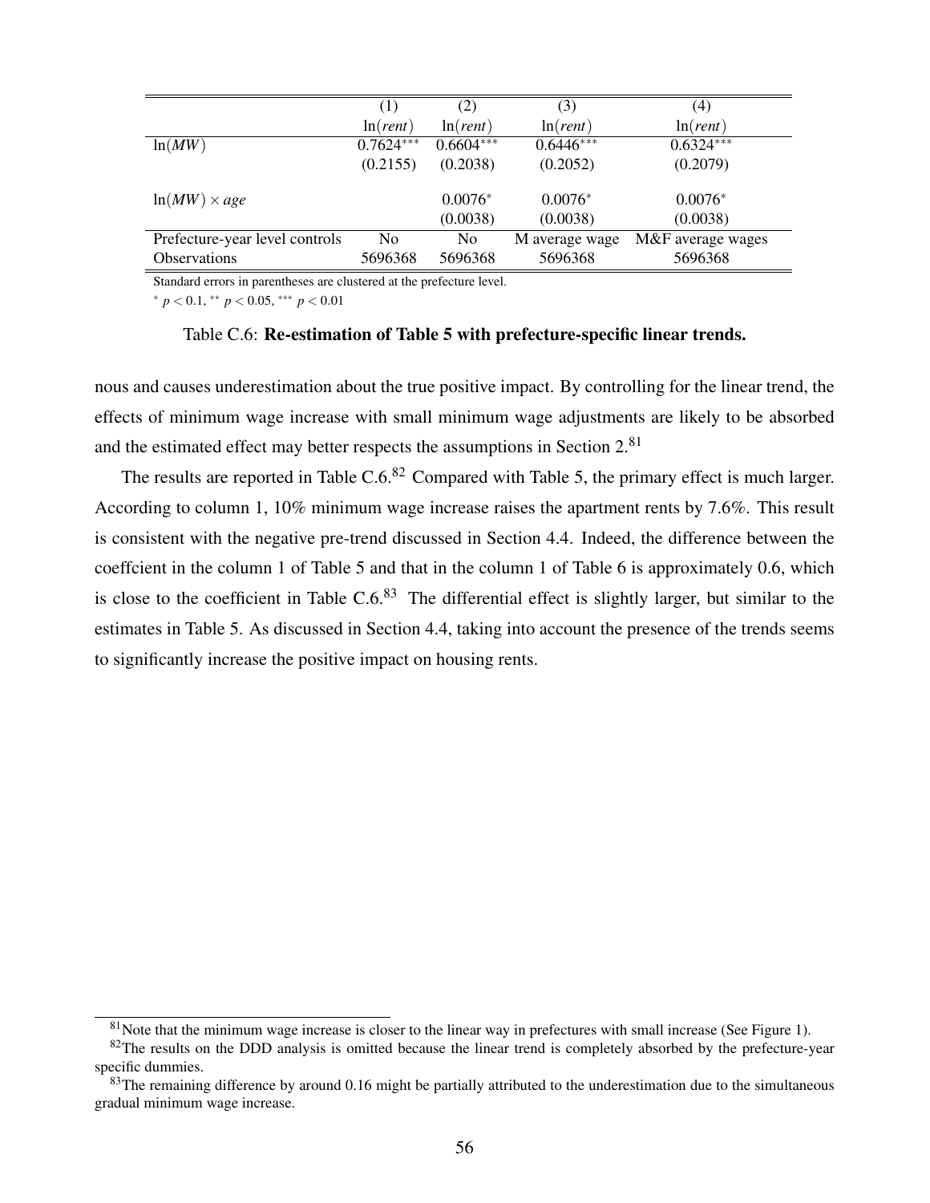| | (1) | (2) | (3) | (4) |
|---|---|---|---|---|
| | $\ln(rent)$ | $\ln(rent)$ | $\ln(rent)$ | $\ln(rent)$ |
| $\ln(MW)$ | $0.7624^{***}$ | $0.6604^{***}$ | $0.6446^{***}$ | $0.6324^{***}$ |
| | (0.2155) | (0.2038) | (0.2052) | (0.2079) |
| $\ln(MW) \times age$ | | $0.0076^{*}$ | $0.0076^{*}$ | $0.0076^{*}$ |
| | | (0.0038) | (0.0038) | (0.0038) |
| Prefecture-year level controls | No | No | M average wage | M&F average wages |
| Observations | 5696368 | 5696368 | 5696368 | 5696368 |

Standard errors in parentheses are clustered at the prefecture level.

$^{*}$ $p < 0.1$, $^{**}$ $p < 0.05$, $^{***}$ $p < 0.01$

Table C.6: **Re-estimation of Table 5 with prefecture-specific linear trends.**

nous and causes underestimation about the true positive impact. By controlling for the linear trend, the effects of minimum wage increase with small minimum wage adjustments are likely to be absorbed and the estimated effect may better respects the assumptions in Section 2.[81]

The results are reported in Table C.6.[82] Compared with Table 5, the primary effect is much larger. According to column 1, 10% minimum wage increase raises the apartment rents by 7.6%. This result is consistent with the negative pre-trend discussed in Section 4.4. Indeed, the difference between the coeffcient in the column 1 of Table 5 and that in the column 1 of Table 6 is approximately 0.6, which is close to the coefficient in Table C.6.[83] The differential effect is slightly larger, but similar to the estimates in Table 5. As discussed in Section 4.4, taking into account the presence of the trends seems to significantly increase the positive impact on housing rents.

[81] Note that the minimum wage increase is closer to the linear way in prefectures with small increase (See Figure 1).

[82] The results on the DDD analysis is omitted because the linear trend is completely absorbed by the prefecture-year specific dummies.

[83] The remaining difference by around 0.16 might be partially attributed to the underestimation due to the simultaneous gradual minimum wage increase.